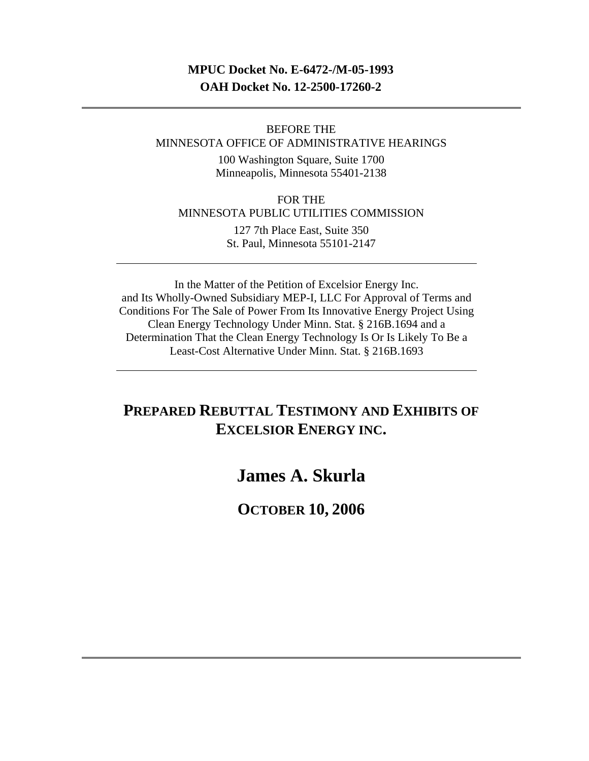**MPUC Docket No. E-6472-/M-05-1993**
**OAH Docket No. 12-2500-17260-2**

---

BEFORE THE
MINNESOTA OFFICE OF ADMINISTRATIVE HEARINGS

100 Washington Square, Suite 1700
Minneapolis, Minnesota 55401-2138

FOR THE
MINNESOTA PUBLIC UTILITIES COMMISSION

127 7th Place East, Suite 350
St. Paul, Minnesota 55101-2147

---

In the Matter of the Petition of Excelsior Energy Inc. and Its Wholly-Owned Subsidiary MEP-I, LLC For Approval of Terms and Conditions For The Sale of Power From Its Innovative Energy Project Using Clean Energy Technology Under Minn. Stat. § 216B.1694 and a Determination That the Clean Energy Technology Is Or Is Likely To Be a Least-Cost Alternative Under Minn. Stat. § 216B.1693

---

# PREPARED REBUTTAL TESTIMONY AND EXHIBITS OF EXCELSIOR ENERGY INC.

# James A. Skurla

## OCTOBER 10, 2006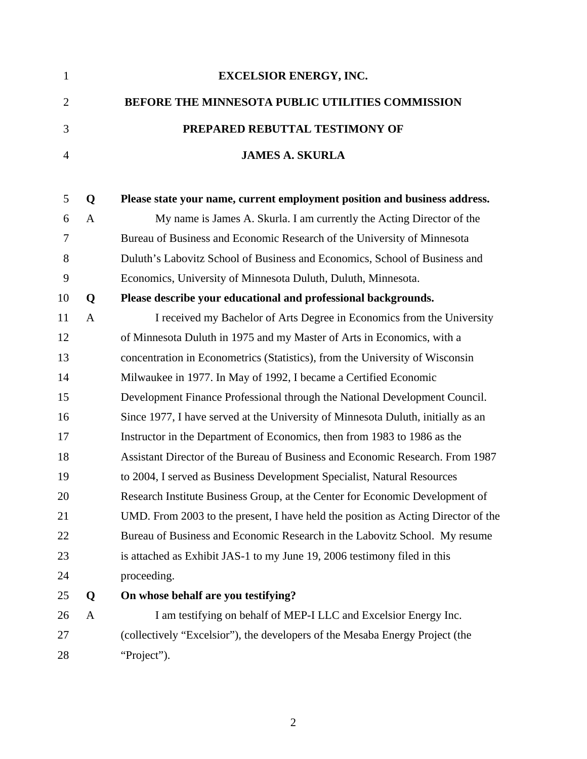**EXCELSIOR ENERGY, INC.**

**BEFORE THE MINNESOTA PUBLIC UTILITIES COMMISSION**

**PREPARED REBUTTAL TESTIMONY OF**

**JAMES A. SKURLA**

**Q Please state your name, current employment position and business address.**

A My name is James A. Skurla. I am currently the Acting Director of the Bureau of Business and Economic Research of the University of Minnesota Duluth's Labovitz School of Business and Economics, School of Business and Economics, University of Minnesota Duluth, Duluth, Minnesota.

**Q Please describe your educational and professional backgrounds.**

A I received my Bachelor of Arts Degree in Economics from the University of Minnesota Duluth in 1975 and my Master of Arts in Economics, with a concentration in Econometrics (Statistics), from the University of Wisconsin Milwaukee in 1977. In May of 1992, I became a Certified Economic Development Finance Professional through the National Development Council. Since 1977, I have served at the University of Minnesota Duluth, initially as an Instructor in the Department of Economics, then from 1983 to 1986 as the Assistant Director of the Bureau of Business and Economic Research. From 1987 to 2004, I served as Business Development Specialist, Natural Resources Research Institute Business Group, at the Center for Economic Development of UMD. From 2003 to the present, I have held the position as Acting Director of the Bureau of Business and Economic Research in the Labovitz School. My resume is attached as Exhibit JAS-1 to my June 19, 2006 testimony filed in this proceeding.

**Q On whose behalf are you testifying?**

A I am testifying on behalf of MEP-I LLC and Excelsior Energy Inc. (collectively "Excelsior"), the developers of the Mesaba Energy Project (the "Project").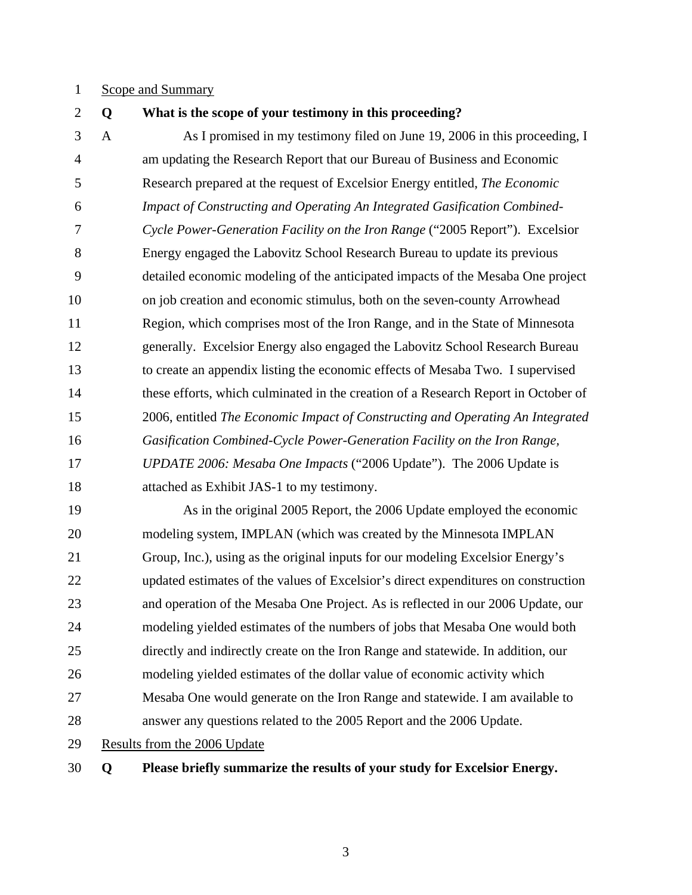Scope and Summary

**Q What is the scope of your testimony in this proceeding?**

A As I promised in my testimony filed on June 19, 2006 in this proceeding, I am updating the Research Report that our Bureau of Business and Economic Research prepared at the request of Excelsior Energy entitled, *The Economic Impact of Constructing and Operating An Integrated Gasification Combined-Cycle Power-Generation Facility on the Iron Range* ("2005 Report"). Excelsior Energy engaged the Labovitz School Research Bureau to update its previous detailed economic modeling of the anticipated impacts of the Mesaba One project on job creation and economic stimulus, both on the seven-county Arrowhead Region, which comprises most of the Iron Range, and in the State of Minnesota generally. Excelsior Energy also engaged the Labovitz School Research Bureau to create an appendix listing the economic effects of Mesaba Two. I supervised these efforts, which culminated in the creation of a Research Report in October of 2006, entitled *The Economic Impact of Constructing and Operating An Integrated Gasification Combined-Cycle Power-Generation Facility on the Iron Range, UPDATE 2006: Mesaba One Impacts* ("2006 Update"). The 2006 Update is attached as Exhibit JAS-1 to my testimony.

As in the original 2005 Report, the 2006 Update employed the economic modeling system, IMPLAN (which was created by the Minnesota IMPLAN Group, Inc.), using as the original inputs for our modeling Excelsior Energy's updated estimates of the values of Excelsior's direct expenditures on construction and operation of the Mesaba One Project. As is reflected in our 2006 Update, our modeling yielded estimates of the numbers of jobs that Mesaba One would both directly and indirectly create on the Iron Range and statewide. In addition, our modeling yielded estimates of the dollar value of economic activity which Mesaba One would generate on the Iron Range and statewide. I am available to answer any questions related to the 2005 Report and the 2006 Update.

Results from the 2006 Update

**Q Please briefly summarize the results of your study for Excelsior Energy.**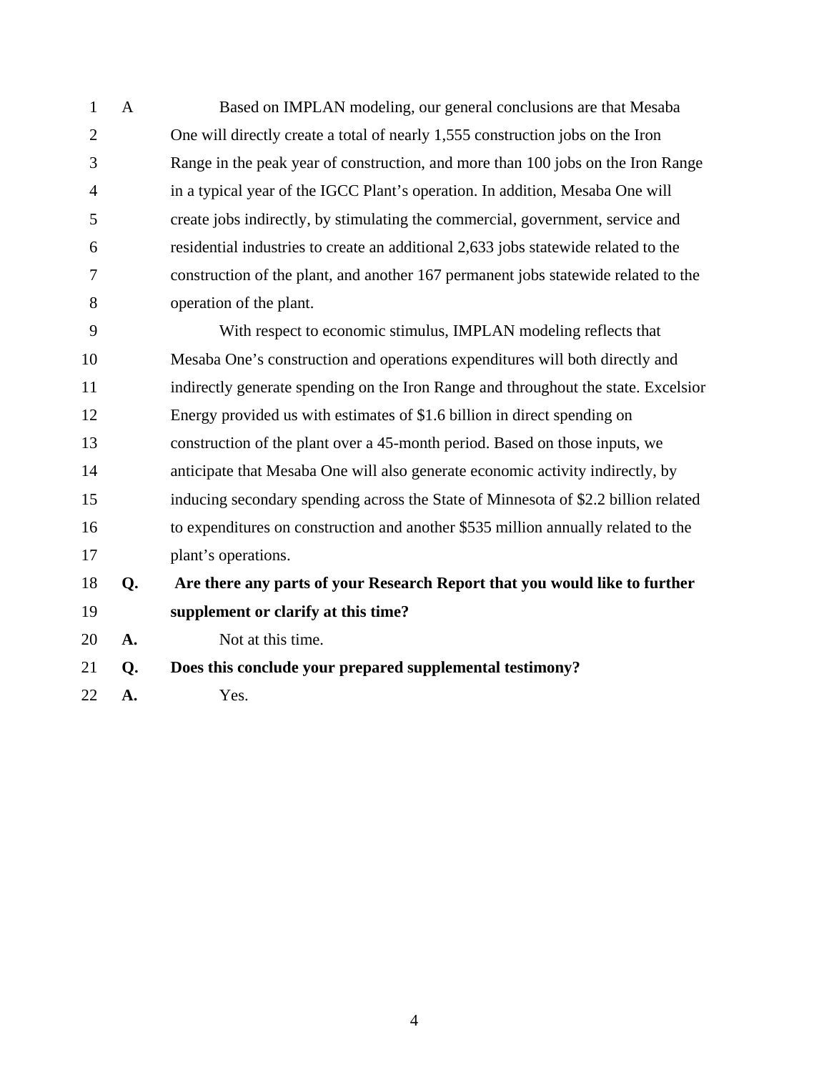A Based on IMPLAN modeling, our general conclusions are that Mesaba One will directly create a total of nearly 1,555 construction jobs on the Iron Range in the peak year of construction, and more than 100 jobs on the Iron Range in a typical year of the IGCC Plant's operation. In addition, Mesaba One will create jobs indirectly, by stimulating the commercial, government, service and residential industries to create an additional 2,633 jobs statewide related to the construction of the plant, and another 167 permanent jobs statewide related to the operation of the plant.

With respect to economic stimulus, IMPLAN modeling reflects that Mesaba One's construction and operations expenditures will both directly and indirectly generate spending on the Iron Range and throughout the state. Excelsior Energy provided us with estimates of $1.6 billion in direct spending on construction of the plant over a 45-month period. Based on those inputs, we anticipate that Mesaba One will also generate economic activity indirectly, by inducing secondary spending across the State of Minnesota of $2.2 billion related to expenditures on construction and another $535 million annually related to the plant's operations.

**Q. Are there any parts of your Research Report that you would like to further supplement or clarify at this time?**

**A.** Not at this time.

**Q. Does this conclude your prepared supplemental testimony?**

**A.** Yes.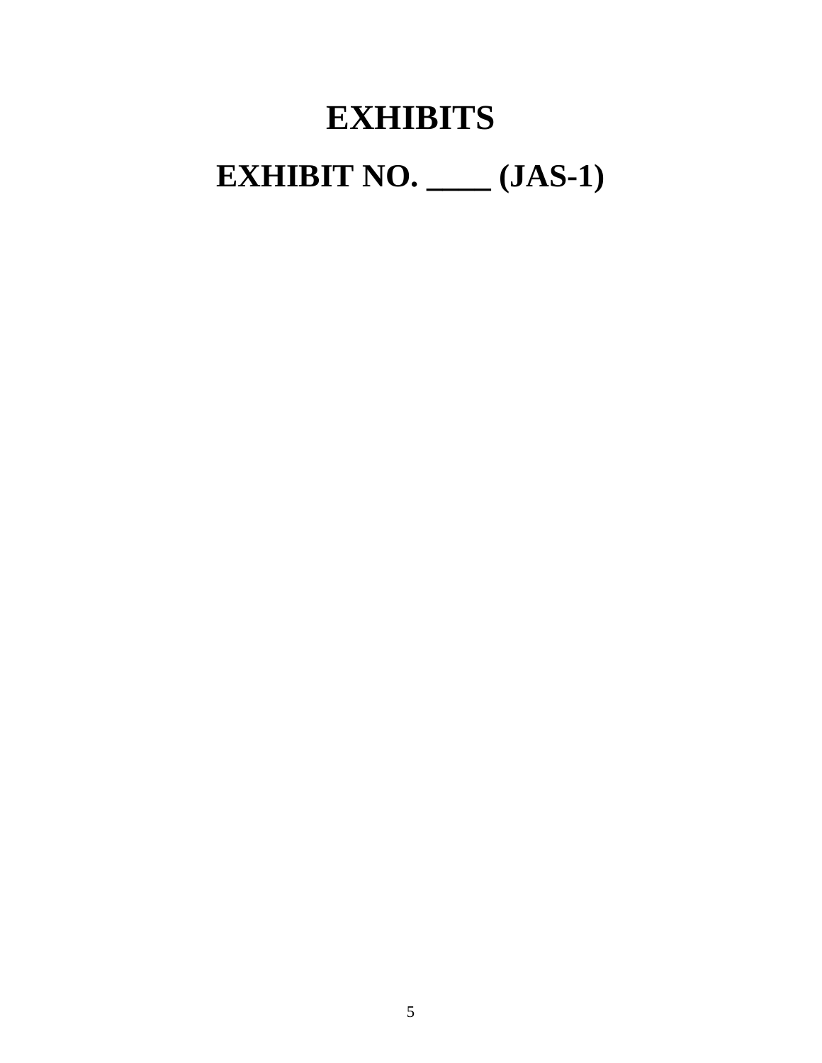# EXHIBITS

## EXHIBIT NO. ____ (JAS-1)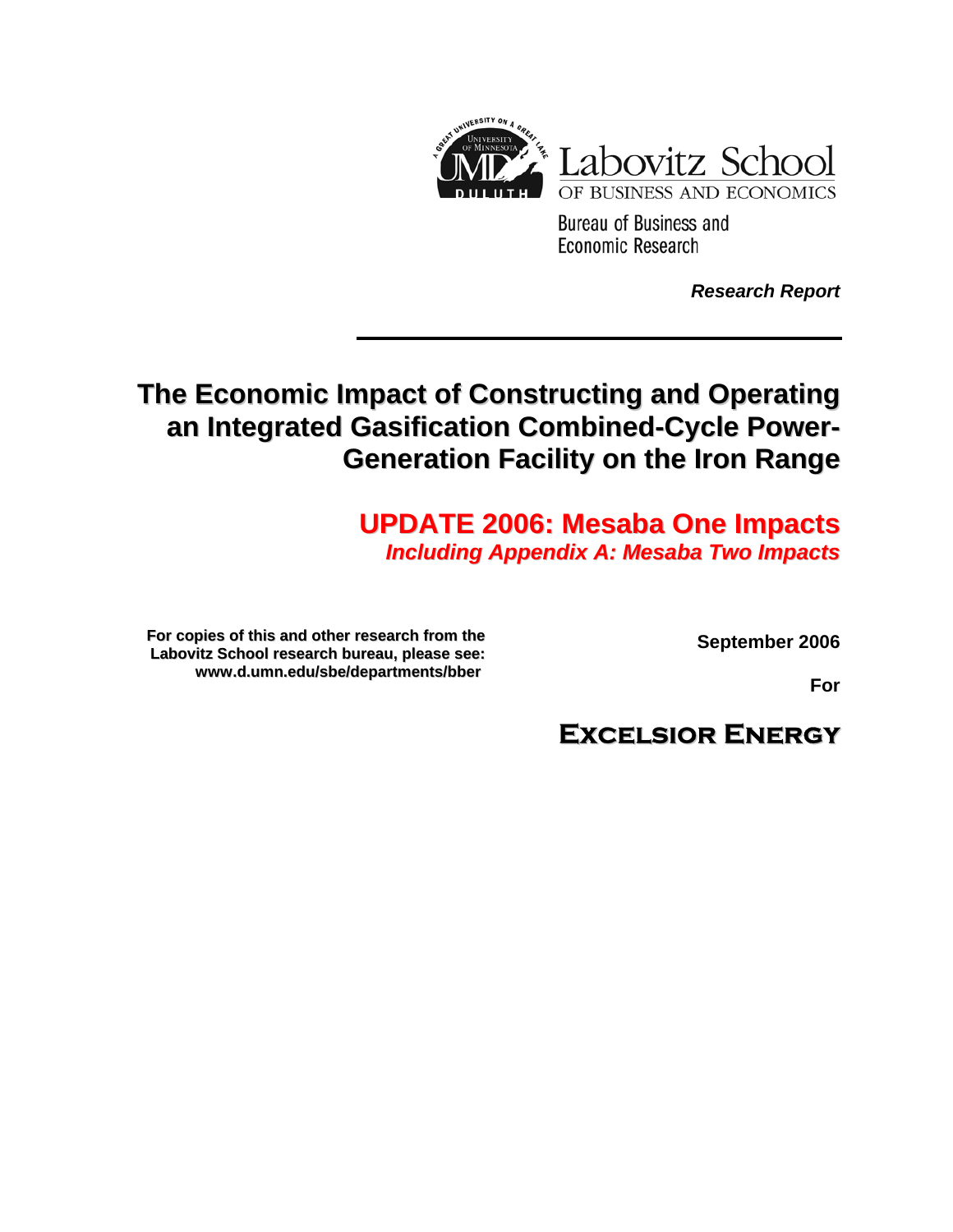Labovitz School
OF BUSINESS AND ECONOMICS

Bureau of Business and Economic Research

***Research Report***

# The Economic Impact of Constructing and Operating an Integrated Gasification Combined-Cycle Power-Generation Facility on the Iron Range

## UPDATE 2006: Mesaba One Impacts

***Including Appendix A: Mesaba Two Impacts***

**For copies of this and other research from the Labovitz School research bureau, please see: www.d.umn.edu/sbe/departments/bber**

**September 2006**

**For**

**EXCELSIOR ENERGY**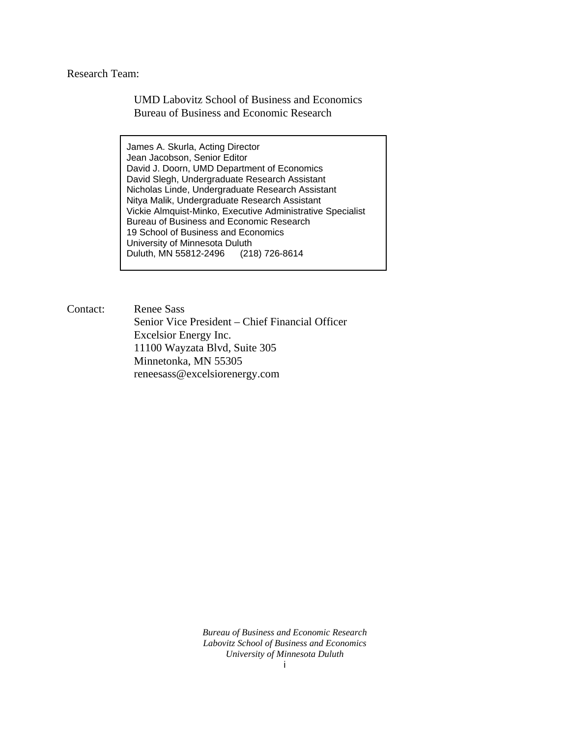Research Team:

UMD Labovitz School of Business and Economics
Bureau of Business and Economic Research

James A. Skurla, Acting Director
Jean Jacobson, Senior Editor
David J. Doorn, UMD Department of Economics
David Slegh, Undergraduate Research Assistant
Nicholas Linde, Undergraduate Research Assistant
Nitya Malik, Undergraduate Research Assistant
Vickie Almquist-Minko, Executive Administrative Specialist
Bureau of Business and Economic Research
19 School of Business and Economics
University of Minnesota Duluth
Duluth, MN 55812-2496 (218) 726-8614

Contact: Renee Sass
Senior Vice President – Chief Financial Officer
Excelsior Energy Inc.
11100 Wayzata Blvd, Suite 305
Minnetonka, MN 55305
reneesass@excelsiorenergy.com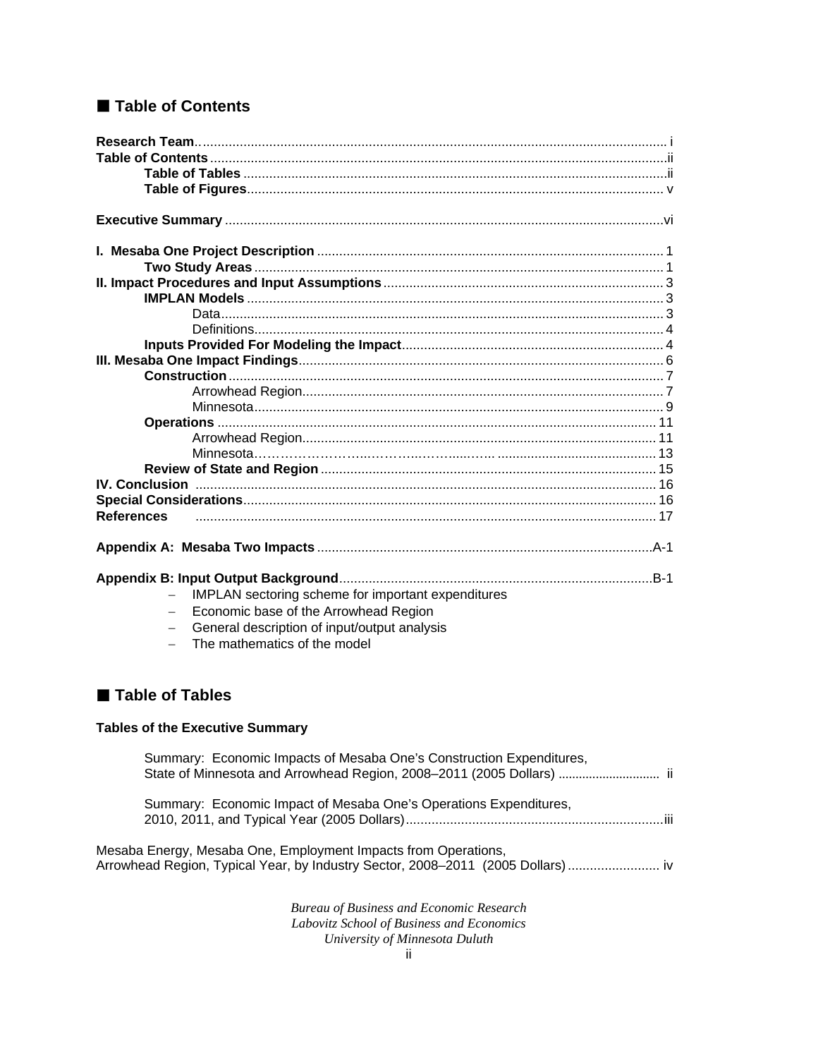## ■ Table of Contents

**Research Team** .......... i
**Table of Contents** .......... ii
  **Table of Tables** .......... ii
  **Table of Figures** .......... v

**Executive Summary** .......... vi

**I. Mesaba One Project Description** .......... 1
  **Two Study Areas** .......... 1
**II. Impact Procedures and Input Assumptions** .......... 3
  **IMPLAN Models** .......... 3
    Data .......... 3
    Definitions .......... 4
  **Inputs Provided For Modeling the Impact** .......... 4
**III. Mesaba One Impact Findings** .......... 6
  **Construction** .......... 7
    Arrowhead Region .......... 7
    Minnesota .......... 9
  **Operations** .......... 11
    Arrowhead Region .......... 11
    Minnesota .......... 13
  **Review of State and Region** .......... 15
**IV. Conclusion** .......... 16
**Special Considerations** .......... 16
**References** .......... 17

**Appendix A: Mesaba Two Impacts** .......... A-1

**Appendix B: Input Output Background** .......... B-1
- IMPLAN sectoring scheme for important expenditures
- Economic base of the Arrowhead Region
- General description of input/output analysis
- The mathematics of the model

## ■ Table of Tables

**Tables of the Executive Summary**

Summary: Economic Impacts of Mesaba One's Construction Expenditures, State of Minnesota and Arrowhead Region, 2008–2011 (2005 Dollars) .......... ii

Summary: Economic Impact of Mesaba One's Operations Expenditures, 2010, 2011, and Typical Year (2005 Dollars) .......... iii

Mesaba Energy, Mesaba One, Employment Impacts from Operations, Arrowhead Region, Typical Year, by Industry Sector, 2008–2011 (2005 Dollars) .......... iv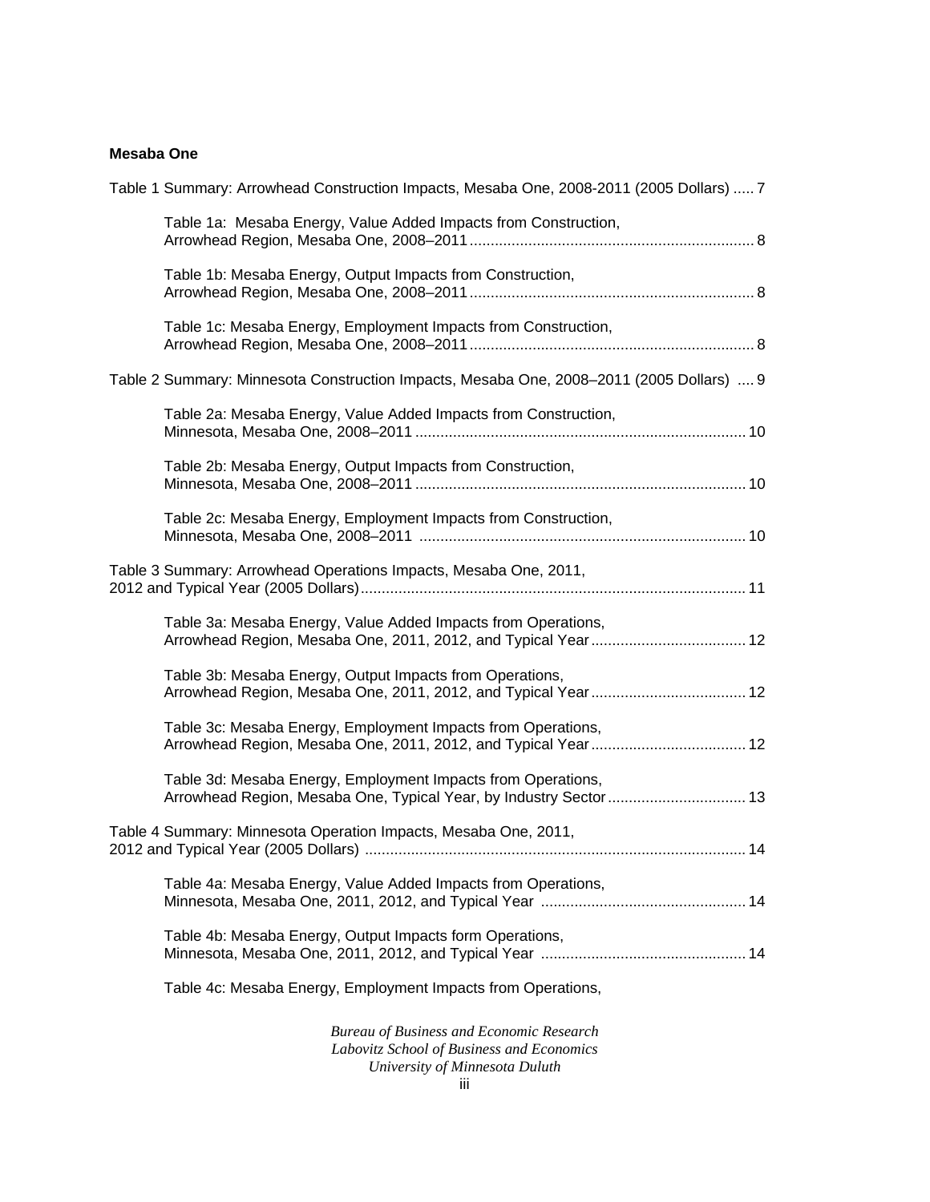**Mesaba One**

Table 1 Summary: Arrowhead Construction Impacts, Mesaba One, 2008-2011 (2005 Dollars) ..... 7

- Table 1a: Mesaba Energy, Value Added Impacts from Construction, Arrowhead Region, Mesaba One, 2008–2011 ..... 8
- Table 1b: Mesaba Energy, Output Impacts from Construction, Arrowhead Region, Mesaba One, 2008–2011 ..... 8
- Table 1c: Mesaba Energy, Employment Impacts from Construction, Arrowhead Region, Mesaba One, 2008–2011 ..... 8

Table 2 Summary: Minnesota Construction Impacts, Mesaba One, 2008–2011 (2005 Dollars) .... 9

- Table 2a: Mesaba Energy, Value Added Impacts from Construction, Minnesota, Mesaba One, 2008–2011 ..... 10
- Table 2b: Mesaba Energy, Output Impacts from Construction, Minnesota, Mesaba One, 2008–2011 ..... 10
- Table 2c: Mesaba Energy, Employment Impacts from Construction, Minnesota, Mesaba One, 2008–2011 ..... 10

Table 3 Summary: Arrowhead Operations Impacts, Mesaba One, 2011, 2012 and Typical Year (2005 Dollars) ..... 11

- Table 3a: Mesaba Energy, Value Added Impacts from Operations, Arrowhead Region, Mesaba One, 2011, 2012, and Typical Year ..... 12
- Table 3b: Mesaba Energy, Output Impacts from Operations, Arrowhead Region, Mesaba One, 2011, 2012, and Typical Year ..... 12
- Table 3c: Mesaba Energy, Employment Impacts from Operations, Arrowhead Region, Mesaba One, 2011, 2012, and Typical Year ..... 12
- Table 3d: Mesaba Energy, Employment Impacts from Operations, Arrowhead Region, Mesaba One, Typical Year, by Industry Sector ..... 13

Table 4 Summary: Minnesota Operation Impacts, Mesaba One, 2011, 2012 and Typical Year (2005 Dollars) ..... 14

- Table 4a: Mesaba Energy, Value Added Impacts from Operations, Minnesota, Mesaba One, 2011, 2012, and Typical Year ..... 14
- Table 4b: Mesaba Energy, Output Impacts form Operations, Minnesota, Mesaba One, 2011, 2012, and Typical Year ..... 14
- Table 4c: Mesaba Energy, Employment Impacts from Operations,

*Bureau of Business and Economic Research*
*Labovitz School of Business and Economics*
*University of Minnesota Duluth*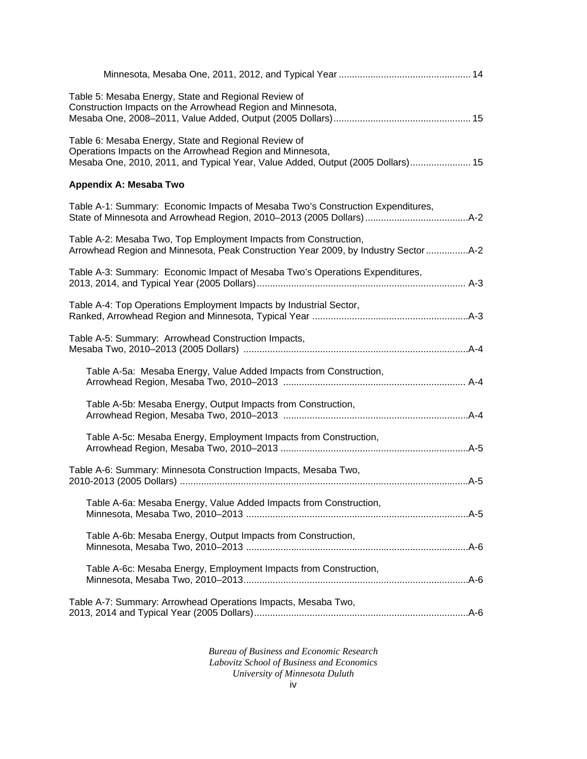Minnesota, Mesaba One, 2011, 2012, and Typical Year .................................................. 14

Table 5: Mesaba Energy, State and Regional Review of Construction Impacts on the Arrowhead Region and Minnesota, Mesaba One, 2008–2011, Value Added, Output (2005 Dollars).................................................... 15

Table 6: Mesaba Energy, State and Regional Review of Operations Impacts on the Arrowhead Region and Minnesota, Mesaba One, 2010, 2011, and Typical Year, Value Added, Output (2005 Dollars)....................... 15

**Appendix A: Mesaba Two**

Table A-1: Summary: Economic Impacts of Mesaba Two's Construction Expenditures, State of Minnesota and Arrowhead Region, 2010–2013 (2005 Dollars).......................................A-2

Table A-2: Mesaba Two, Top Employment Impacts from Construction, Arrowhead Region and Minnesota, Peak Construction Year 2009, by Industry Sector................A-2

Table A-3: Summary: Economic Impact of Mesaba Two's Operations Expenditures, 2013, 2014, and Typical Year (2005 Dollars).............................................................................. A-3

Table A-4: Top Operations Employment Impacts by Industrial Sector, Ranked, Arrowhead Region and Minnesota, Typical Year ...........................................................A-3

Table A-5: Summary: Arrowhead Construction Impacts, Mesaba Two, 2010–2013 (2005 Dollars) .....................................................................................A-4

- Table A-5a: Mesaba Energy, Value Added Impacts from Construction, Arrowhead Region, Mesaba Two, 2010–2013 .................................................................... A-4
- Table A-5b: Mesaba Energy, Output Impacts from Construction, Arrowhead Region, Mesaba Two, 2010–2013 ......................................................................A-4
- Table A-5c: Mesaba Energy, Employment Impacts from Construction, Arrowhead Region, Mesaba Two, 2010–2013 .......................................................................A-5

Table A-6: Summary: Minnesota Construction Impacts, Mesaba Two, 2010-2013 (2005 Dollars) ............................................................................................................A-5

- Table A-6a: Mesaba Energy, Value Added Impacts from Construction, Minnesota, Mesaba Two, 2010–2013 ....................................................................................A-5
- Table A-6b: Mesaba Energy, Output Impacts from Construction, Minnesota, Mesaba Two, 2010–2013 ....................................................................................A-6
- Table A-6c: Mesaba Energy, Employment Impacts from Construction, Minnesota, Mesaba Two, 2010–2013.....................................................................................A-6

Table A-7: Summary: Arrowhead Operations Impacts, Mesaba Two, 2013, 2014 and Typical Year (2005 Dollars).................................................................................A-6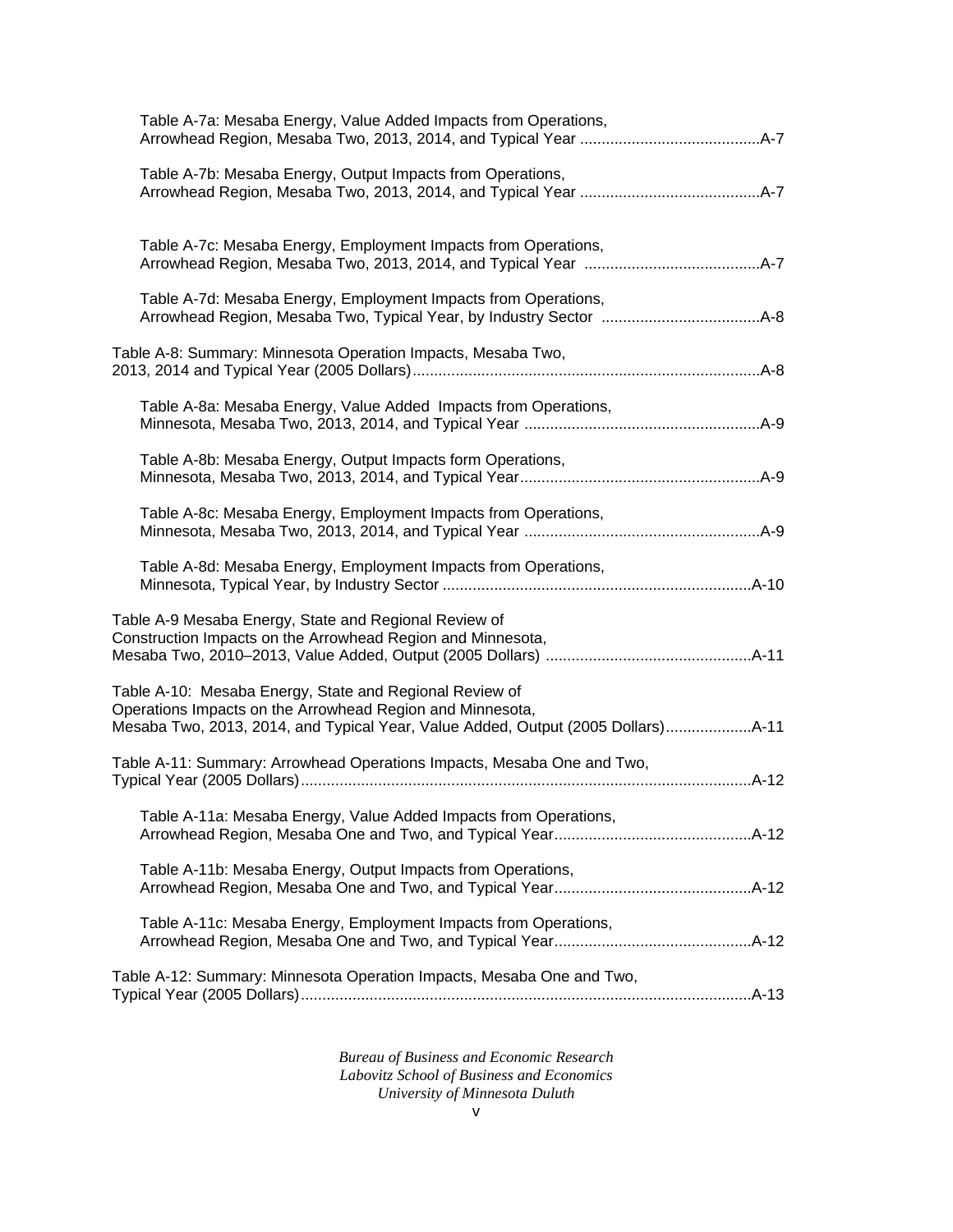Table A-7a: Mesaba Energy, Value Added Impacts from Operations, Arrowhead Region, Mesaba Two, 2013, 2014, and Typical Year ..........................................A-7

Table A-7b: Mesaba Energy, Output Impacts from Operations, Arrowhead Region, Mesaba Two, 2013, 2014, and Typical Year ..........................................A-7

Table A-7c: Mesaba Energy, Employment Impacts from Operations, Arrowhead Region, Mesaba Two, 2013, 2014, and Typical Year .........................................A-7

Table A-7d: Mesaba Energy, Employment Impacts from Operations, Arrowhead Region, Mesaba Two, Typical Year, by Industry Sector .....................................A-8

Table A-8: Summary: Minnesota Operation Impacts, Mesaba Two, 2013, 2014 and Typical Year (2005 Dollars)................................................................................A-8

Table A-8a: Mesaba Energy, Value Added Impacts from Operations, Minnesota, Mesaba Two, 2013, 2014, and Typical Year ......................................................A-9

Table A-8b: Mesaba Energy, Output Impacts form Operations, Minnesota, Mesaba Two, 2013, 2014, and Typical Year.......................................................A-9

Table A-8c: Mesaba Energy, Employment Impacts from Operations, Minnesota, Mesaba Two, 2013, 2014, and Typical Year ......................................................A-9

Table A-8d: Mesaba Energy, Employment Impacts from Operations, Minnesota, Typical Year, by Industry Sector .......................................................................A-10

Table A-9 Mesaba Energy, State and Regional Review of Construction Impacts on the Arrowhead Region and Minnesota, Mesaba Two, 2010–2013, Value Added, Output (2005 Dollars) ................................................A-11

Table A-10: Mesaba Energy, State and Regional Review of Operations Impacts on the Arrowhead Region and Minnesota, Mesaba Two, 2013, 2014, and Typical Year, Value Added, Output (2005 Dollars)....................A-11

Table A-11: Summary: Arrowhead Operations Impacts, Mesaba One and Two, Typical Year (2005 Dollars)........................................................................................................A-12

Table A-11a: Mesaba Energy, Value Added Impacts from Operations, Arrowhead Region, Mesaba One and Two, and Typical Year.............................................A-12

Table A-11b: Mesaba Energy, Output Impacts from Operations, Arrowhead Region, Mesaba One and Two, and Typical Year.............................................A-12

Table A-11c: Mesaba Energy, Employment Impacts from Operations, Arrowhead Region, Mesaba One and Two, and Typical Year.............................................A-12

Table A-12: Summary: Minnesota Operation Impacts, Mesaba One and Two, Typical Year (2005 Dollars)........................................................................................................A-13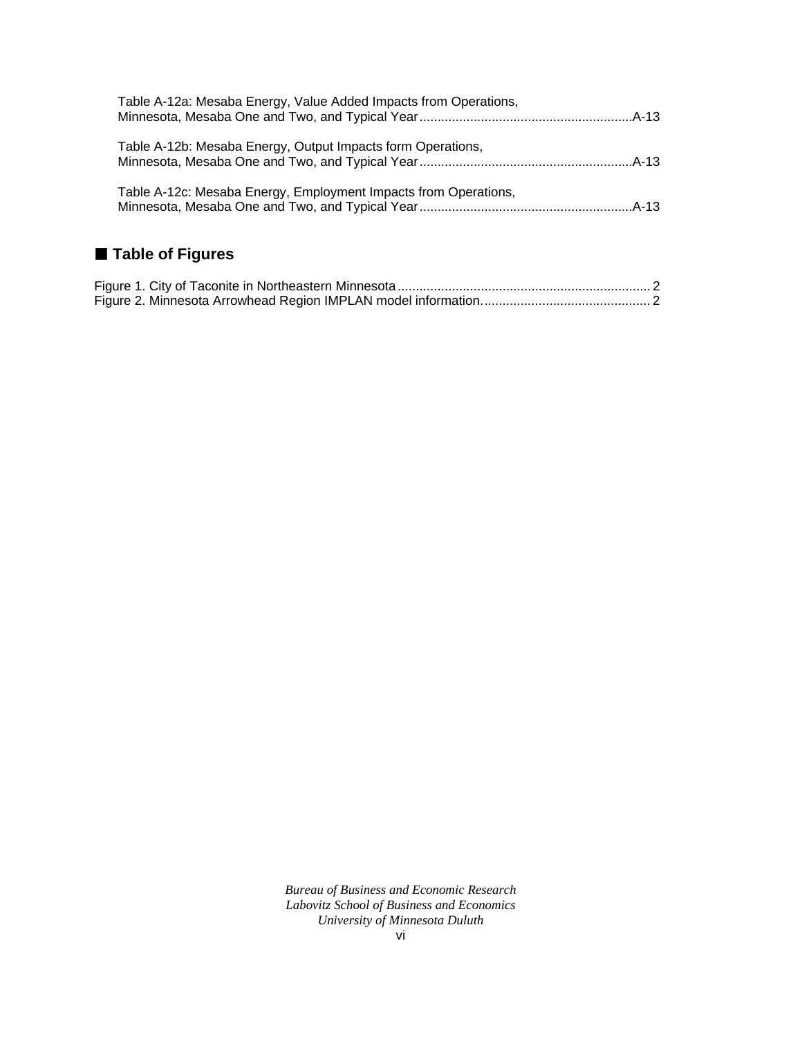Table A-12a: Mesaba Energy, Value Added Impacts from Operations, Minnesota, Mesaba One and Two, and Typical Year..........................................................A-13

Table A-12b: Mesaba Energy, Output Impacts form Operations, Minnesota, Mesaba One and Two, and Typical Year..........................................................A-13

Table A-12c: Mesaba Energy, Employment Impacts from Operations, Minnesota, Mesaba One and Two, and Typical Year..........................................................A-13

## ■ Table of Figures

Figure 1. City of Taconite in Northeastern Minnesota..................................................................... 2
Figure 2. Minnesota Arrowhead Region IMPLAN model information.............................................. 2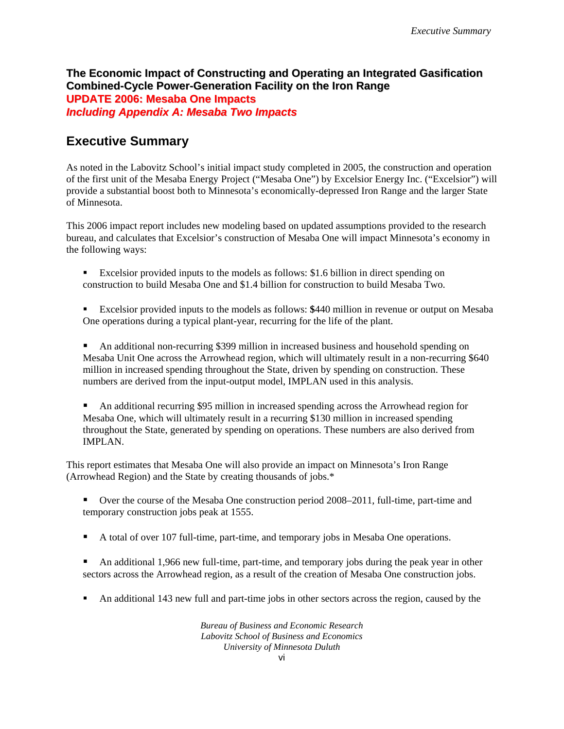# The Economic Impact of Constructing and Operating an Integrated Gasification Combined-Cycle Power-Generation Facility on the Iron Range

**UPDATE 2006: Mesaba One Impacts**

***Including Appendix A: Mesaba Two Impacts***

## Executive Summary

As noted in the Labovitz School's initial impact study completed in 2005, the construction and operation of the first unit of the Mesaba Energy Project ("Mesaba One") by Excelsior Energy Inc. ("Excelsior") will provide a substantial boost both to Minnesota's economically-depressed Iron Range and the larger State of Minnesota.

This 2006 impact report includes new modeling based on updated assumptions provided to the research bureau, and calculates that Excelsior's construction of Mesaba One will impact Minnesota's economy in the following ways:

- Excelsior provided inputs to the models as follows: $1.6 billion in direct spending on construction to build Mesaba One and $1.4 billion for construction to build Mesaba Two.
- Excelsior provided inputs to the models as follows: **$**440 million in revenue or output on Mesaba One operations during a typical plant-year, recurring for the life of the plant.
- An additional non-recurring $399 million in increased business and household spending on Mesaba Unit One across the Arrowhead region, which will ultimately result in a non-recurring $640 million in increased spending throughout the State, driven by spending on construction. These numbers are derived from the input-output model, IMPLAN used in this analysis.
- An additional recurring $95 million in increased spending across the Arrowhead region for Mesaba One, which will ultimately result in a recurring $130 million in increased spending throughout the State, generated by spending on operations. These numbers are also derived from IMPLAN.

This report estimates that Mesaba One will also provide an impact on Minnesota's Iron Range (Arrowhead Region) and the State by creating thousands of jobs.*

- Over the course of the Mesaba One construction period 2008–2011, full-time, part-time and temporary construction jobs peak at 1555.
- A total of over 107 full-time, part-time, and temporary jobs in Mesaba One operations.
- An additional 1,966 new full-time, part-time, and temporary jobs during the peak year in other sectors across the Arrowhead region, as a result of the creation of Mesaba One construction jobs.
- An additional 143 new full and part-time jobs in other sectors across the region, caused by the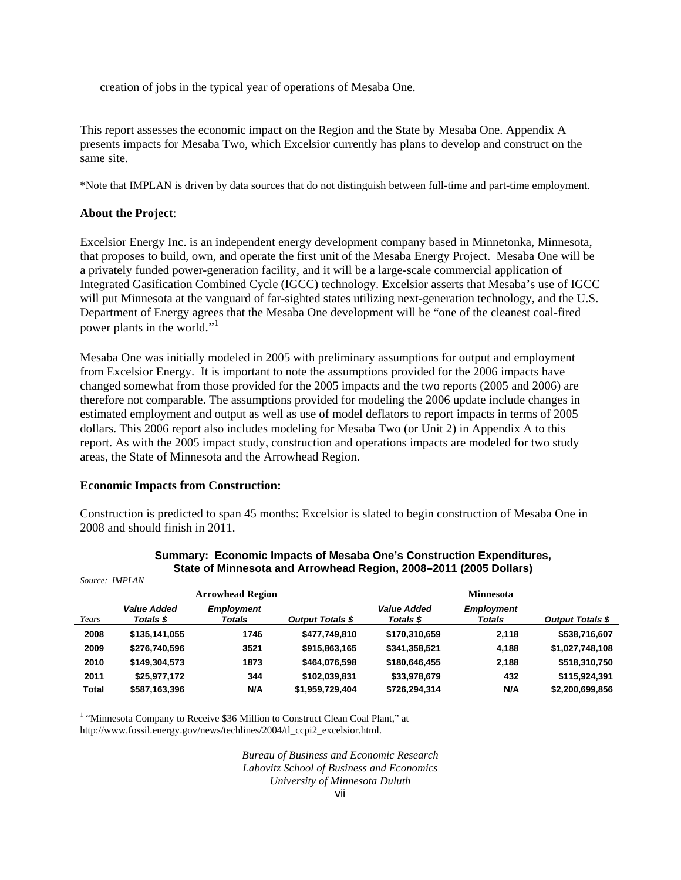creation of jobs in the typical year of operations of Mesaba One.

This report assesses the economic impact on the Region and the State by Mesaba One. Appendix A presents impacts for Mesaba Two, which Excelsior currently has plans to develop and construct on the same site.

*Note that IMPLAN is driven by data sources that do not distinguish between full-time and part-time employment.

**About the Project**:

Excelsior Energy Inc. is an independent energy development company based in Minnetonka, Minnesota, that proposes to build, own, and operate the first unit of the Mesaba Energy Project. Mesaba One will be a privately funded power-generation facility, and it will be a large-scale commercial application of Integrated Gasification Combined Cycle (IGCC) technology. Excelsior asserts that Mesaba's use of IGCC will put Minnesota at the vanguard of far-sighted states utilizing next-generation technology, and the U.S. Department of Energy agrees that the Mesaba One development will be "one of the cleanest coal-fired power plants in the world."[1]

Mesaba One was initially modeled in 2005 with preliminary assumptions for output and employment from Excelsior Energy. It is important to note the assumptions provided for the 2006 impacts have changed somewhat from those provided for the 2005 impacts and the two reports (2005 and 2006) are therefore not comparable. The assumptions provided for modeling the 2006 update include changes in estimated employment and output as well as use of model deflators to report impacts in terms of 2005 dollars. This 2006 report also includes modeling for Mesaba Two (or Unit 2) in Appendix A to this report. As with the 2005 impact study, construction and operations impacts are modeled for two study areas, the State of Minnesota and the Arrowhead Region.

**Economic Impacts from Construction:**

Construction is predicted to span 45 months: Excelsior is slated to begin construction of Mesaba One in 2008 and should finish in 2011.

**Summary: Economic Impacts of Mesaba One's Construction Expenditures, State of Minnesota and Arrowhead Region, 2008–2011 (2005 Dollars)**

*Source: IMPLAN*

| | Arrowhead Region | | | Minnesota | | |
|---|---|---|---|---|---|---|
| *Years* | ***Value Added Totals $*** | ***Employment Totals*** | ***Output Totals $*** | ***Value Added Totals $*** | ***Employment Totals*** | ***Output Totals $*** |
| **2008** | **$135,141,055** | **1746** | **$477,749,810** | **$170,310,659** | **2,118** | **$538,716,607** |
| **2009** | **$276,740,596** | **3521** | **$915,863,165** | **$341,358,521** | **4,188** | **$1,027,748,108** |
| **2010** | **$149,304,573** | **1873** | **$464,076,598** | **$180,646,455** | **2,188** | **$518,310,750** |
| **2011** | **$25,977,172** | **344** | **$102,039,831** | **$33,978,679** | **432** | **$115,924,391** |
| **Total** | **$587,163,396** | **N/A** | **$1,959,729,404** | **$726,294,314** | **N/A** | **$2,200,699,856** |

[1] "Minnesota Company to Receive $36 Million to Construct Clean Coal Plant," at http://www.fossil.energy.gov/news/techlines/2004/tl_ccpi2_excelsior.html.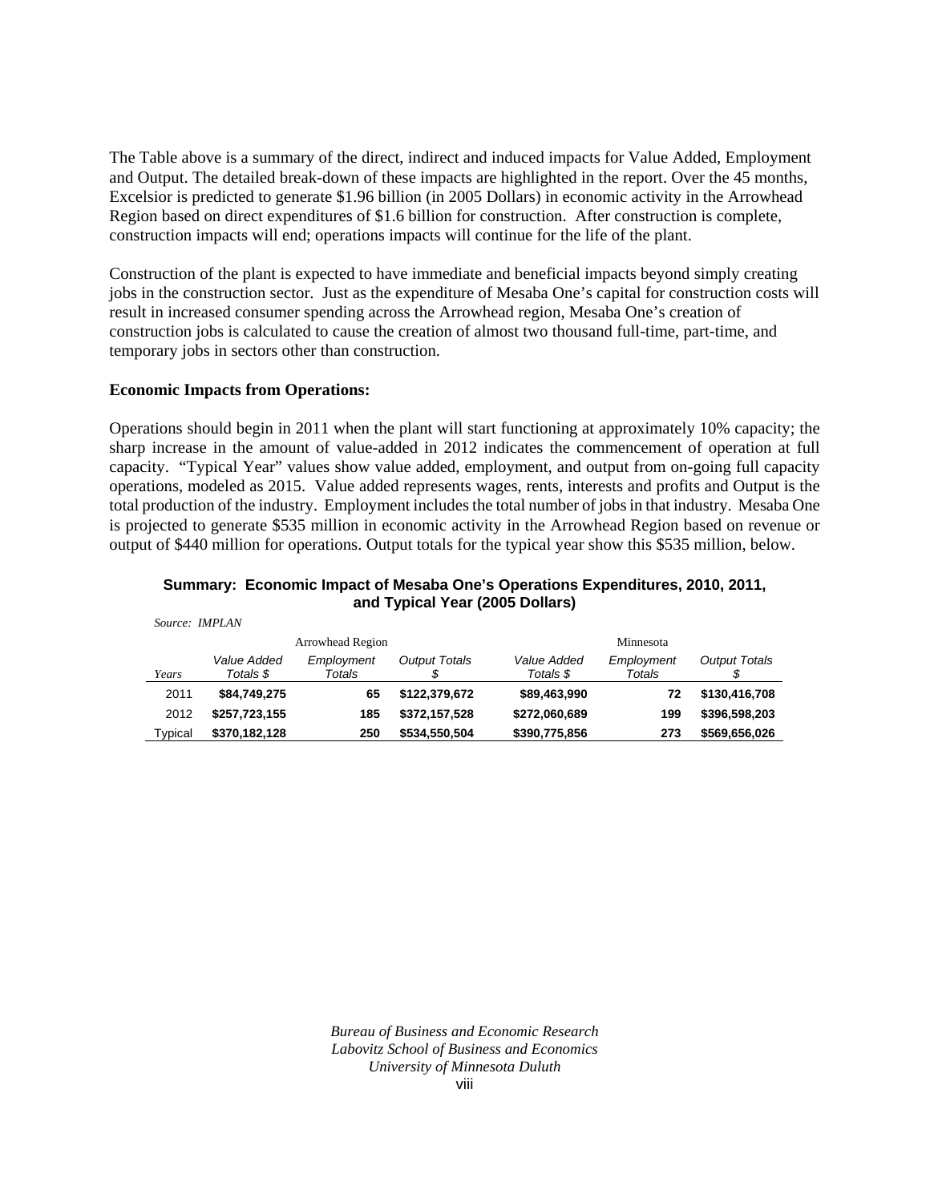The Table above is a summary of the direct, indirect and induced impacts for Value Added, Employment and Output. The detailed break-down of these impacts are highlighted in the report. Over the 45 months, Excelsior is predicted to generate $1.96 billion (in 2005 Dollars) in economic activity in the Arrowhead Region based on direct expenditures of $1.6 billion for construction. After construction is complete, construction impacts will end; operations impacts will continue for the life of the plant.

Construction of the plant is expected to have immediate and beneficial impacts beyond simply creating jobs in the construction sector. Just as the expenditure of Mesaba One's capital for construction costs will result in increased consumer spending across the Arrowhead region, Mesaba One's creation of construction jobs is calculated to cause the creation of almost two thousand full-time, part-time, and temporary jobs in sectors other than construction.

**Economic Impacts from Operations:**

Operations should begin in 2011 when the plant will start functioning at approximately 10% capacity; the sharp increase in the amount of value-added in 2012 indicates the commencement of operation at full capacity. "Typical Year" values show value added, employment, and output from on-going full capacity operations, modeled as 2015. Value added represents wages, rents, interests and profits and Output is the total production of the industry. Employment includes the total number of jobs in that industry. Mesaba One is projected to generate $535 million in economic activity in the Arrowhead Region based on revenue or output of $440 million for operations. Output totals for the typical year show this $535 million, below.

**Summary: Economic Impact of Mesaba One's Operations Expenditures, 2010, 2011, and Typical Year (2005 Dollars)**

*Source: IMPLAN*

| | Arrowhead Region | | | Minnesota | | |
|---|---|---|---|---|---|---|
| *Years* | *Value Added Totals $* | *Employment Totals* | *Output Totals $* | *Value Added Totals $* | *Employment Totals* | *Output Totals $* |
| 2011 | **$84,749,275** | **65** | **$122,379,672** | **$89,463,990** | **72** | **$130,416,708** |
| 2012 | **$257,723,155** | **185** | **$372,157,528** | **$272,060,689** | **199** | **$396,598,203** |
| Typical | **$370,182,128** | **250** | **$534,550,504** | **$390,775,856** | **273** | **$569,656,026** |

*Bureau of Business and Economic Research*
*Labovitz School of Business and Economics*
*University of Minnesota Duluth*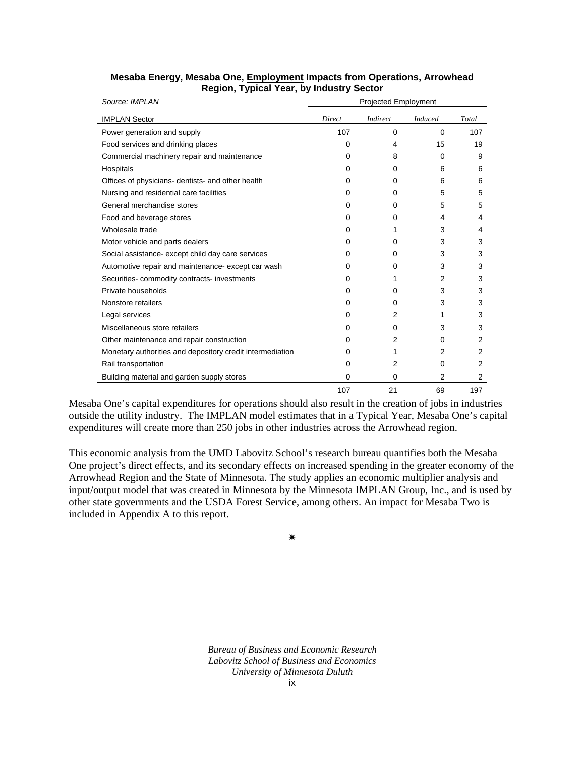**Mesaba Energy, Mesaba One, <u>Employment</u> Impacts from Operations, Arrowhead Region, Typical Year, by Industry Sector**

*Source: IMPLAN*

| IMPLAN Sector | Projected Employment | | | |
|---|---|---|---|---|
| | *Direct* | *Indirect* | *Induced* | *Total* |
| Power generation and supply | 107 | 0 | 0 | 107 |
| Food services and drinking places | 0 | 4 | 15 | 19 |
| Commercial machinery repair and maintenance | 0 | 8 | 0 | 9 |
| Hospitals | 0 | 0 | 6 | 6 |
| Offices of physicians- dentists- and other health | 0 | 0 | 6 | 6 |
| Nursing and residential care facilities | 0 | 0 | 5 | 5 |
| General merchandise stores | 0 | 0 | 5 | 5 |
| Food and beverage stores | 0 | 0 | 4 | 4 |
| Wholesale trade | 0 | 1 | 3 | 4 |
| Motor vehicle and parts dealers | 0 | 0 | 3 | 3 |
| Social assistance- except child day care services | 0 | 0 | 3 | 3 |
| Automotive repair and maintenance- except car wash | 0 | 0 | 3 | 3 |
| Securities- commodity contracts- investments | 0 | 1 | 2 | 3 |
| Private households | 0 | 0 | 3 | 3 |
| Nonstore retailers | 0 | 0 | 3 | 3 |
| Legal services | 0 | 2 | 1 | 3 |
| Miscellaneous store retailers | 0 | 0 | 3 | 3 |
| Other maintenance and repair construction | 0 | 2 | 0 | 2 |
| Monetary authorities and depository credit intermediation | 0 | 1 | 2 | 2 |
| Rail transportation | 0 | 2 | 0 | 2 |
| Building material and garden supply stores | 0 | 0 | 2 | 2 |
| | 107 | 21 | 69 | 197 |

Mesaba One's capital expenditures for operations should also result in the creation of jobs in industries outside the utility industry. The IMPLAN model estimates that in a Typical Year, Mesaba One's capital expenditures will create more than 250 jobs in other industries across the Arrowhead region.

This economic analysis from the UMD Labovitz School's research bureau quantifies both the Mesaba One project's direct effects, and its secondary effects on increased spending in the greater economy of the Arrowhead Region and the State of Minnesota. The study applies an economic multiplier analysis and input/output model that was created in Minnesota by the Minnesota IMPLAN Group, Inc., and is used by other state governments and the USDA Forest Service, among others. An impact for Mesaba Two is included in Appendix A to this report.

✷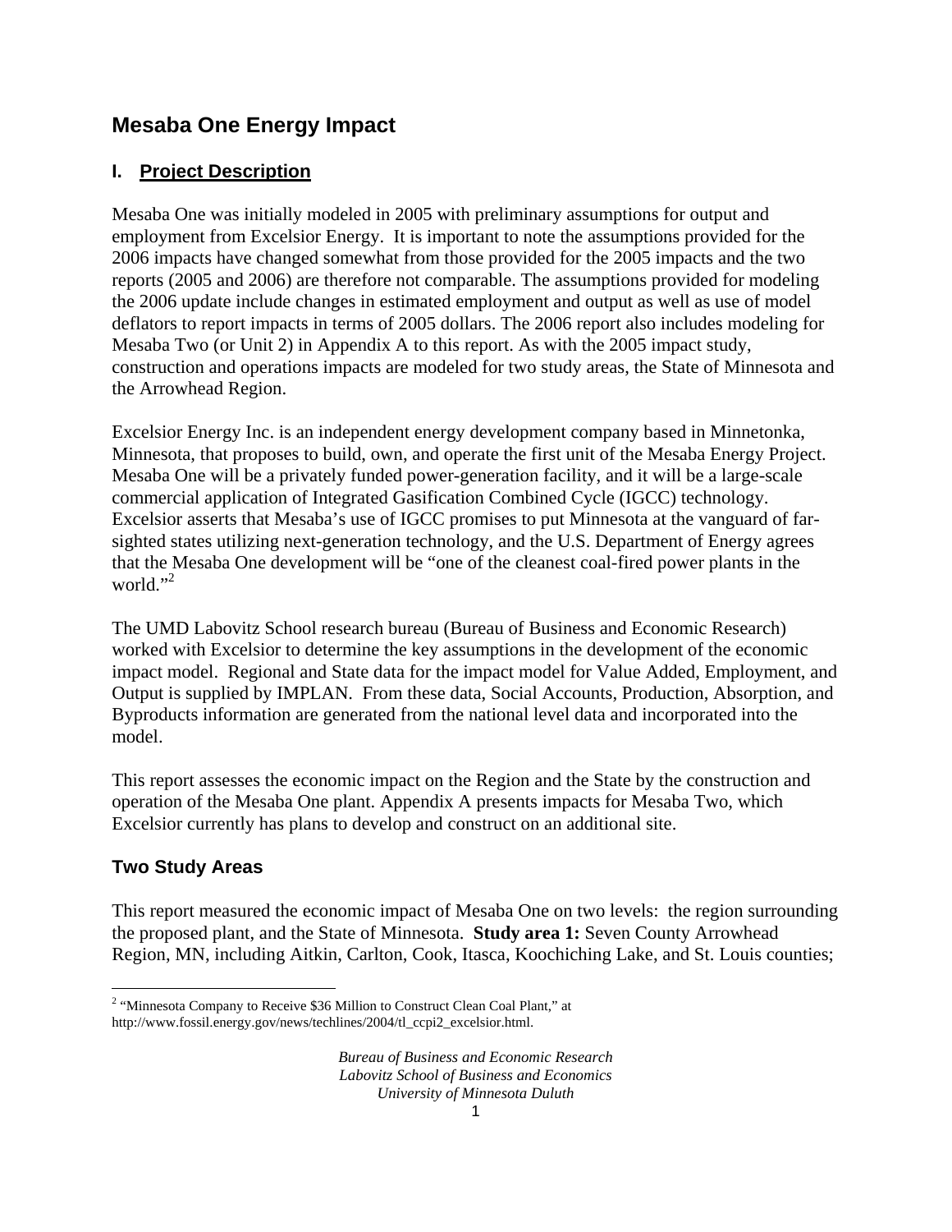# Mesaba One Energy Impact

## I. Project Description

Mesaba One was initially modeled in 2005 with preliminary assumptions for output and employment from Excelsior Energy. It is important to note the assumptions provided for the 2006 impacts have changed somewhat from those provided for the 2005 impacts and the two reports (2005 and 2006) are therefore not comparable. The assumptions provided for modeling the 2006 update include changes in estimated employment and output as well as use of model deflators to report impacts in terms of 2005 dollars. The 2006 report also includes modeling for Mesaba Two (or Unit 2) in Appendix A to this report. As with the 2005 impact study, construction and operations impacts are modeled for two study areas, the State of Minnesota and the Arrowhead Region.

Excelsior Energy Inc. is an independent energy development company based in Minnetonka, Minnesota, that proposes to build, own, and operate the first unit of the Mesaba Energy Project. Mesaba One will be a privately funded power-generation facility, and it will be a large-scale commercial application of Integrated Gasification Combined Cycle (IGCC) technology. Excelsior asserts that Mesaba's use of IGCC promises to put Minnesota at the vanguard of far-sighted states utilizing next-generation technology, and the U.S. Department of Energy agrees that the Mesaba One development will be "one of the cleanest coal-fired power plants in the world."[2]

The UMD Labovitz School research bureau (Bureau of Business and Economic Research) worked with Excelsior to determine the key assumptions in the development of the economic impact model. Regional and State data for the impact model for Value Added, Employment, and Output is supplied by IMPLAN. From these data, Social Accounts, Production, Absorption, and Byproducts information are generated from the national level data and incorporated into the model.

This report assesses the economic impact on the Region and the State by the construction and operation of the Mesaba One plant. Appendix A presents impacts for Mesaba Two, which Excelsior currently has plans to develop and construct on an additional site.

### Two Study Areas

This report measured the economic impact of Mesaba One on two levels: the region surrounding the proposed plant, and the State of Minnesota. **Study area 1:** Seven County Arrowhead Region, MN, including Aitkin, Carlton, Cook, Itasca, Koochiching Lake, and St. Louis counties;

[2] "Minnesota Company to Receive $36 Million to Construct Clean Coal Plant," at http://www.fossil.energy.gov/news/techlines/2004/tl_ccpi2_excelsior.html.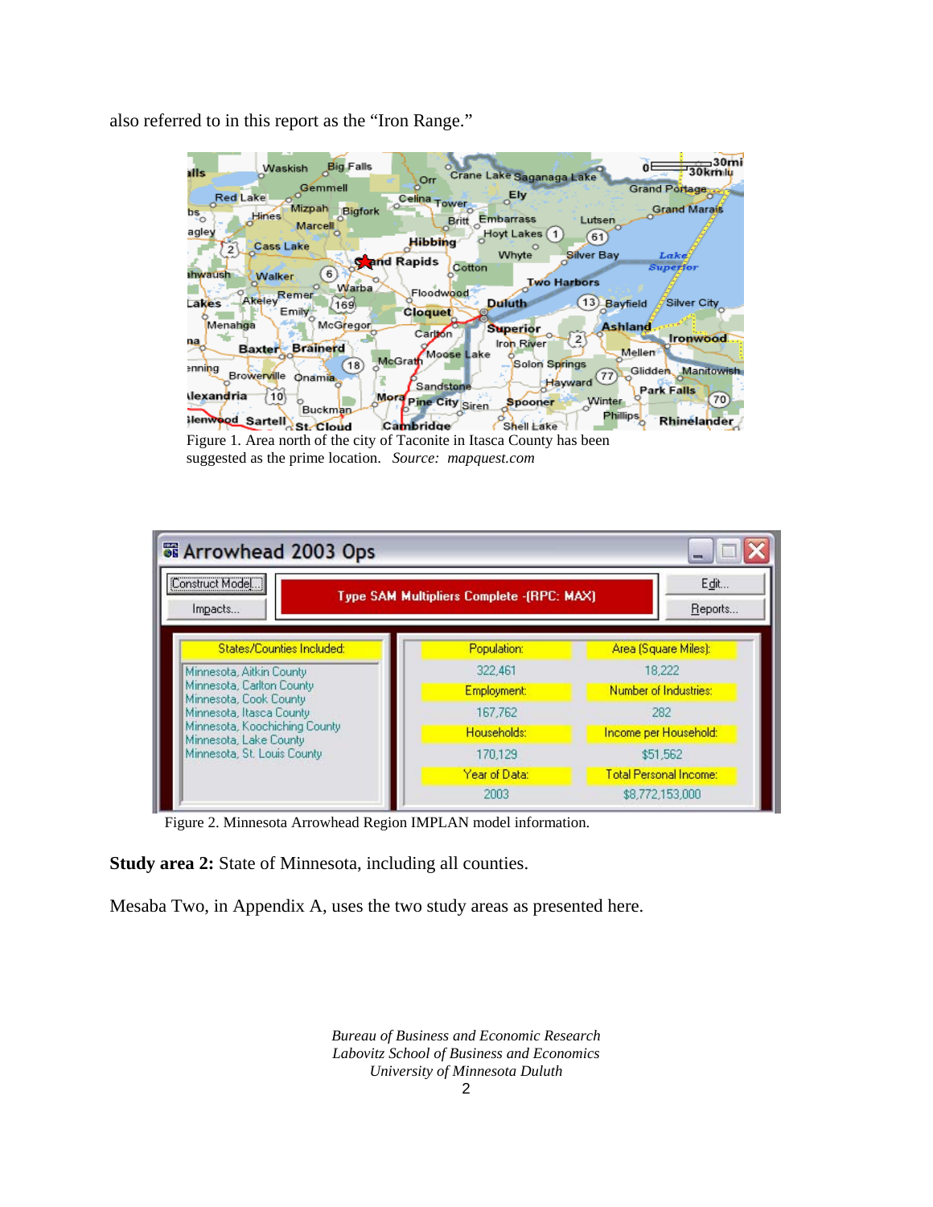also referred to in this report as the "Iron Range."

Figure 1. Area north of the city of Taconite in Itasca County has been suggested as the prime location. *Source: mapquest.com*

Figure 2. Minnesota Arrowhead Region IMPLAN model information.

**Study area 2:** State of Minnesota, including all counties.

Mesaba Two, in Appendix A, uses the two study areas as presented here.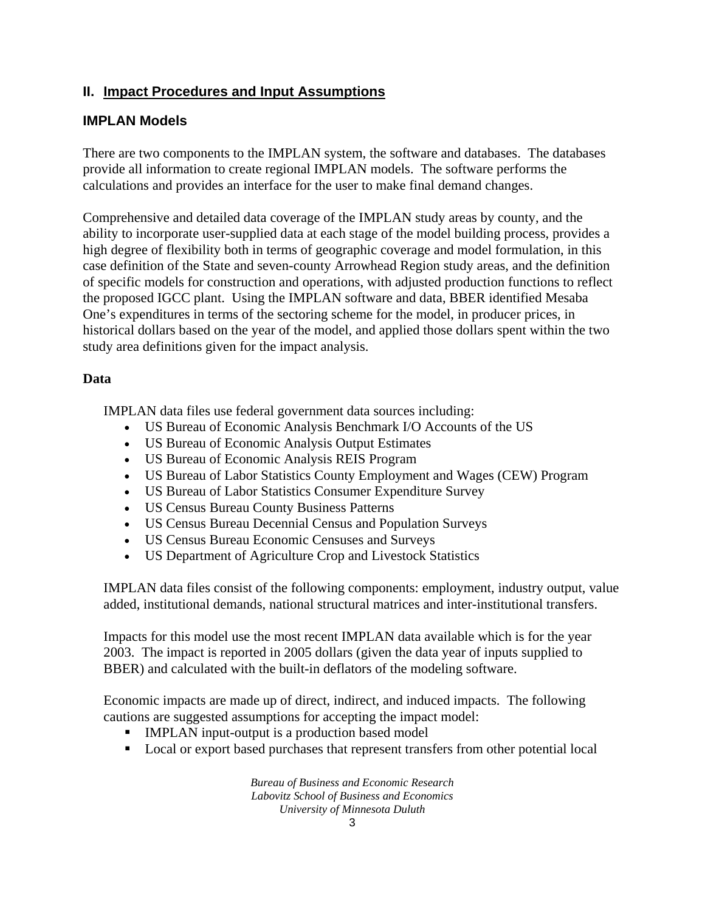## II. Impact Procedures and Input Assumptions

### IMPLAN Models

There are two components to the IMPLAN system, the software and databases. The databases provide all information to create regional IMPLAN models. The software performs the calculations and provides an interface for the user to make final demand changes.

Comprehensive and detailed data coverage of the IMPLAN study areas by county, and the ability to incorporate user-supplied data at each stage of the model building process, provides a high degree of flexibility both in terms of geographic coverage and model formulation, in this case definition of the State and seven-county Arrowhead Region study areas, and the definition of specific models for construction and operations, with adjusted production functions to reflect the proposed IGCC plant. Using the IMPLAN software and data, BBER identified Mesaba One's expenditures in terms of the sectoring scheme for the model, in producer prices, in historical dollars based on the year of the model, and applied those dollars spent within the two study area definitions given for the impact analysis.

#### Data

IMPLAN data files use federal government data sources including:

- US Bureau of Economic Analysis Benchmark I/O Accounts of the US
- US Bureau of Economic Analysis Output Estimates
- US Bureau of Economic Analysis REIS Program
- US Bureau of Labor Statistics County Employment and Wages (CEW) Program
- US Bureau of Labor Statistics Consumer Expenditure Survey
- US Census Bureau County Business Patterns
- US Census Bureau Decennial Census and Population Surveys
- US Census Bureau Economic Censuses and Surveys
- US Department of Agriculture Crop and Livestock Statistics

IMPLAN data files consist of the following components: employment, industry output, value added, institutional demands, national structural matrices and inter-institutional transfers.

Impacts for this model use the most recent IMPLAN data available which is for the year 2003. The impact is reported in 2005 dollars (given the data year of inputs supplied to BBER) and calculated with the built-in deflators of the modeling software.

Economic impacts are made up of direct, indirect, and induced impacts. The following cautions are suggested assumptions for accepting the impact model:

- IMPLAN input-output is a production based model
- Local or export based purchases that represent transfers from other potential local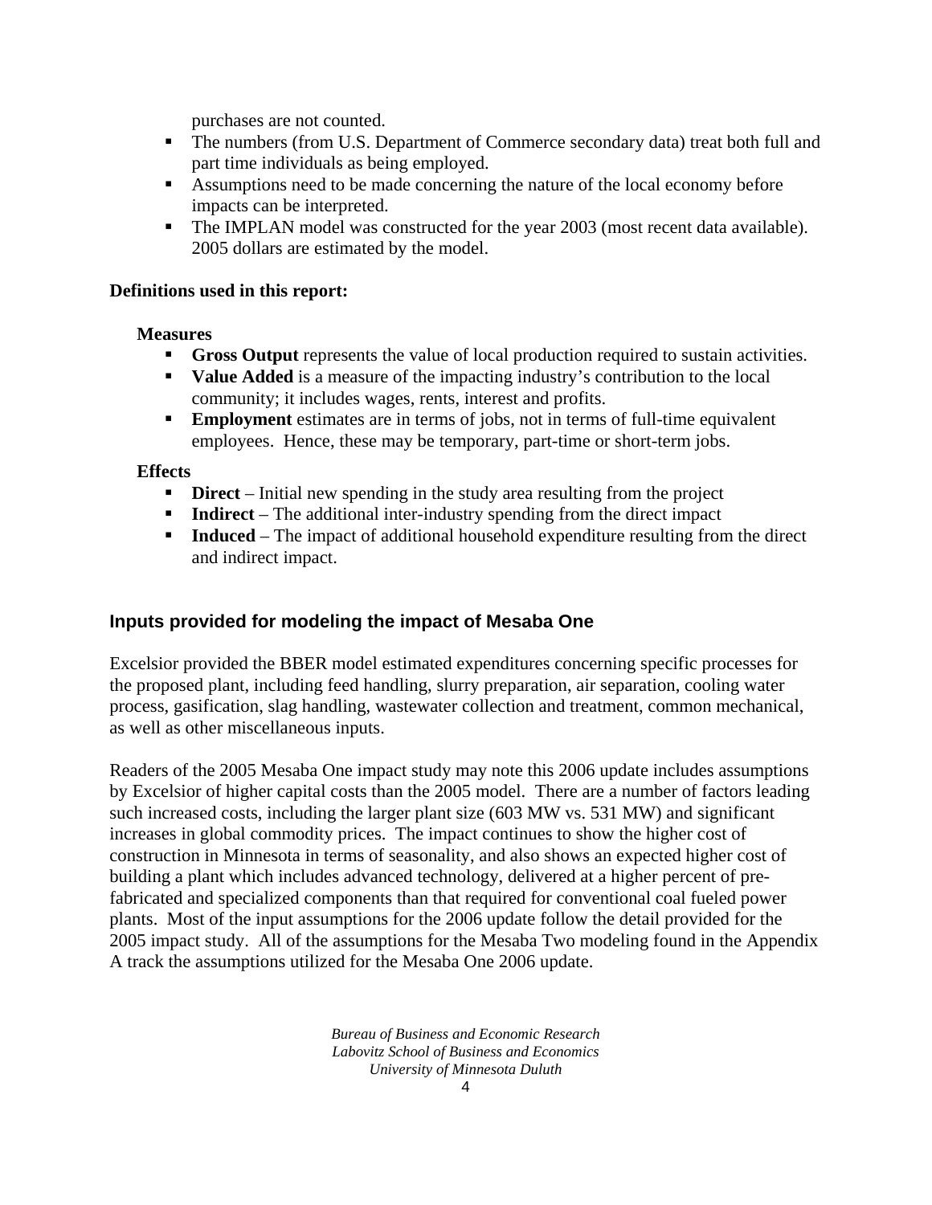purchases are not counted.
- The numbers (from U.S. Department of Commerce secondary data) treat both full and part time individuals as being employed.
- Assumptions need to be made concerning the nature of the local economy before impacts can be interpreted.
- The IMPLAN model was constructed for the year 2003 (most recent data available). 2005 dollars are estimated by the model.

**Definitions used in this report:**

**Measures**

- **Gross Output** represents the value of local production required to sustain activities.
- **Value Added** is a measure of the impacting industry's contribution to the local community; it includes wages, rents, interest and profits.
- **Employment** estimates are in terms of jobs, not in terms of full-time equivalent employees. Hence, these may be temporary, part-time or short-term jobs.

**Effects**

- **Direct** – Initial new spending in the study area resulting from the project
- **Indirect** – The additional inter-industry spending from the direct impact
- **Induced** – The impact of additional household expenditure resulting from the direct and indirect impact.

## Inputs provided for modeling the impact of Mesaba One

Excelsior provided the BBER model estimated expenditures concerning specific processes for the proposed plant, including feed handling, slurry preparation, air separation, cooling water process, gasification, slag handling, wastewater collection and treatment, common mechanical, as well as other miscellaneous inputs.

Readers of the 2005 Mesaba One impact study may note this 2006 update includes assumptions by Excelsior of higher capital costs than the 2005 model. There are a number of factors leading such increased costs, including the larger plant size (603 MW vs. 531 MW) and significant increases in global commodity prices. The impact continues to show the higher cost of construction in Minnesota in terms of seasonality, and also shows an expected higher cost of building a plant which includes advanced technology, delivered at a higher percent of pre-fabricated and specialized components than that required for conventional coal fueled power plants. Most of the input assumptions for the 2006 update follow the detail provided for the 2005 impact study. All of the assumptions for the Mesaba Two modeling found in the Appendix A track the assumptions utilized for the Mesaba One 2006 update.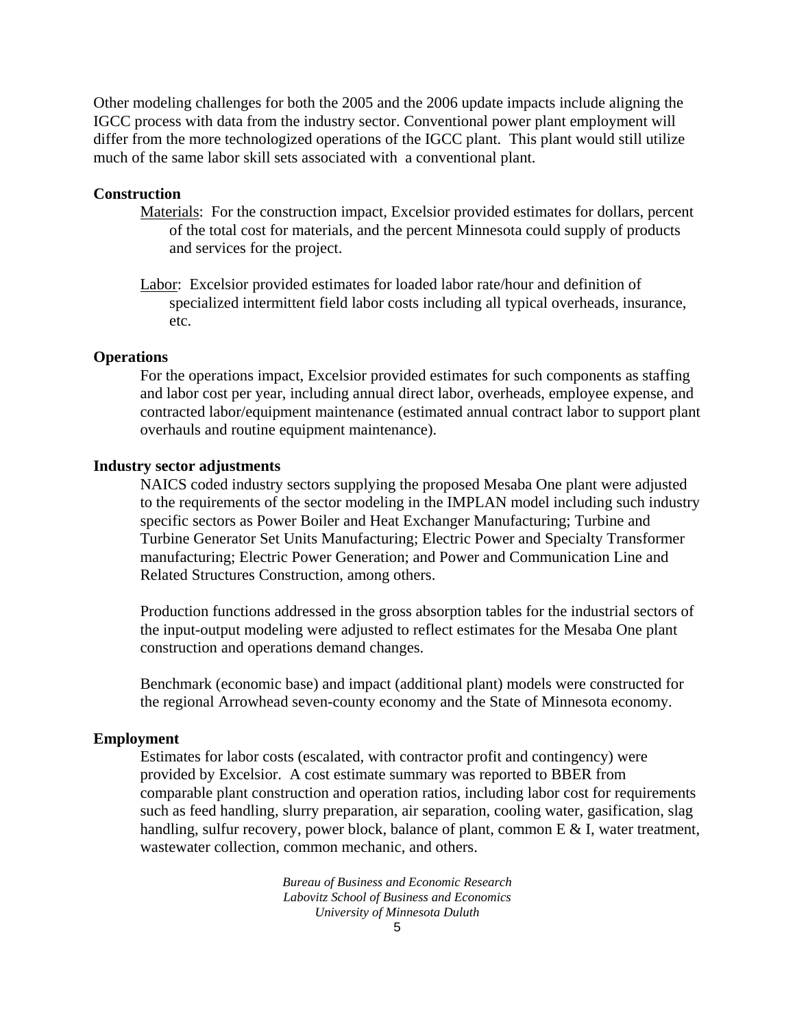Other modeling challenges for both the 2005 and the 2006 update impacts include aligning the IGCC process with data from the industry sector. Conventional power plant employment will differ from the more technologized operations of the IGCC plant. This plant would still utilize much of the same labor skill sets associated with a conventional plant.

**Construction**

Materials: For the construction impact, Excelsior provided estimates for dollars, percent of the total cost for materials, and the percent Minnesota could supply of products and services for the project.

Labor: Excelsior provided estimates for loaded labor rate/hour and definition of specialized intermittent field labor costs including all typical overheads, insurance, etc.

**Operations**

For the operations impact, Excelsior provided estimates for such components as staffing and labor cost per year, including annual direct labor, overheads, employee expense, and contracted labor/equipment maintenance (estimated annual contract labor to support plant overhauls and routine equipment maintenance).

**Industry sector adjustments**

NAICS coded industry sectors supplying the proposed Mesaba One plant were adjusted to the requirements of the sector modeling in the IMPLAN model including such industry specific sectors as Power Boiler and Heat Exchanger Manufacturing; Turbine and Turbine Generator Set Units Manufacturing; Electric Power and Specialty Transformer manufacturing; Electric Power Generation; and Power and Communication Line and Related Structures Construction, among others.

Production functions addressed in the gross absorption tables for the industrial sectors of the input-output modeling were adjusted to reflect estimates for the Mesaba One plant construction and operations demand changes.

Benchmark (economic base) and impact (additional plant) models were constructed for the regional Arrowhead seven-county economy and the State of Minnesota economy.

**Employment**

Estimates for labor costs (escalated, with contractor profit and contingency) were provided by Excelsior. A cost estimate summary was reported to BBER from comparable plant construction and operation ratios, including labor cost for requirements such as feed handling, slurry preparation, air separation, cooling water, gasification, slag handling, sulfur recovery, power block, balance of plant, common E & I, water treatment, wastewater collection, common mechanic, and others.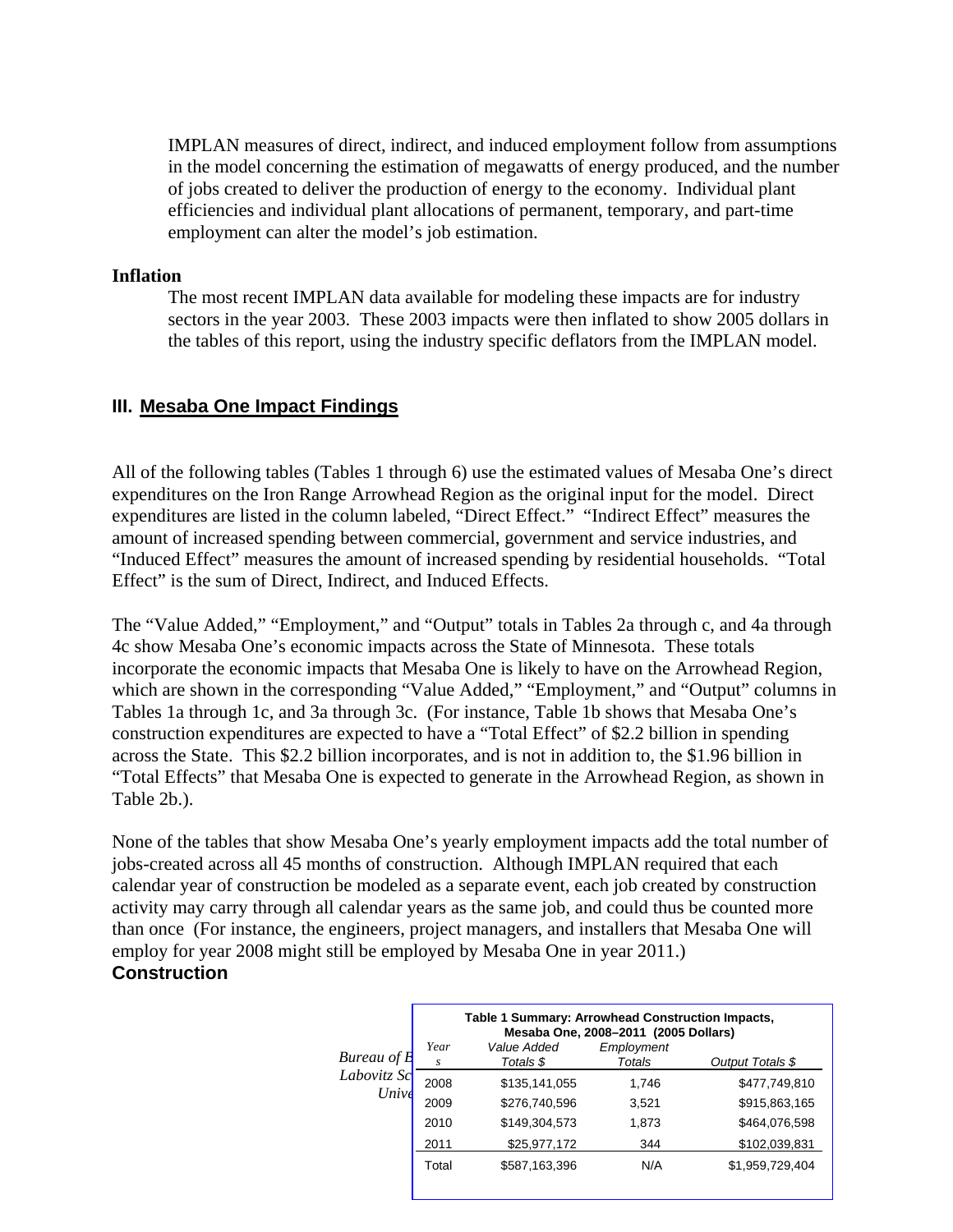IMPLAN measures of direct, indirect, and induced employment follow from assumptions in the model concerning the estimation of megawatts of energy produced, and the number of jobs created to deliver the production of energy to the economy. Individual plant efficiencies and individual plant allocations of permanent, temporary, and part-time employment can alter the model's job estimation.

**Inflation**

The most recent IMPLAN data available for modeling these impacts are for industry sectors in the year 2003. These 2003 impacts were then inflated to show 2005 dollars in the tables of this report, using the industry specific deflators from the IMPLAN model.

## III. Mesaba One Impact Findings

All of the following tables (Tables 1 through 6) use the estimated values of Mesaba One's direct expenditures on the Iron Range Arrowhead Region as the original input for the model. Direct expenditures are listed in the column labeled, "Direct Effect." "Indirect Effect" measures the amount of increased spending between commercial, government and service industries, and "Induced Effect" measures the amount of increased spending by residential households. "Total Effect" is the sum of Direct, Indirect, and Induced Effects.

The "Value Added," "Employment," and "Output" totals in Tables 2a through c, and 4a through 4c show Mesaba One's economic impacts across the State of Minnesota. These totals incorporate the economic impacts that Mesaba One is likely to have on the Arrowhead Region, which are shown in the corresponding "Value Added," "Employment," and "Output" columns in Tables 1a through 1c, and 3a through 3c. (For instance, Table 1b shows that Mesaba One's construction expenditures are expected to have a "Total Effect" of $2.2 billion in spending across the State. This $2.2 billion incorporates, and is not in addition to, the $1.96 billion in "Total Effects" that Mesaba One is expected to generate in the Arrowhead Region, as shown in Table 2b.).

None of the tables that show Mesaba One's yearly employment impacts add the total number of jobs-created across all 45 months of construction. Although IMPLAN required that each calendar year of construction be modeled as a separate event, each job created by construction activity may carry through all calendar years as the same job, and could thus be counted more than once (For instance, the engineers, project managers, and installers that Mesaba One will employ for year 2008 might still be employed by Mesaba One in year 2011.)

### Construction

**Table 1 Summary: Arrowhead Construction Impacts, Mesaba One, 2008–2011 (2005 Dollars)**

| *Years* | *Value Added Totals $* | *Employment Totals* | *Output Totals $* |
|---|---|---|---|
| 2008 | $135,141,055 | 1,746 | $477,749,810 |
| 2009 | $276,740,596 | 3,521 | $915,863,165 |
| 2010 | $149,304,573 | 1,873 | $464,076,598 |
| 2011 | $25,977,172 | 344 | $102,039,831 |
| Total | $587,163,396 | N/A | $1,959,729,404 |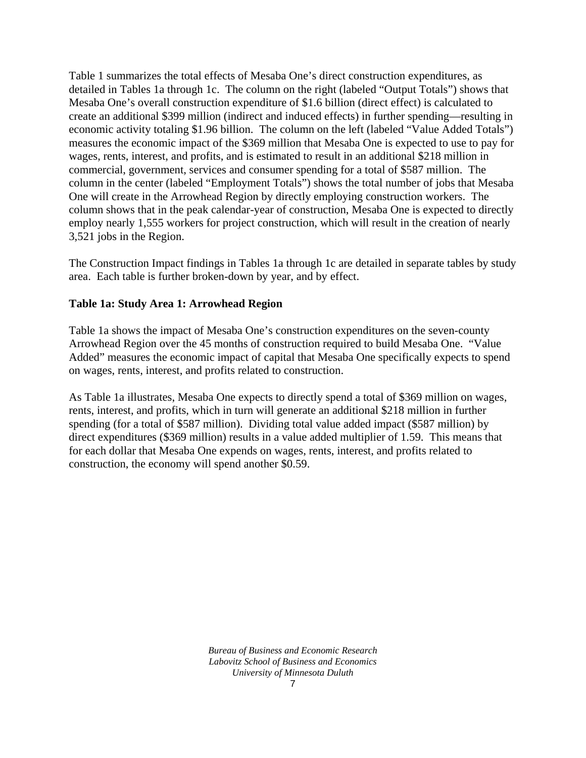Table 1 summarizes the total effects of Mesaba One's direct construction expenditures, as detailed in Tables 1a through 1c. The column on the right (labeled "Output Totals") shows that Mesaba One's overall construction expenditure of $1.6 billion (direct effect) is calculated to create an additional $399 million (indirect and induced effects) in further spending—resulting in economic activity totaling $1.96 billion. The column on the left (labeled "Value Added Totals") measures the economic impact of the $369 million that Mesaba One is expected to use to pay for wages, rents, interest, and profits, and is estimated to result in an additional $218 million in commercial, government, services and consumer spending for a total of $587 million. The column in the center (labeled "Employment Totals") shows the total number of jobs that Mesaba One will create in the Arrowhead Region by directly employing construction workers. The column shows that in the peak calendar-year of construction, Mesaba One is expected to directly employ nearly 1,555 workers for project construction, which will result in the creation of nearly 3,521 jobs in the Region.

The Construction Impact findings in Tables 1a through 1c are detailed in separate tables by study area. Each table is further broken-down by year, and by effect.

**Table 1a: Study Area 1: Arrowhead Region**

Table 1a shows the impact of Mesaba One's construction expenditures on the seven-county Arrowhead Region over the 45 months of construction required to build Mesaba One. "Value Added" measures the economic impact of capital that Mesaba One specifically expects to spend on wages, rents, interest, and profits related to construction.

As Table 1a illustrates, Mesaba One expects to directly spend a total of $369 million on wages, rents, interest, and profits, which in turn will generate an additional $218 million in further spending (for a total of $587 million). Dividing total value added impact ($587 million) by direct expenditures ($369 million) results in a value added multiplier of 1.59. This means that for each dollar that Mesaba One expends on wages, rents, interest, and profits related to construction, the economy will spend another $0.59.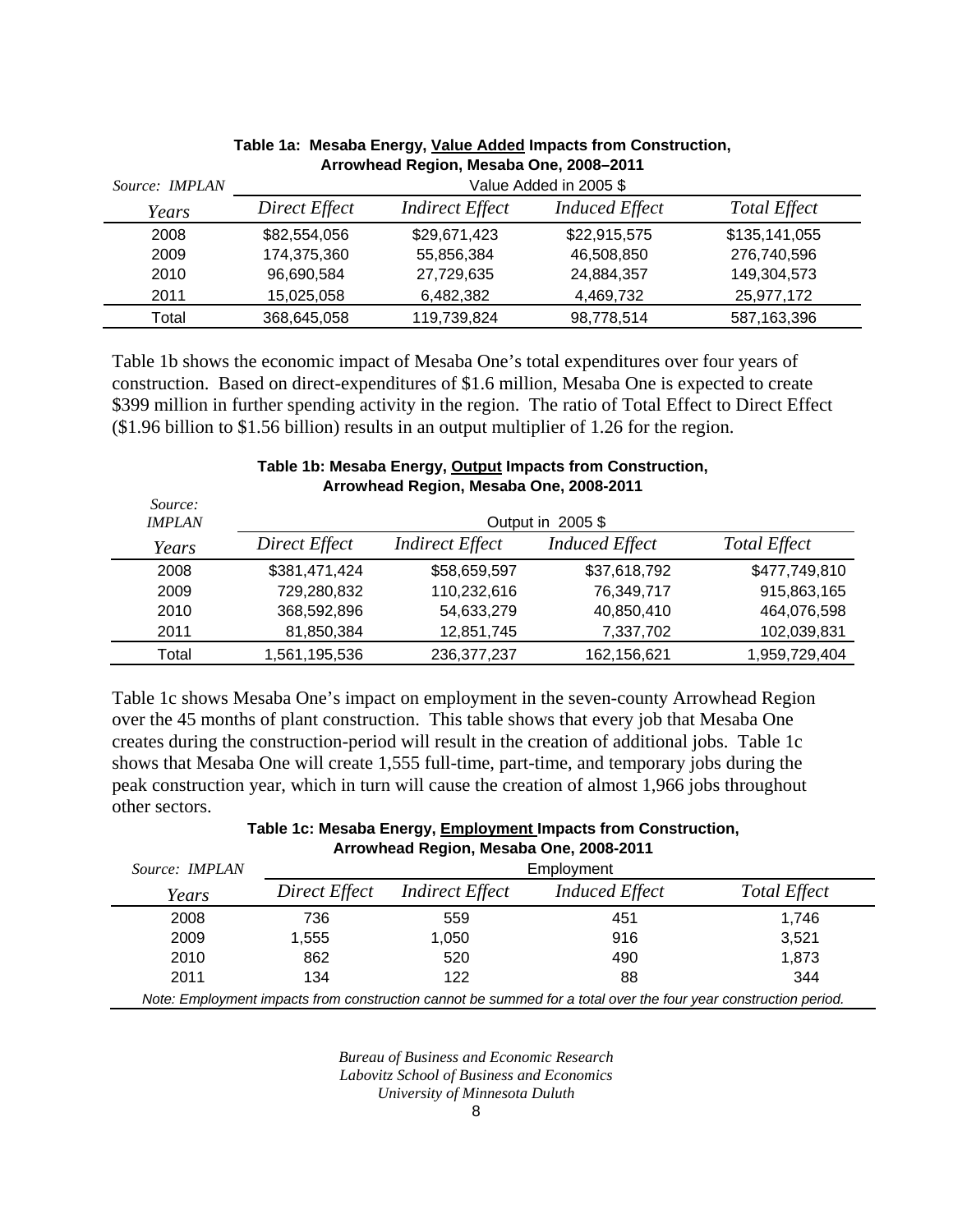**Table 1a: Mesaba Energy, <u>Value Added</u> Impacts from Construction, Arrowhead Region, Mesaba One, 2008–2011**

| *Source: IMPLAN* | Value Added in 2005 $ | | | |
|---|---|---|---|---|
| *Years* | *Direct Effect* | *Indirect Effect* | *Induced Effect* | *Total Effect* |
| 2008 | $82,554,056 | $29,671,423 | $22,915,575 | $135,141,055 |
| 2009 | 174,375,360 | 55,856,384 | 46,508,850 | 276,740,596 |
| 2010 | 96,690,584 | 27,729,635 | 24,884,357 | 149,304,573 |
| 2011 | 15,025,058 | 6,482,382 | 4,469,732 | 25,977,172 |
| Total | 368,645,058 | 119,739,824 | 98,778,514 | 587,163,396 |

Table 1b shows the economic impact of Mesaba One's total expenditures over four years of construction. Based on direct-expenditures of $1.6 million, Mesaba One is expected to create $399 million in further spending activity in the region. The ratio of Total Effect to Direct Effect ($1.96 billion to $1.56 billion) results in an output multiplier of 1.26 for the region.

**Table 1b: Mesaba Energy, <u>Output</u> Impacts from Construction, Arrowhead Region, Mesaba One, 2008-2011**

| *Source: IMPLAN* | Output in 2005 $ | | | |
|---|---|---|---|---|
| *Years* | *Direct Effect* | *Indirect Effect* | *Induced Effect* | *Total Effect* |
| 2008 | $381,471,424 | $58,659,597 | $37,618,792 | $477,749,810 |
| 2009 | 729,280,832 | 110,232,616 | 76,349,717 | 915,863,165 |
| 2010 | 368,592,896 | 54,633,279 | 40,850,410 | 464,076,598 |
| 2011 | 81,850,384 | 12,851,745 | 7,337,702 | 102,039,831 |
| Total | 1,561,195,536 | 236,377,237 | 162,156,621 | 1,959,729,404 |

Table 1c shows Mesaba One's impact on employment in the seven-county Arrowhead Region over the 45 months of plant construction. This table shows that every job that Mesaba One creates during the construction-period will result in the creation of additional jobs. Table 1c shows that Mesaba One will create 1,555 full-time, part-time, and temporary jobs during the peak construction year, which in turn will cause the creation of almost 1,966 jobs throughout other sectors.

**Table 1c: Mesaba Energy, <u>Employment</u> Impacts from Construction, Arrowhead Region, Mesaba One, 2008-2011**

| *Source: IMPLAN* | Employment | | | |
|---|---|---|---|---|
| *Years* | *Direct Effect* | *Indirect Effect* | *Induced Effect* | *Total Effect* |
| 2008 | 736 | 559 | 451 | 1,746 |
| 2009 | 1,555 | 1,050 | 916 | 3,521 |
| 2010 | 862 | 520 | 490 | 1,873 |
| 2011 | 134 | 122 | 88 | 344 |

*Note: Employment impacts from construction cannot be summed for a total over the four year construction period.*

*Bureau of Business and Economic Research*
*Labovitz School of Business and Economics*
*University of Minnesota Duluth*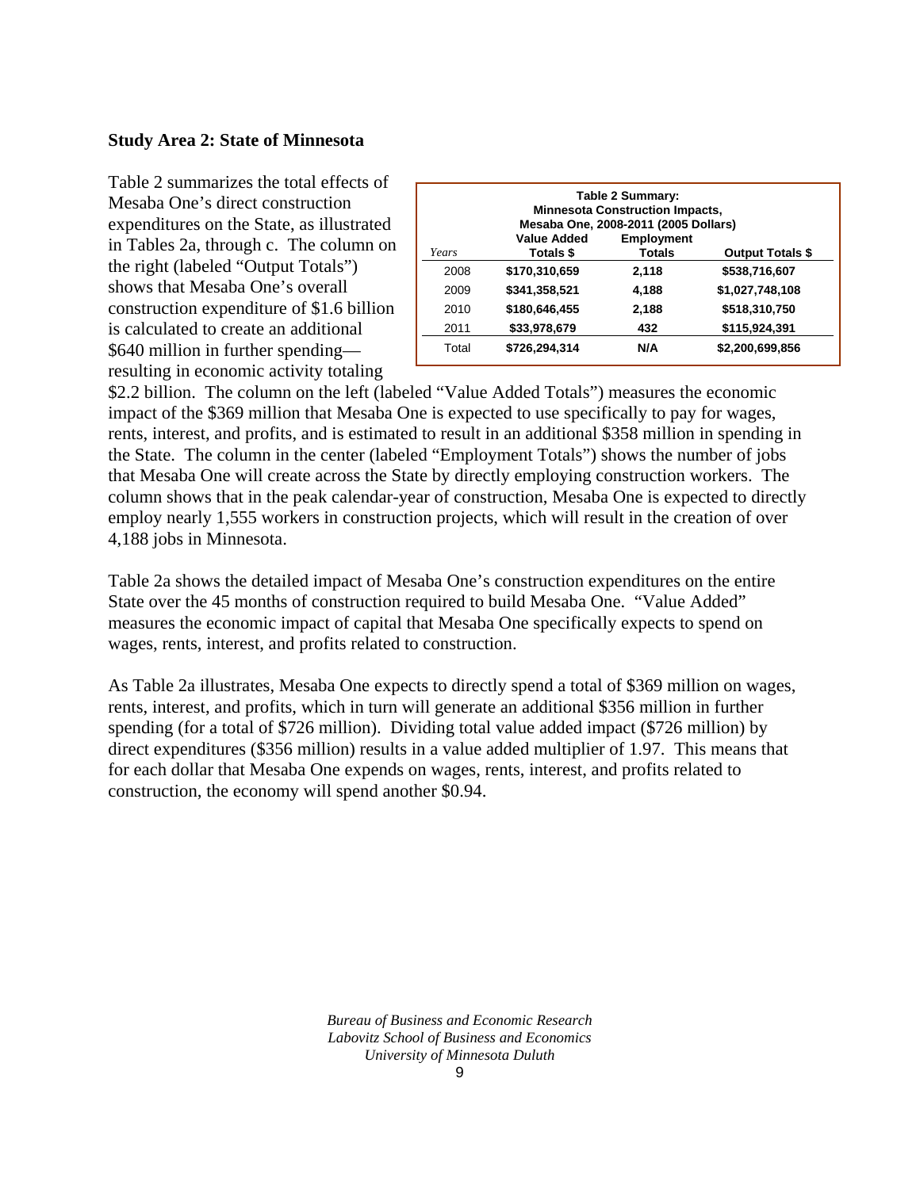### Study Area 2: State of Minnesota

Table 2 summarizes the total effects of Mesaba One's direct construction expenditures on the State, as illustrated in Tables 2a, through c. The column on the right (labeled "Output Totals") shows that Mesaba One's overall construction expenditure of $1.6 billion is calculated to create an additional $640 million in further spending—resulting in economic activity totaling $2.2 billion. The column on the left (labeled "Value Added Totals") measures the economic impact of the $369 million that Mesaba One is expected to use specifically to pay for wages, rents, interest, and profits, and is estimated to result in an additional $358 million in spending in the State. The column in the center (labeled "Employment Totals") shows the number of jobs that Mesaba One will create across the State by directly employing construction workers. The column shows that in the peak calendar-year of construction, Mesaba One is expected to directly employ nearly 1,555 workers in construction projects, which will result in the creation of over 4,188 jobs in Minnesota.

**Table 2 Summary: Minnesota Construction Impacts, Mesaba One, 2008-2011 (2005 Dollars)**

| *Years* | Value Added Totals $ | Employment Totals | Output Totals $ |
|---|---|---|---|
| 2008 | **$170,310,659** | **2,118** | **$538,716,607** |
| 2009 | **$341,358,521** | **4,188** | **$1,027,748,108** |
| 2010 | **$180,646,455** | **2,188** | **$518,310,750** |
| 2011 | **$33,978,679** | **432** | **$115,924,391** |
| Total | **$726,294,314** | **N/A** | **$2,200,699,856** |

Table 2a shows the detailed impact of Mesaba One's construction expenditures on the entire State over the 45 months of construction required to build Mesaba One. "Value Added" measures the economic impact of capital that Mesaba One specifically expects to spend on wages, rents, interest, and profits related to construction.

As Table 2a illustrates, Mesaba One expects to directly spend a total of $369 million on wages, rents, interest, and profits, which in turn will generate an additional $356 million in further spending (for a total of $726 million). Dividing total value added impact ($726 million) by direct expenditures ($356 million) results in a value added multiplier of 1.97. This means that for each dollar that Mesaba One expends on wages, rents, interest, and profits related to construction, the economy will spend another $0.94.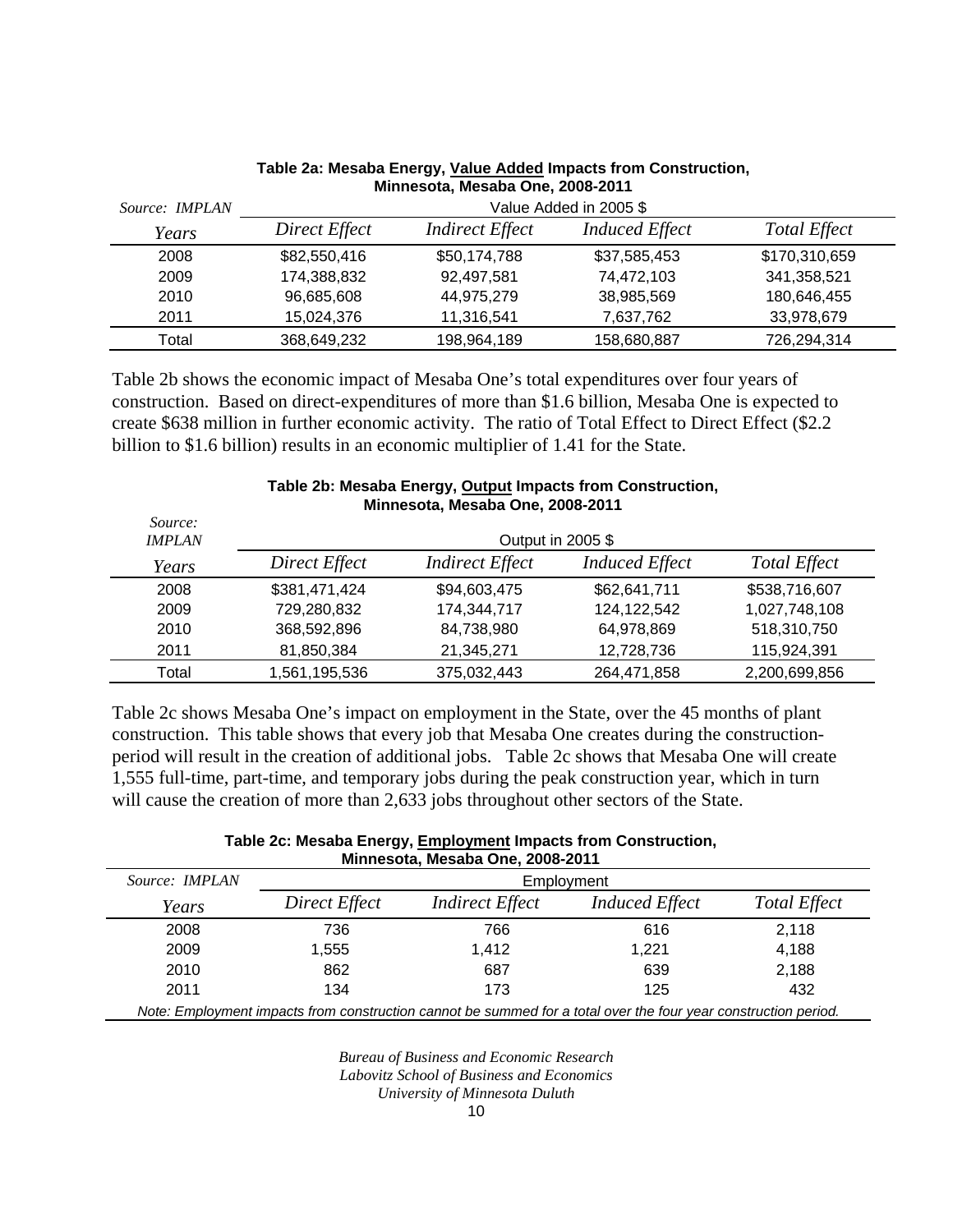**Table 2a: Mesaba Energy, Value Added Impacts from Construction, Minnesota, Mesaba One, 2008-2011**

| *Source: IMPLAN* | Value Added in 2005 $ | | | |
|---|---|---|---|---|
| *Years* | *Direct Effect* | *Indirect Effect* | *Induced Effect* | *Total Effect* |
| 2008 | $82,550,416 | $50,174,788 | $37,585,453 | $170,310,659 |
| 2009 | 174,388,832 | 92,497,581 | 74,472,103 | 341,358,521 |
| 2010 | 96,685,608 | 44,975,279 | 38,985,569 | 180,646,455 |
| 2011 | 15,024,376 | 11,316,541 | 7,637,762 | 33,978,679 |
| Total | 368,649,232 | 198,964,189 | 158,680,887 | 726,294,314 |

Table 2b shows the economic impact of Mesaba One's total expenditures over four years of construction. Based on direct-expenditures of more than $1.6 billion, Mesaba One is expected to create $638 million in further economic activity. The ratio of Total Effect to Direct Effect ($2.2 billion to $1.6 billion) results in an economic multiplier of 1.41 for the State.

**Table 2b: Mesaba Energy, Output Impacts from Construction, Minnesota, Mesaba One, 2008-2011**

| *Source: IMPLAN* | Output in 2005 $ | | | |
|---|---|---|---|---|
| *Years* | *Direct Effect* | *Indirect Effect* | *Induced Effect* | *Total Effect* |
| 2008 | $381,471,424 | $94,603,475 | $62,641,711 | $538,716,607 |
| 2009 | 729,280,832 | 174,344,717 | 124,122,542 | 1,027,748,108 |
| 2010 | 368,592,896 | 84,738,980 | 64,978,869 | 518,310,750 |
| 2011 | 81,850,384 | 21,345,271 | 12,728,736 | 115,924,391 |
| Total | 1,561,195,536 | 375,032,443 | 264,471,858 | 2,200,699,856 |

Table 2c shows Mesaba One's impact on employment in the State, over the 45 months of plant construction. This table shows that every job that Mesaba One creates during the construction-period will result in the creation of additional jobs. Table 2c shows that Mesaba One will create 1,555 full-time, part-time, and temporary jobs during the peak construction year, which in turn will cause the creation of more than 2,633 jobs throughout other sectors of the State.

**Table 2c: Mesaba Energy, Employment Impacts from Construction, Minnesota, Mesaba One, 2008-2011**

| *Source: IMPLAN* | Employment | | | |
|---|---|---|---|---|
| *Years* | *Direct Effect* | *Indirect Effect* | *Induced Effect* | *Total Effect* |
| 2008 | 736 | 766 | 616 | 2,118 |
| 2009 | 1,555 | 1,412 | 1,221 | 4,188 |
| 2010 | 862 | 687 | 639 | 2,188 |
| 2011 | 134 | 173 | 125 | 432 |

*Note: Employment impacts from construction cannot be summed for a total over the four year construction period.*

*Bureau of Business and Economic Research*
*Labovitz School of Business and Economics*
*University of Minnesota Duluth*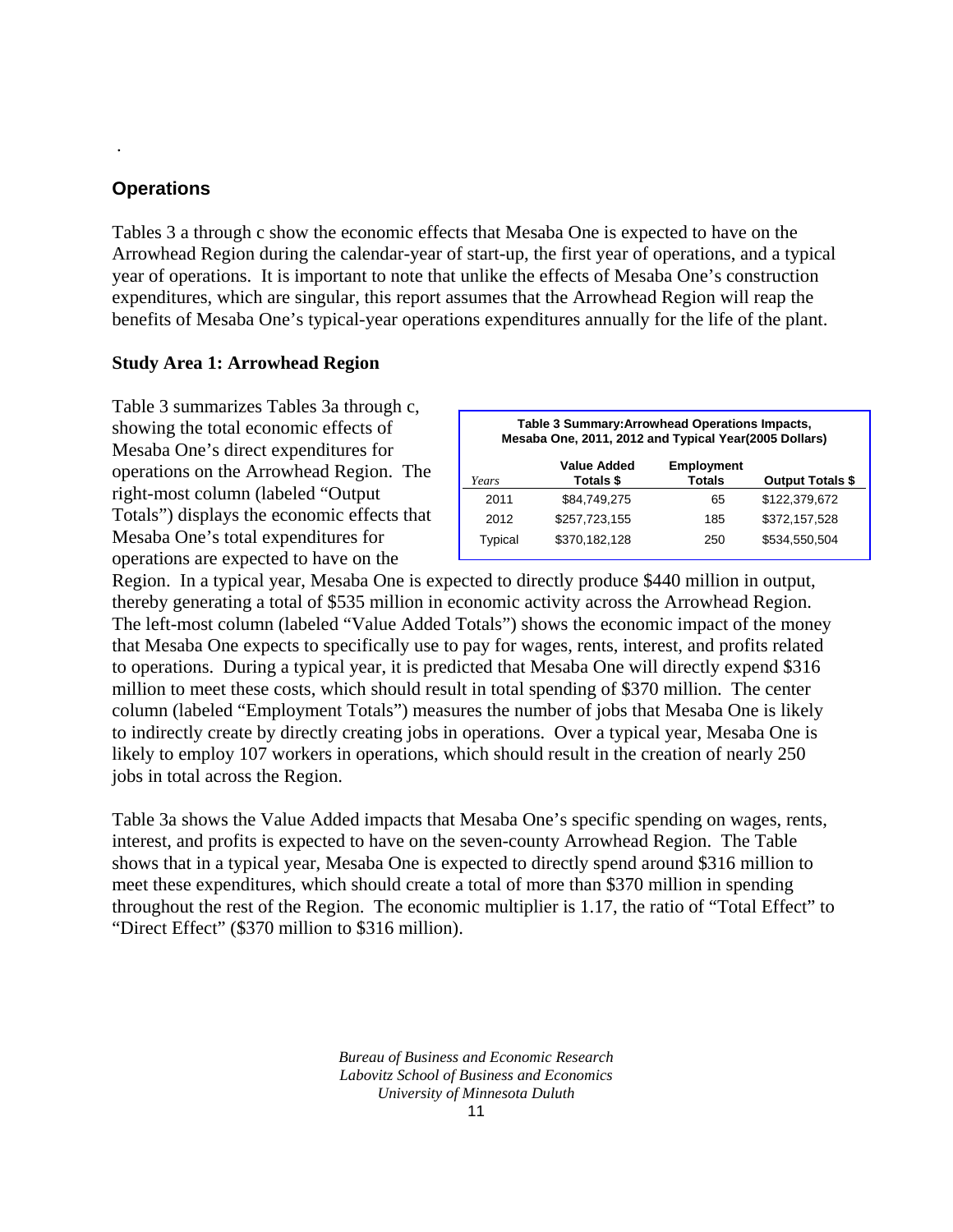.

## Operations

Tables 3 a through c show the economic effects that Mesaba One is expected to have on the Arrowhead Region during the calendar-year of start-up, the first year of operations, and a typical year of operations. It is important to note that unlike the effects of Mesaba One's construction expenditures, which are singular, this report assumes that the Arrowhead Region will reap the benefits of Mesaba One's typical-year operations expenditures annually for the life of the plant.

### Study Area 1: Arrowhead Region

Table 3 summarizes Tables 3a through c, showing the total economic effects of Mesaba One's direct expenditures for operations on the Arrowhead Region. The right-most column (labeled "Output Totals") displays the economic effects that Mesaba One's total expenditures for operations are expected to have on the Region. In a typical year, Mesaba One is expected to directly produce $440 million in output, thereby generating a total of $535 million in economic activity across the Arrowhead Region. The left-most column (labeled "Value Added Totals") shows the economic impact of the money that Mesaba One expects to specifically use to pay for wages, rents, interest, and profits related to operations. During a typical year, it is predicted that Mesaba One will directly expend $316 million to meet these costs, which should result in total spending of $370 million. The center column (labeled "Employment Totals") measures the number of jobs that Mesaba One is likely to indirectly create by directly creating jobs in operations. Over a typical year, Mesaba One is likely to employ 107 workers in operations, which should result in the creation of nearly 250 jobs in total across the Region.

**Table 3 Summary:Arrowhead Operations Impacts, Mesaba One, 2011, 2012 and Typical Year(2005 Dollars)**

| *Years* | Value Added Totals $ | Employment Totals | Output Totals $ |
|---|---|---|---|
| 2011 | $84,749,275 | 65 | $122,379,672 |
| 2012 | $257,723,155 | 185 | $372,157,528 |
| Typical | $370,182,128 | 250 | $534,550,504 |

Table 3a shows the Value Added impacts that Mesaba One's specific spending on wages, rents, interest, and profits is expected to have on the seven-county Arrowhead Region. The Table shows that in a typical year, Mesaba One is expected to directly spend around $316 million to meet these expenditures, which should create a total of more than $370 million in spending throughout the rest of the Region. The economic multiplier is 1.17, the ratio of "Total Effect" to "Direct Effect" ($370 million to $316 million).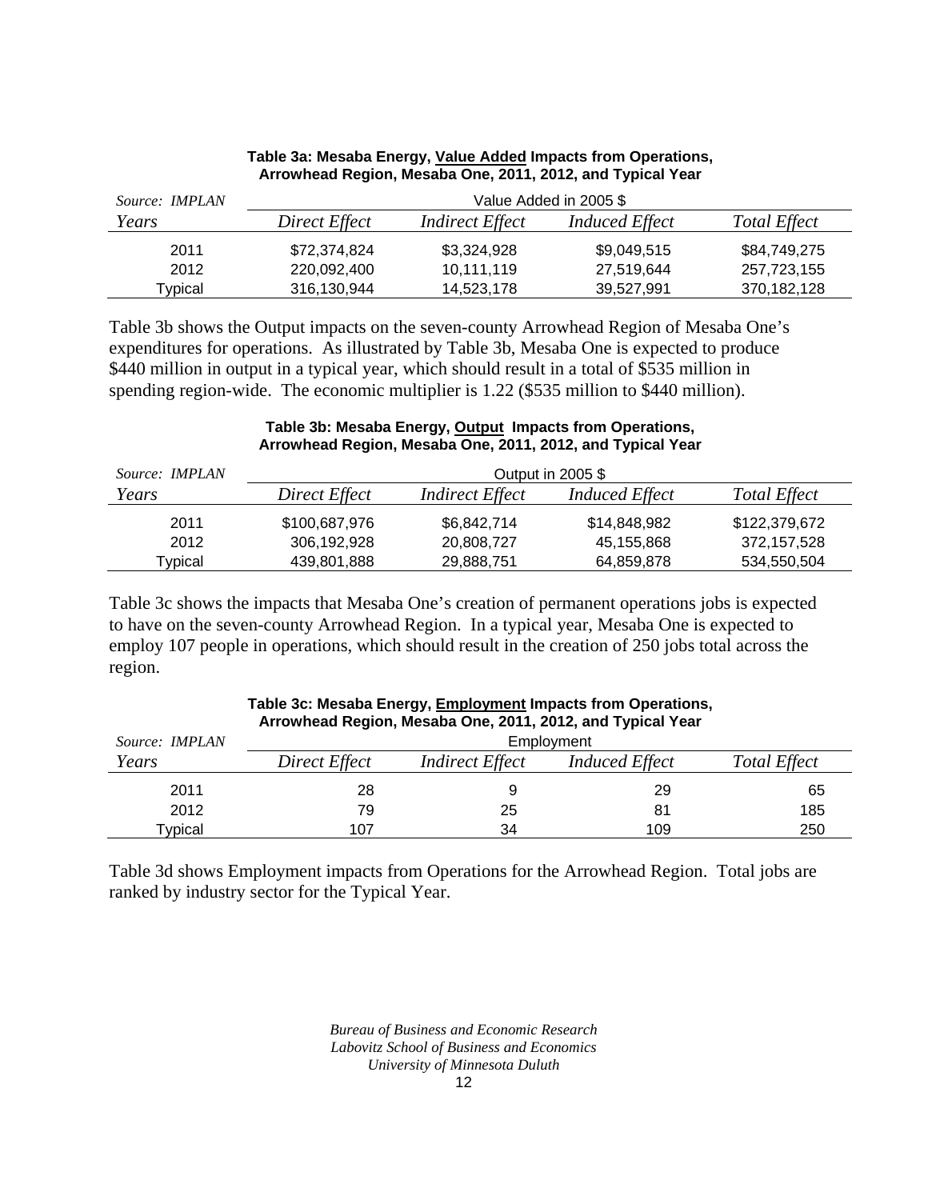**Table 3a: Mesaba Energy, <u>Value Added</u> Impacts from Operations, Arrowhead Region, Mesaba One, 2011, 2012, and Typical Year**

| *Source: IMPLAN* | Value Added in 2005 $ | | | |
|---|---|---|---|---|
| *Years* | *Direct Effect* | *Indirect Effect* | *Induced Effect* | *Total Effect* |
| 2011 | $72,374,824 | $3,324,928 | $9,049,515 | $84,749,275 |
| 2012 | 220,092,400 | 10,111,119 | 27,519,644 | 257,723,155 |
| Typical | 316,130,944 | 14,523,178 | 39,527,991 | 370,182,128 |

Table 3b shows the Output impacts on the seven-county Arrowhead Region of Mesaba One's expenditures for operations. As illustrated by Table 3b, Mesaba One is expected to produce $440 million in output in a typical year, which should result in a total of $535 million in spending region-wide. The economic multiplier is 1.22 ($535 million to $440 million).

**Table 3b: Mesaba Energy, <u>Output</u> Impacts from Operations, Arrowhead Region, Mesaba One, 2011, 2012, and Typical Year**

| *Source: IMPLAN* | Output in 2005 $ | | | |
|---|---|---|---|---|
| *Years* | *Direct Effect* | *Indirect Effect* | *Induced Effect* | *Total Effect* |
| 2011 | $100,687,976 | $6,842,714 | $14,848,982 | $122,379,672 |
| 2012 | 306,192,928 | 20,808,727 | 45,155,868 | 372,157,528 |
| Typical | 439,801,888 | 29,888,751 | 64,859,878 | 534,550,504 |

Table 3c shows the impacts that Mesaba One's creation of permanent operations jobs is expected to have on the seven-county Arrowhead Region. In a typical year, Mesaba One is expected to employ 107 people in operations, which should result in the creation of 250 jobs total across the region.

**Table 3c: Mesaba Energy, <u>Employment</u> Impacts from Operations, Arrowhead Region, Mesaba One, 2011, 2012, and Typical Year**

| *Source: IMPLAN* | Employment | | | |
|---|---|---|---|---|
| *Years* | *Direct Effect* | *Indirect Effect* | *Induced Effect* | *Total Effect* |
| 2011 | 28 | 9 | 29 | 65 |
| 2012 | 79 | 25 | 81 | 185 |
| Typical | 107 | 34 | 109 | 250 |

Table 3d shows Employment impacts from Operations for the Arrowhead Region. Total jobs are ranked by industry sector for the Typical Year.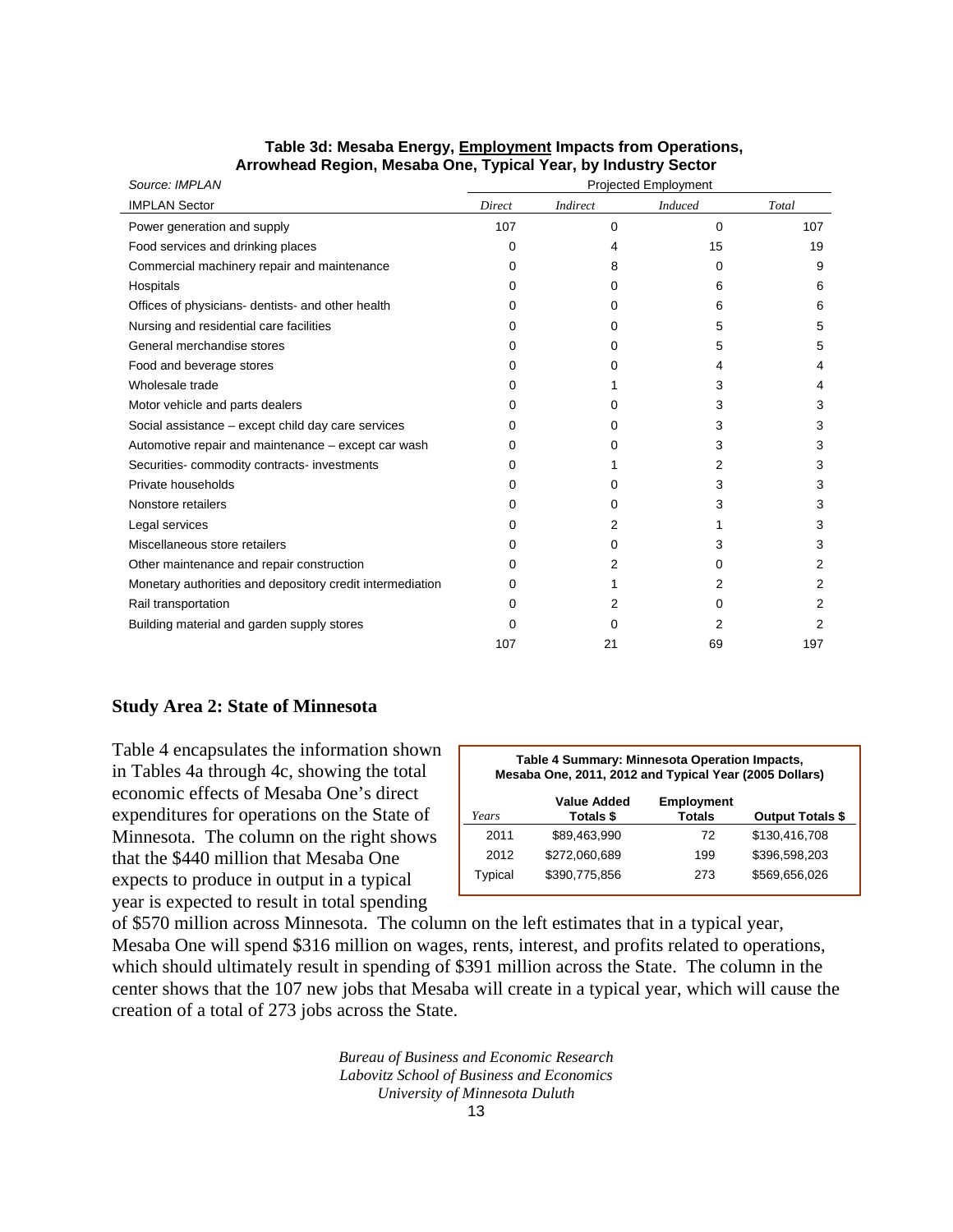**Table 3d: Mesaba Energy, Employment Impacts from Operations, Arrowhead Region, Mesaba One, Typical Year, by Industry Sector**

| *Source: IMPLAN* | Projected Employment | | | |
|---|---|---|---|---|
| IMPLAN Sector | *Direct* | *Indirect* | *Induced* | *Total* |
| Power generation and supply | 107 | 0 | 0 | 107 |
| Food services and drinking places | 0 | 4 | 15 | 19 |
| Commercial machinery repair and maintenance | 0 | 8 | 0 | 9 |
| Hospitals | 0 | 0 | 6 | 6 |
| Offices of physicians- dentists- and other health | 0 | 0 | 6 | 6 |
| Nursing and residential care facilities | 0 | 0 | 5 | 5 |
| General merchandise stores | 0 | 0 | 5 | 5 |
| Food and beverage stores | 0 | 0 | 4 | 4 |
| Wholesale trade | 0 | 1 | 3 | 4 |
| Motor vehicle and parts dealers | 0 | 0 | 3 | 3 |
| Social assistance – except child day care services | 0 | 0 | 3 | 3 |
| Automotive repair and maintenance – except car wash | 0 | 0 | 3 | 3 |
| Securities- commodity contracts- investments | 0 | 1 | 2 | 3 |
| Private households | 0 | 0 | 3 | 3 |
| Nonstore retailers | 0 | 0 | 3 | 3 |
| Legal services | 0 | 2 | 1 | 3 |
| Miscellaneous store retailers | 0 | 0 | 3 | 3 |
| Other maintenance and repair construction | 0 | 2 | 0 | 2 |
| Monetary authorities and depository credit intermediation | 0 | 1 | 2 | 2 |
| Rail transportation | 0 | 2 | 0 | 2 |
| Building material and garden supply stores | 0 | 0 | 2 | 2 |
| | 107 | 21 | 69 | 197 |

## Study Area 2: State of Minnesota

**Table 4 Summary: Minnesota Operation Impacts, Mesaba One, 2011, 2012 and Typical Year (2005 Dollars)**

| *Years* | Value Added Totals $ | Employment Totals | Output Totals $ |
|---|---|---|---|
| 2011 | $89,463,990 | 72 | $130,416,708 |
| 2012 | $272,060,689 | 199 | $396,598,203 |
| Typical | $390,775,856 | 273 | $569,656,026 |

Table 4 encapsulates the information shown in Tables 4a through 4c, showing the total economic effects of Mesaba One's direct expenditures for operations on the State of Minnesota. The column on the right shows that the $440 million that Mesaba One expects to produce in output in a typical year is expected to result in total spending of $570 million across Minnesota. The column on the left estimates that in a typical year, Mesaba One will spend $316 million on wages, rents, interest, and profits related to operations, which should ultimately result in spending of $391 million across the State. The column in the center shows that the 107 new jobs that Mesaba will create in a typical year, which will cause the creation of a total of 273 jobs across the State.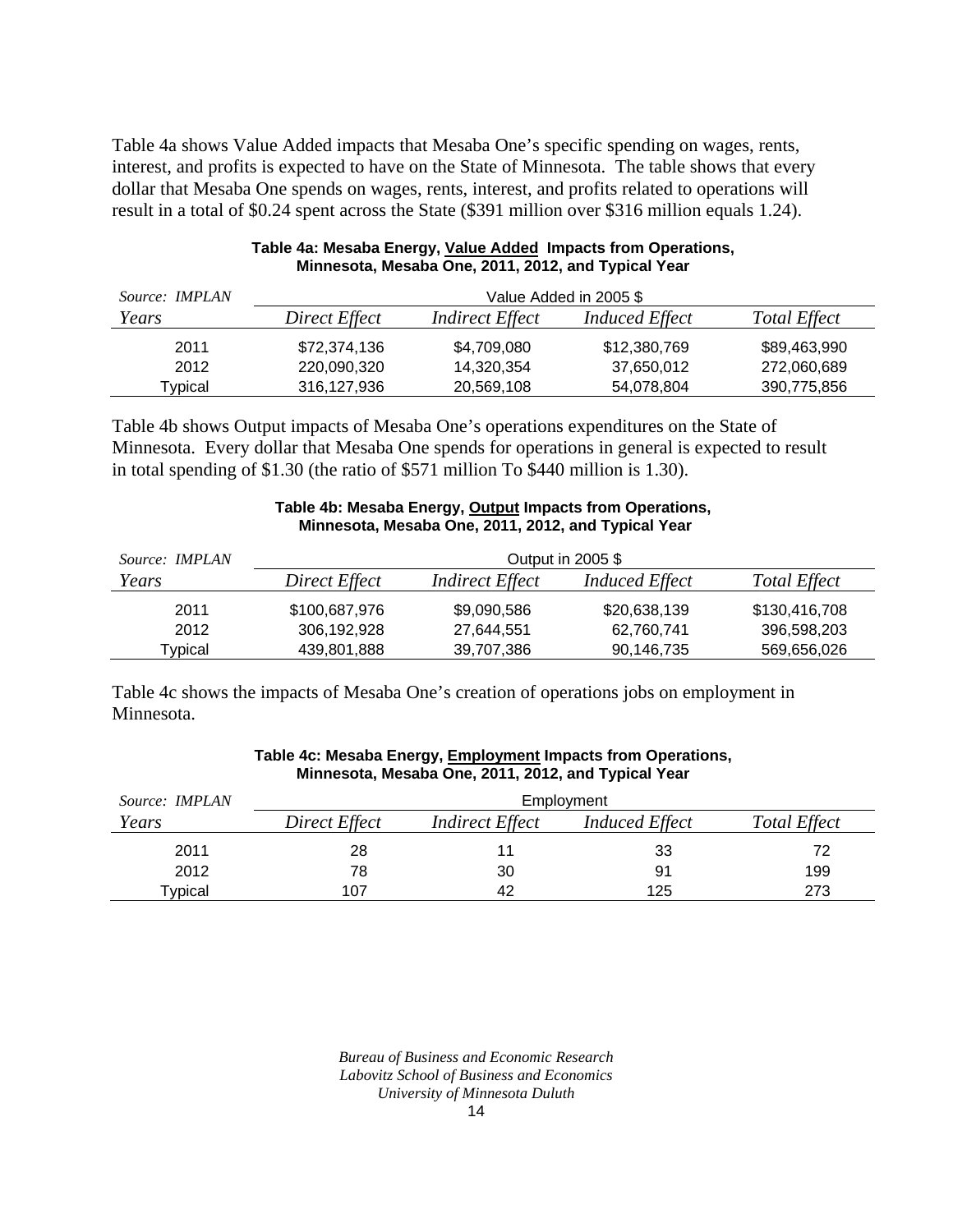Table 4a shows Value Added impacts that Mesaba One's specific spending on wages, rents, interest, and profits is expected to have on the State of Minnesota. The table shows that every dollar that Mesaba One spends on wages, rents, interest, and profits related to operations will result in a total of $0.24 spent across the State ($391 million over $316 million equals 1.24).

**Table 4a: Mesaba Energy, <u>Value Added</u> Impacts from Operations, Minnesota, Mesaba One, 2011, 2012, and Typical Year**

| *Source: IMPLAN* | Value Added in 2005 $ | | | |
|---|---|---|---|---|
| *Years* | *Direct Effect* | *Indirect Effect* | *Induced Effect* | *Total Effect* |
| 2011 | $72,374,136 | $4,709,080 | $12,380,769 | $89,463,990 |
| 2012 | 220,090,320 | 14,320,354 | 37,650,012 | 272,060,689 |
| Typical | 316,127,936 | 20,569,108 | 54,078,804 | 390,775,856 |

Table 4b shows Output impacts of Mesaba One's operations expenditures on the State of Minnesota. Every dollar that Mesaba One spends for operations in general is expected to result in total spending of $1.30 (the ratio of $571 million To $440 million is 1.30).

**Table 4b: Mesaba Energy, <u>Output</u> Impacts from Operations, Minnesota, Mesaba One, 2011, 2012, and Typical Year**

| *Source: IMPLAN* | Output in 2005 $ | | | |
|---|---|---|---|---|
| *Years* | *Direct Effect* | *Indirect Effect* | *Induced Effect* | *Total Effect* |
| 2011 | $100,687,976 | $9,090,586 | $20,638,139 | $130,416,708 |
| 2012 | 306,192,928 | 27,644,551 | 62,760,741 | 396,598,203 |
| Typical | 439,801,888 | 39,707,386 | 90,146,735 | 569,656,026 |

Table 4c shows the impacts of Mesaba One's creation of operations jobs on employment in Minnesota.

**Table 4c: Mesaba Energy, <u>Employment</u> Impacts from Operations, Minnesota, Mesaba One, 2011, 2012, and Typical Year**

| *Source: IMPLAN* | Employment | | | |
|---|---|---|---|---|
| *Years* | *Direct Effect* | *Indirect Effect* | *Induced Effect* | *Total Effect* |
| 2011 | 28 | 11 | 33 | 72 |
| 2012 | 78 | 30 | 91 | 199 |
| Typical | 107 | 42 | 125 | 273 |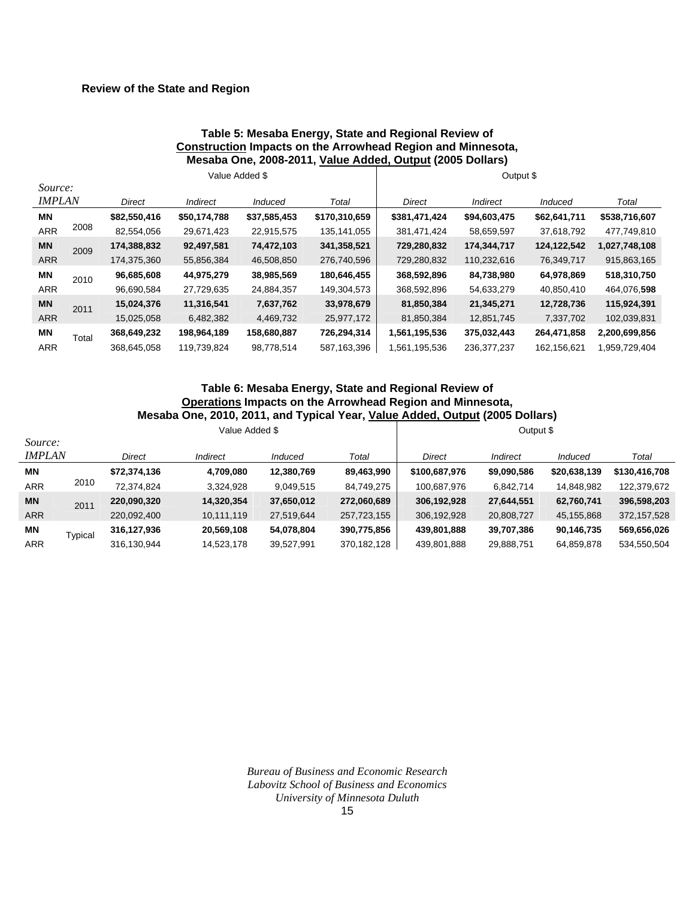**Review of the State and Region**

**Table 5: Mesaba Energy, State and Regional Review of Construction Impacts on the Arrowhead Region and Minnesota, Mesaba One, 2008-2011, Value Added, Output (2005 Dollars)**

| *Source: IMPLAN* | | Value Added $ | | | | Output $ | | | |
|---|---|---|---|---|---|---|---|---|---|
| | | *Direct* | *Indirect* | *Induced* | *Total* | *Direct* | *Indirect* | *Induced* | *Total* |
| **MN** | 2008 | **$82,550,416** | **$50,174,788** | **$37,585,453** | **$170,310,659** | **$381,471,424** | **$94,603,475** | **$62,641,711** | **$538,716,607** |
| ARR | | 82,554,056 | 29,671,423 | 22,915,575 | 135,141,055 | 381,471,424 | 58,659,597 | 37,618,792 | 477,749,810 |
| **MN** | 2009 | **174,388,832** | **92,497,581** | **74,472,103** | **341,358,521** | **729,280,832** | **174,344,717** | **124,122,542** | **1,027,748,108** |
| ARR | | 174,375,360 | 55,856,384 | 46,508,850 | 276,740,596 | 729,280,832 | 110,232,616 | 76,349,717 | 915,863,165 |
| **MN** | 2010 | **96,685,608** | **44,975,279** | **38,985,569** | **180,646,455** | **368,592,896** | **84,738,980** | **64,978,869** | **518,310,750** |
| ARR | | 96,690,584 | 27,729,635 | 24,884,357 | 149,304,573 | 368,592,896 | 54,633,279 | 40,850,410 | 464,076,**598** |
| **MN** | 2011 | **15,024,376** | **11,316,541** | **7,637,762** | **33,978,679** | **81,850,384** | **21,345,271** | **12,728,736** | **115,924,391** |
| ARR | | 15,025,058 | 6,482,382 | 4,469,732 | 25,977,172 | 81,850,384 | 12,851,745 | 7,337,702 | 102,039,831 |
| **MN** | Total | **368,649,232** | **198,964,189** | **158,680,887** | **726,294,314** | **1,561,195,536** | **375,032,443** | **264,471,858** | **2,200,699,856** |
| ARR | | 368,645,058 | 119,739,824 | 98,778,514 | 587,163,396 | 1,561,195,536 | 236,377,237 | 162,156,621 | 1,959,729,404 |

**Table 6: Mesaba Energy, State and Regional Review of Operations Impacts on the Arrowhead Region and Minnesota, Mesaba One, 2010, 2011, and Typical Year, Value Added, Output (2005 Dollars)**

| *Source: IMPLAN* | | Value Added $ | | | | Output $ | | | |
|---|---|---|---|---|---|---|---|---|---|
| | | *Direct* | *Indirect* | *Induced* | *Total* | *Direct* | *Indirect* | *Induced* | *Total* |
| **MN** | 2010 | **$72,374,136** | **4,709,080** | **12,380,769** | **89,463,990** | **$100,687,976** | **$9,090,586** | **$20,638,139** | **$130,416,708** |
| ARR | | 72,374,824 | 3,324,928 | 9,049,515 | 84,749,275 | 100,687,976 | 6,842,714 | 14,848,982 | 122,379,672 |
| **MN** | 2011 | **220,090,320** | **14,320,354** | **37,650,012** | **272,060,689** | **306,192,928** | **27,644,551** | **62,760,741** | **396,598,203** |
| ARR | | 220,092,400 | 10,111,119 | 27,519,644 | 257,723,155 | 306,192,928 | 20,808,727 | 45,155,868 | 372,157,528 |
| **MN** | Typical | **316,127,936** | **20,569,108** | **54,078,804** | **390,775,856** | **439,801,888** | **39,707,386** | **90,146,735** | **569,656,026** |
| ARR | | 316,130,944 | 14,523,178 | 39,527,991 | 370,182,128 | 439,801,888 | 29,888,751 | 64,859,878 | 534,550,504 |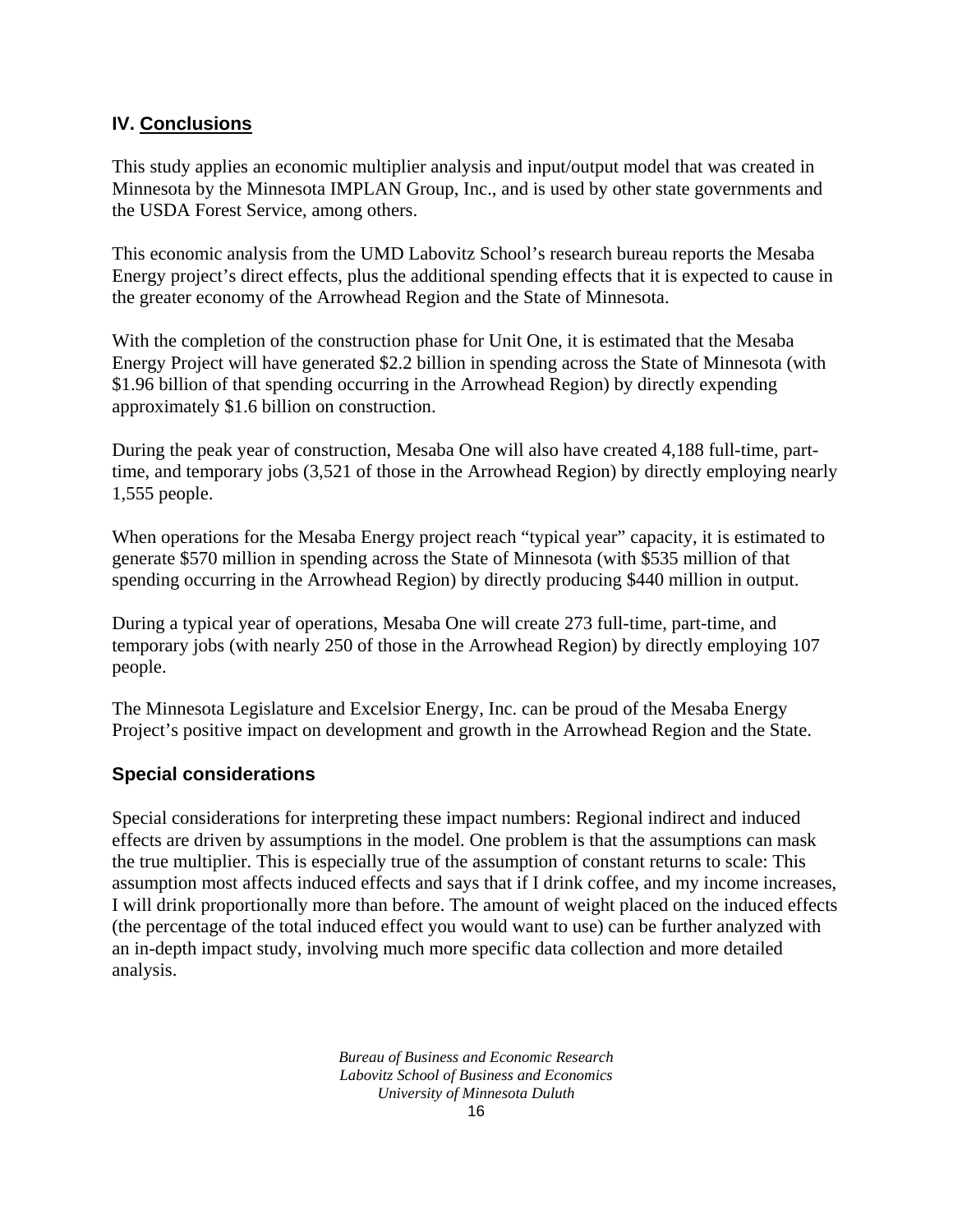## IV. Conclusions

This study applies an economic multiplier analysis and input/output model that was created in Minnesota by the Minnesota IMPLAN Group, Inc., and is used by other state governments and the USDA Forest Service, among others.

This economic analysis from the UMD Labovitz School's research bureau reports the Mesaba Energy project's direct effects, plus the additional spending effects that it is expected to cause in the greater economy of the Arrowhead Region and the State of Minnesota.

With the completion of the construction phase for Unit One, it is estimated that the Mesaba Energy Project will have generated $2.2 billion in spending across the State of Minnesota (with $1.96 billion of that spending occurring in the Arrowhead Region) by directly expending approximately $1.6 billion on construction.

During the peak year of construction, Mesaba One will also have created 4,188 full-time, part-time, and temporary jobs (3,521 of those in the Arrowhead Region) by directly employing nearly 1,555 people.

When operations for the Mesaba Energy project reach "typical year" capacity, it is estimated to generate $570 million in spending across the State of Minnesota (with $535 million of that spending occurring in the Arrowhead Region) by directly producing $440 million in output.

During a typical year of operations, Mesaba One will create 273 full-time, part-time, and temporary jobs (with nearly 250 of those in the Arrowhead Region) by directly employing 107 people.

The Minnesota Legislature and Excelsior Energy, Inc. can be proud of the Mesaba Energy Project's positive impact on development and growth in the Arrowhead Region and the State.

### Special considerations

Special considerations for interpreting these impact numbers: Regional indirect and induced effects are driven by assumptions in the model. One problem is that the assumptions can mask the true multiplier. This is especially true of the assumption of constant returns to scale: This assumption most affects induced effects and says that if I drink coffee, and my income increases, I will drink proportionally more than before. The amount of weight placed on the induced effects (the percentage of the total induced effect you would want to use) can be further analyzed with an in-depth impact study, involving much more specific data collection and more detailed analysis.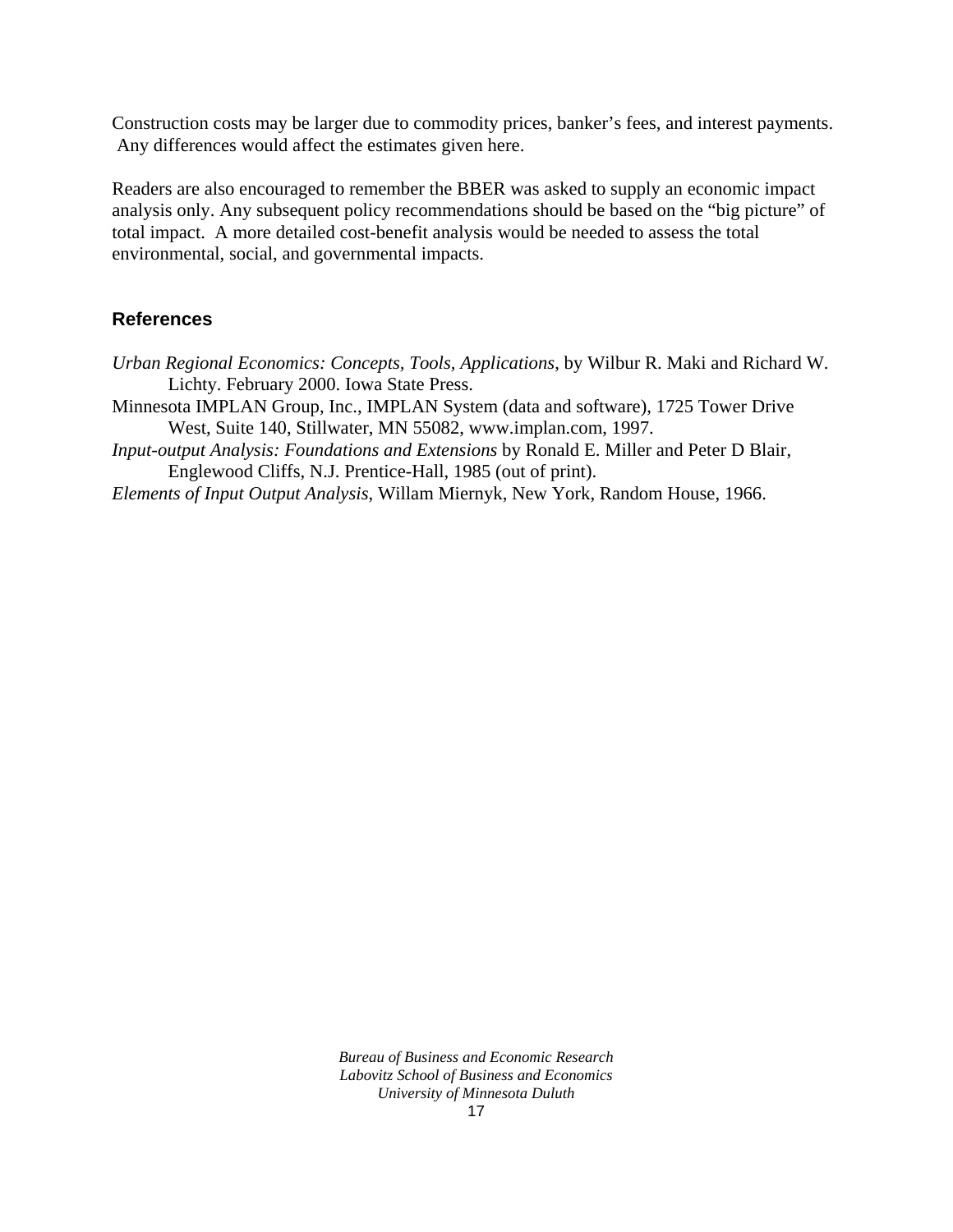Construction costs may be larger due to commodity prices, banker's fees, and interest payments. Any differences would affect the estimates given here.

Readers are also encouraged to remember the BBER was asked to supply an economic impact analysis only. Any subsequent policy recommendations should be based on the "big picture" of total impact. A more detailed cost-benefit analysis would be needed to assess the total environmental, social, and governmental impacts.

## References

*Urban Regional Economics: Concepts, Tools, Applications*, by Wilbur R. Maki and Richard W. Lichty. February 2000. Iowa State Press.

Minnesota IMPLAN Group, Inc., IMPLAN System (data and software), 1725 Tower Drive West, Suite 140, Stillwater, MN 55082, www.implan.com, 1997.

*Input-output Analysis: Foundations and Extensions* by Ronald E. Miller and Peter D Blair, Englewood Cliffs, N.J. Prentice-Hall, 1985 (out of print).

*Elements of Input Output Analysis*, Willam Miernyk, New York, Random House, 1966.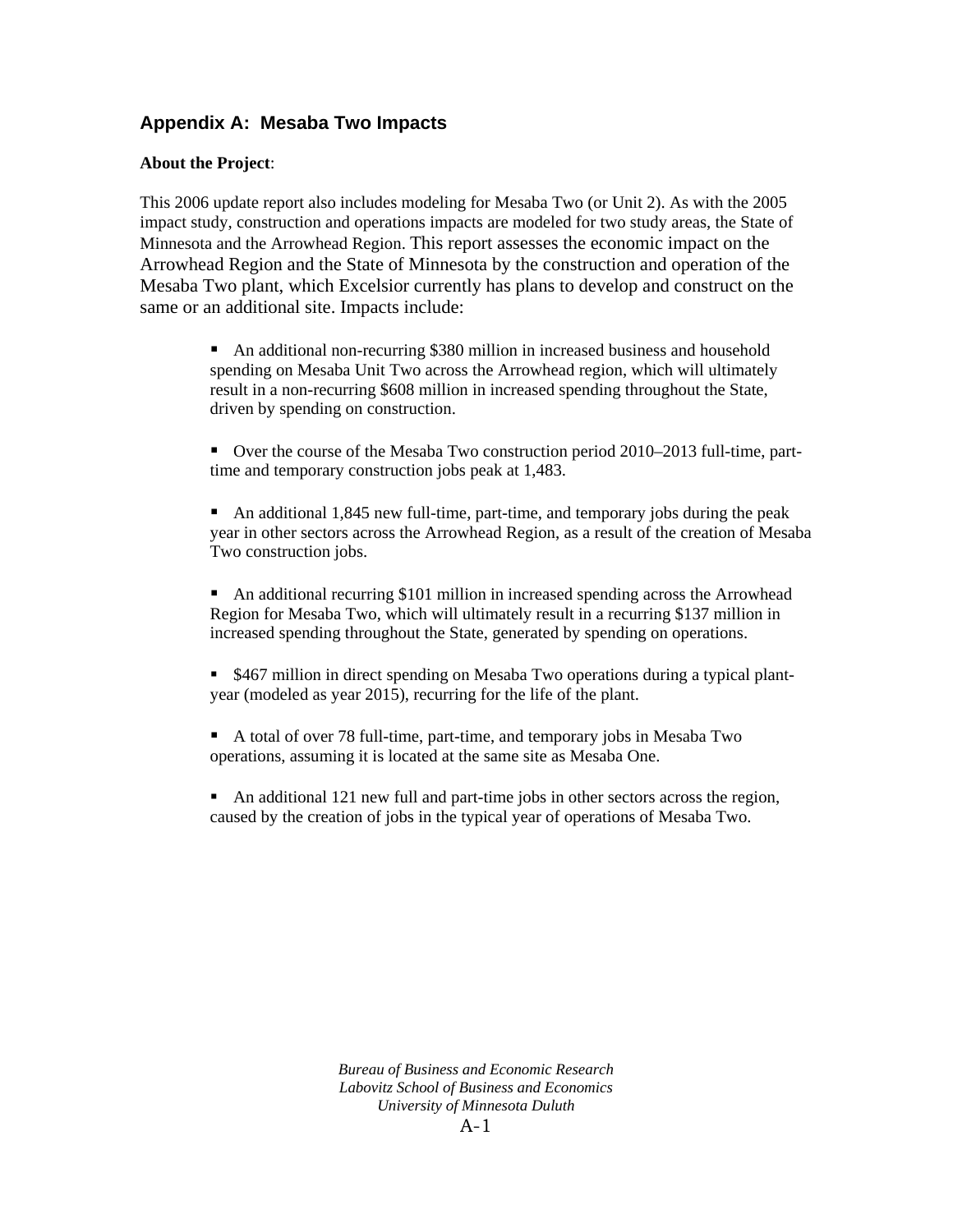## Appendix A: Mesaba Two Impacts

**About the Project**:

This 2006 update report also includes modeling for Mesaba Two (or Unit 2). As with the 2005 impact study, construction and operations impacts are modeled for two study areas, the State of Minnesota and the Arrowhead Region. This report assesses the economic impact on the Arrowhead Region and the State of Minnesota by the construction and operation of the Mesaba Two plant, which Excelsior currently has plans to develop and construct on the same or an additional site. Impacts include:

- An additional non-recurring $380 million in increased business and household spending on Mesaba Unit Two across the Arrowhead region, which will ultimately result in a non-recurring $608 million in increased spending throughout the State, driven by spending on construction.

- Over the course of the Mesaba Two construction period 2010–2013 full-time, part-time and temporary construction jobs peak at 1,483.

- An additional 1,845 new full-time, part-time, and temporary jobs during the peak year in other sectors across the Arrowhead Region, as a result of the creation of Mesaba Two construction jobs.

- An additional recurring $101 million in increased spending across the Arrowhead Region for Mesaba Two, which will ultimately result in a recurring $137 million in increased spending throughout the State, generated by spending on operations.

- $467 million in direct spending on Mesaba Two operations during a typical plant-year (modeled as year 2015), recurring for the life of the plant.

- A total of over 78 full-time, part-time, and temporary jobs in Mesaba Two operations, assuming it is located at the same site as Mesaba One.

- An additional 121 new full and part-time jobs in other sectors across the region, caused by the creation of jobs in the typical year of operations of Mesaba Two.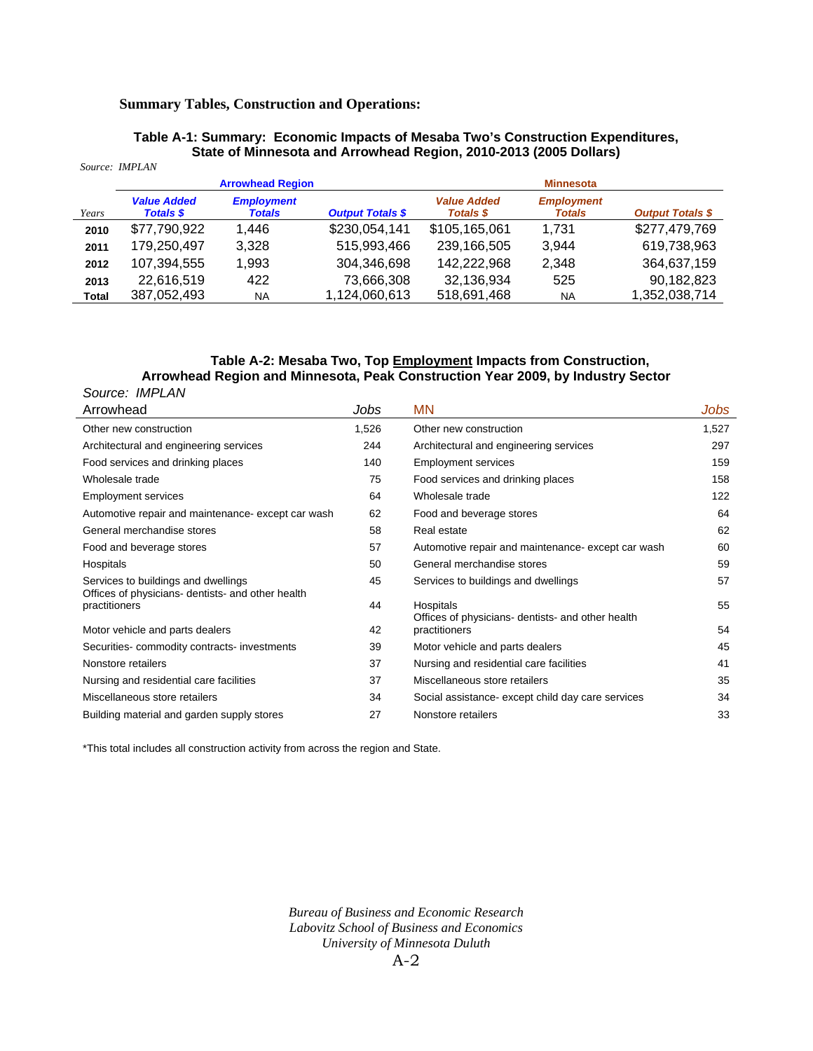**Summary Tables, Construction and Operations:**

**Table A-1: Summary: Economic Impacts of Mesaba Two's Construction Expenditures, State of Minnesota and Arrowhead Region, 2010-2013 (2005 Dollars)**

*Source: IMPLAN*

| | Arrowhead Region | | | Minnesota | | |
|---|---|---|---|---|---|---|
| *Years* | *Value Added Totals $* | *Employment Totals* | *Output Totals $* | *Value Added Totals $* | *Employment Totals* | *Output Totals $* |
| **2010** | $77,790,922 | 1,446 | $230,054,141 | $105,165,061 | 1,731 | $277,479,769 |
| **2011** | 179,250,497 | 3,328 | 515,993,466 | 239,166,505 | 3,944 | 619,738,963 |
| **2012** | 107,394,555 | 1,993 | 304,346,698 | 142,222,968 | 2,348 | 364,637,159 |
| **2013** | 22,616,519 | 422 | 73,666,308 | 32,136,934 | 525 | 90,182,823 |
| **Total** | 387,052,493 | NA | 1,124,060,613 | 518,691,468 | NA | 1,352,038,714 |

**Table A-2: Mesaba Two, Top Employment Impacts from Construction, Arrowhead Region and Minnesota, Peak Construction Year 2009, by Industry Sector**

*Source: IMPLAN*

| Arrowhead | *Jobs* | MN | *Jobs* |
|---|---|---|---|
| Other new construction | 1,526 | Other new construction | 1,527 |
| Architectural and engineering services | 244 | Architectural and engineering services | 297 |
| Food services and drinking places | 140 | Employment services | 159 |
| Wholesale trade | 75 | Food services and drinking places | 158 |
| Employment services | 64 | Wholesale trade | 122 |
| Automotive repair and maintenance- except car wash | 62 | Food and beverage stores | 64 |
| General merchandise stores | 58 | Real estate | 62 |
| Food and beverage stores | 57 | Automotive repair and maintenance- except car wash | 60 |
| Hospitals | 50 | General merchandise stores | 59 |
| Services to buildings and dwellings | 45 | Services to buildings and dwellings | 57 |
| Offices of physicians- dentists- and other health practitioners | 44 | Hospitals | 55 |
| Motor vehicle and parts dealers | 42 | Offices of physicians- dentists- and other health practitioners | 54 |
| Securities- commodity contracts- investments | 39 | Motor vehicle and parts dealers | 45 |
| Nonstore retailers | 37 | Nursing and residential care facilities | 41 |
| Nursing and residential care facilities | 37 | Miscellaneous store retailers | 35 |
| Miscellaneous store retailers | 34 | Social assistance- except child day care services | 34 |
| Building material and garden supply stores | 27 | Nonstore retailers | 33 |

*This total includes all construction activity from across the region and State.

*Bureau of Business and Economic Research*
*Labovitz School of Business and Economics*
*University of Minnesota Duluth*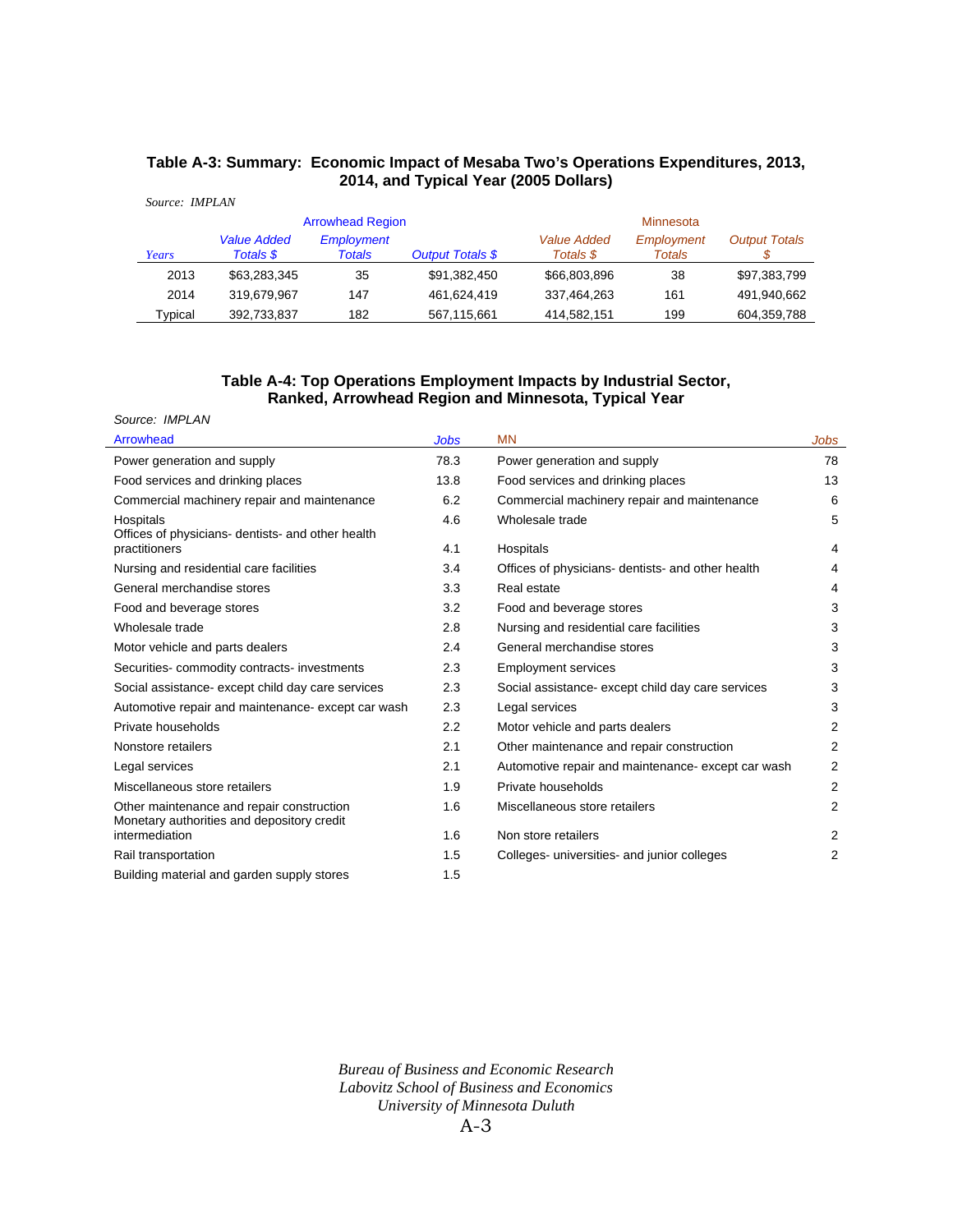### Table A-3: Summary: Economic Impact of Mesaba Two's Operations Expenditures, 2013, 2014, and Typical Year (2005 Dollars)

*Source: IMPLAN*

| | Arrowhead Region | | | Minnesota | | |
|---|---|---|---|---|---|---|
| *Years* | *Value Added Totals $* | *Employment Totals* | *Output Totals $* | *Value Added Totals $* | *Employment Totals* | *Output Totals $* |
| 2013 | $63,283,345 | 35 | $91,382,450 | $66,803,896 | 38 | $97,383,799 |
| 2014 | 319,679,967 | 147 | 461,624,419 | 337,464,263 | 161 | 491,940,662 |
| Typical | 392,733,837 | 182 | 567,115,661 | 414,582,151 | 199 | 604,359,788 |

### Table A-4: Top Operations Employment Impacts by Industrial Sector, Ranked, Arrowhead Region and Minnesota, Typical Year

Source: IMPLAN

| Arrowhead | *Jobs* | MN | *Jobs* |
|---|---|---|---|
| Power generation and supply | 78.3 | Power generation and supply | 78 |
| Food services and drinking places | 13.8 | Food services and drinking places | 13 |
| Commercial machinery repair and maintenance | 6.2 | Commercial machinery repair and maintenance | 6 |
| Hospitals | 4.6 | Wholesale trade | 5 |
| Offices of physicians- dentists- and other health practitioners | 4.1 | Hospitals | 4 |
| Nursing and residential care facilities | 3.4 | Offices of physicians- dentists- and other health | 4 |
| General merchandise stores | 3.3 | Real estate | 4 |
| Food and beverage stores | 3.2 | Food and beverage stores | 3 |
| Wholesale trade | 2.8 | Nursing and residential care facilities | 3 |
| Motor vehicle and parts dealers | 2.4 | General merchandise stores | 3 |
| Securities- commodity contracts- investments | 2.3 | Employment services | 3 |
| Social assistance- except child day care services | 2.3 | Social assistance- except child day care services | 3 |
| Automotive repair and maintenance- except car wash | 2.3 | Legal services | 3 |
| Private households | 2.2 | Motor vehicle and parts dealers | 2 |
| Nonstore retailers | 2.1 | Other maintenance and repair construction | 2 |
| Legal services | 2.1 | Automotive repair and maintenance- except car wash | 2 |
| Miscellaneous store retailers | 1.9 | Private households | 2 |
| Other maintenance and repair construction | 1.6 | Miscellaneous store retailers | 2 |
| Monetary authorities and depository credit intermediation | 1.6 | Non store retailers | 2 |
| Rail transportation | 1.5 | Colleges- universities- and junior colleges | 2 |
| Building material and garden supply stores | 1.5 | | |

*Bureau of Business and Economic Research*
*Labovitz School of Business and Economics*
*University of Minnesota Duluth*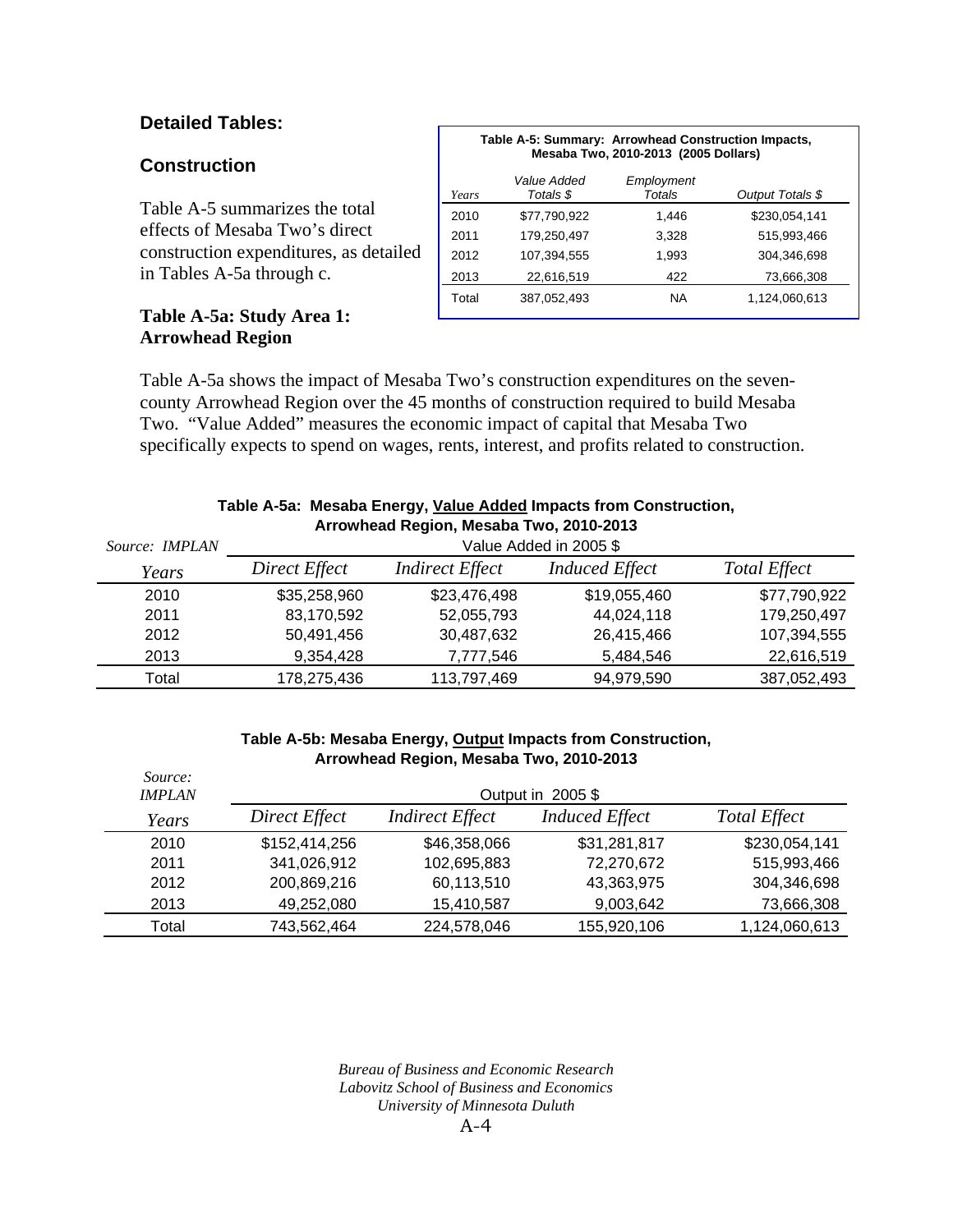## Detailed Tables:

### Construction

Table A-5 summarizes the total effects of Mesaba Two's direct construction expenditures, as detailed in Tables A-5a through c.

**Table A-5: Summary: Arrowhead Construction Impacts, Mesaba Two, 2010-2013 (2005 Dollars)**

| *Years* | *Value Added Totals $* | *Employment Totals* | *Output Totals $* |
|---|---|---|---|
| 2010 | $77,790,922 | 1,446 | $230,054,141 |
| 2011 | 179,250,497 | 3,328 | 515,993,466 |
| 2012 | 107,394,555 | 1,993 | 304,346,698 |
| 2013 | 22,616,519 | 422 | 73,666,308 |
| Total | 387,052,493 | NA | 1,124,060,613 |

### Table A-5a: Study Area 1: Arrowhead Region

Table A-5a shows the impact of Mesaba Two's construction expenditures on the seven-county Arrowhead Region over the 45 months of construction required to build Mesaba Two. "Value Added" measures the economic impact of capital that Mesaba Two specifically expects to spend on wages, rents, interest, and profits related to construction.

**Table A-5a: Mesaba Energy, Value Added Impacts from Construction, Arrowhead Region, Mesaba Two, 2010-2013**

| *Source: IMPLAN* | Value Added in 2005 $ | | | |
|---|---|---|---|---|
| *Years* | *Direct Effect* | *Indirect Effect* | *Induced Effect* | *Total Effect* |
| 2010 | $35,258,960 | $23,476,498 | $19,055,460 | $77,790,922 |
| 2011 | 83,170,592 | 52,055,793 | 44,024,118 | 179,250,497 |
| 2012 | 50,491,456 | 30,487,632 | 26,415,466 | 107,394,555 |
| 2013 | 9,354,428 | 7,777,546 | 5,484,546 | 22,616,519 |
| Total | 178,275,436 | 113,797,469 | 94,979,590 | 387,052,493 |

**Table A-5b: Mesaba Energy, Output Impacts from Construction, Arrowhead Region, Mesaba Two, 2010-2013**

| *Source: IMPLAN* | Output in 2005 $ | | | |
|---|---|---|---|---|
| *Years* | *Direct Effect* | *Indirect Effect* | *Induced Effect* | *Total Effect* |
| 2010 | $152,414,256 | $46,358,066 | $31,281,817 | $230,054,141 |
| 2011 | 341,026,912 | 102,695,883 | 72,270,672 | 515,993,466 |
| 2012 | 200,869,216 | 60,113,510 | 43,363,975 | 304,346,698 |
| 2013 | 49,252,080 | 15,410,587 | 9,003,642 | 73,666,308 |
| Total | 743,562,464 | 224,578,046 | 155,920,106 | 1,124,060,613 |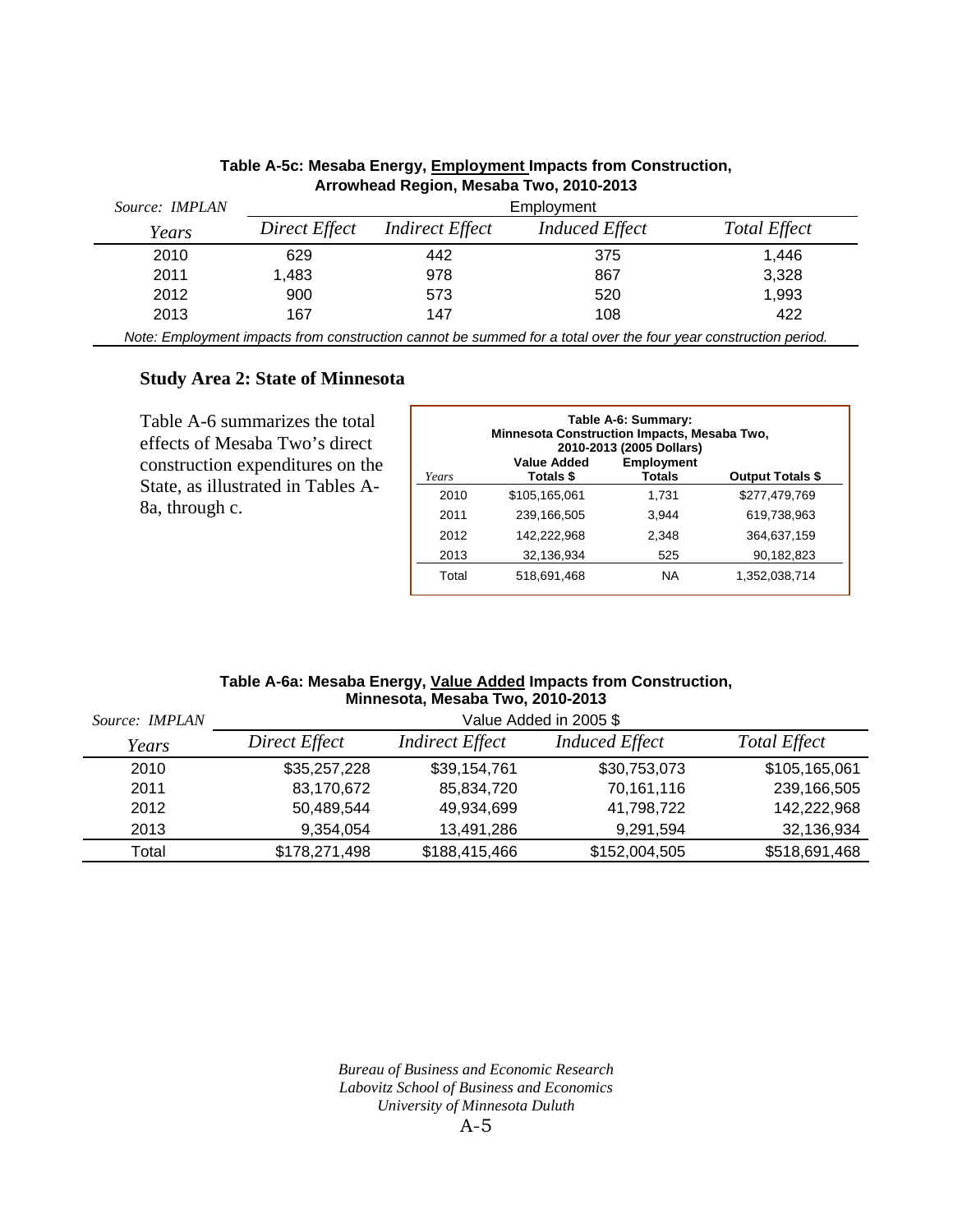**Table A-5c: Mesaba Energy, Employment Impacts from Construction, Arrowhead Region, Mesaba Two, 2010-2013**

| Source: IMPLAN | Employment | | | |
|---|---|---|---|---|
| *Years* | *Direct Effect* | *Indirect Effect* | *Induced Effect* | *Total Effect* |
| 2010 | 629 | 442 | 375 | 1,446 |
| 2011 | 1,483 | 978 | 867 | 3,328 |
| 2012 | 900 | 573 | 520 | 1,993 |
| 2013 | 167 | 147 | 108 | 422 |

*Note: Employment impacts from construction cannot be summed for a total over the four year construction period.*

### Study Area 2: State of Minnesota

Table A-6 summarizes the total effects of Mesaba Two's direct construction expenditures on the State, as illustrated in Tables A-8a, through c.

**Table A-6: Summary: Minnesota Construction Impacts, Mesaba Two, 2010-2013 (2005 Dollars)**

| *Years* | Value Added Totals $ | Employment Totals | Output Totals $ |
|---|---|---|---|
| 2010 | $105,165,061 | 1,731 | $277,479,769 |
| 2011 | 239,166,505 | 3,944 | 619,738,963 |
| 2012 | 142,222,968 | 2,348 | 364,637,159 |
| 2013 | 32,136,934 | 525 | 90,182,823 |
| Total | 518,691,468 | NA | 1,352,038,714 |

**Table A-6a: Mesaba Energy, Value Added Impacts from Construction, Minnesota, Mesaba Two, 2010-2013**

| Source: IMPLAN | Value Added in 2005 $ | | | |
|---|---|---|---|---|
| *Years* | *Direct Effect* | *Indirect Effect* | *Induced Effect* | *Total Effect* |
| 2010 | $35,257,228 | $39,154,761 | $30,753,073 | $105,165,061 |
| 2011 | 83,170,672 | 85,834,720 | 70,161,116 | 239,166,505 |
| 2012 | 50,489,544 | 49,934,699 | 41,798,722 | 142,222,968 |
| 2013 | 9,354,054 | 13,491,286 | 9,291,594 | 32,136,934 |
| Total | $178,271,498 | $188,415,466 | $152,004,505 | $518,691,468 |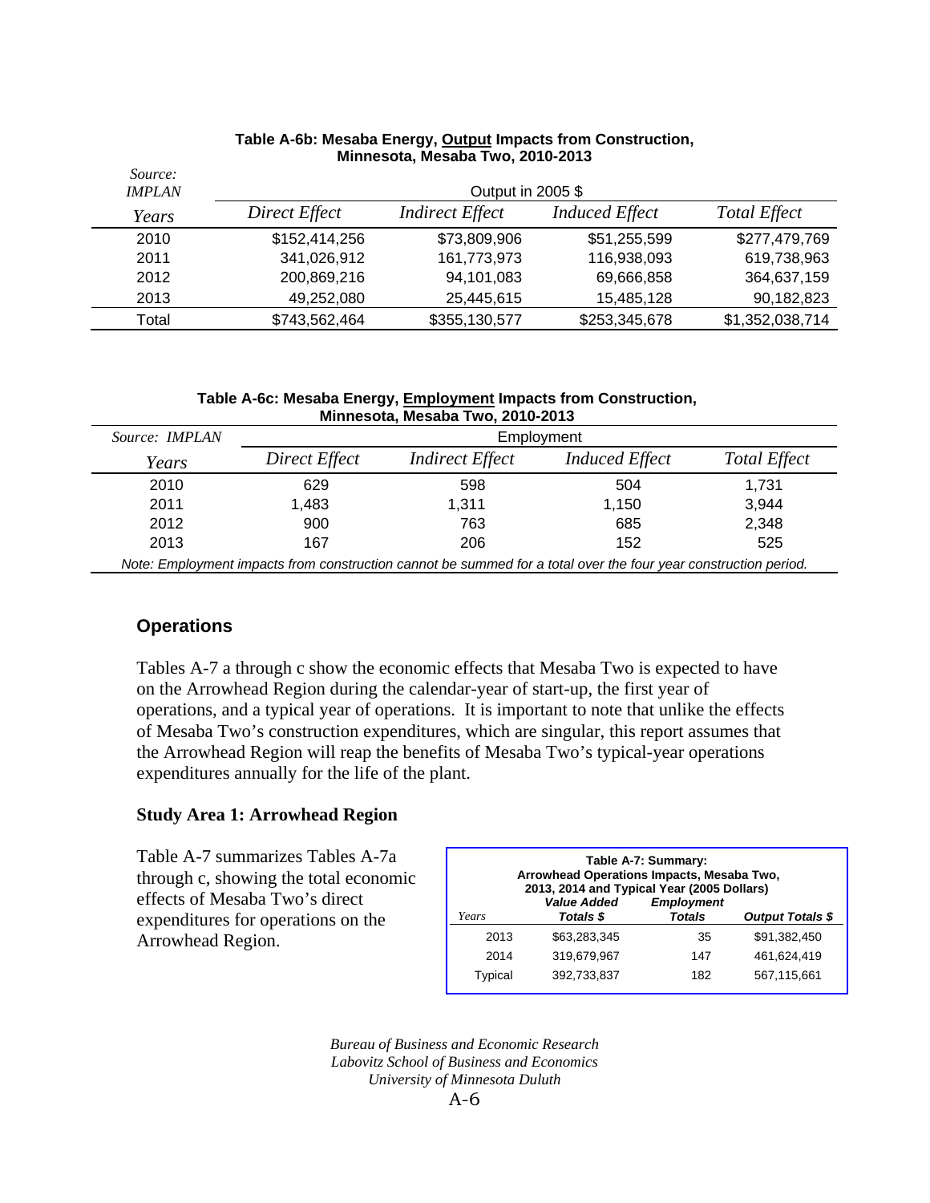**Table A-6b: Mesaba Energy, Output Impacts from Construction, Minnesota, Mesaba Two, 2010-2013**

| *Source: IMPLAN* | Output in 2005 $ | | | |
|---|---|---|---|---|
| *Years* | *Direct Effect* | *Indirect Effect* | *Induced Effect* | *Total Effect* |
| 2010 | $152,414,256 | $73,809,906 | $51,255,599 | $277,479,769 |
| 2011 | 341,026,912 | 161,773,973 | 116,938,093 | 619,738,963 |
| 2012 | 200,869,216 | 94,101,083 | 69,666,858 | 364,637,159 |
| 2013 | 49,252,080 | 25,445,615 | 15,485,128 | 90,182,823 |
| Total | $743,562,464 | $355,130,577 | $253,345,678 | $1,352,038,714 |

**Table A-6c: Mesaba Energy, Employment Impacts from Construction, Minnesota, Mesaba Two, 2010-2013**

| *Source: IMPLAN* | Employment | | | |
|---|---|---|---|---|
| *Years* | *Direct Effect* | *Indirect Effect* | *Induced Effect* | *Total Effect* |
| 2010 | 629 | 598 | 504 | 1,731 |
| 2011 | 1,483 | 1,311 | 1,150 | 3,944 |
| 2012 | 900 | 763 | 685 | 2,348 |
| 2013 | 167 | 206 | 152 | 525 |

*Note: Employment impacts from construction cannot be summed for a total over the four year construction period.*

## Operations

Tables A-7 a through c show the economic effects that Mesaba Two is expected to have on the Arrowhead Region during the calendar-year of start-up, the first year of operations, and a typical year of operations. It is important to note that unlike the effects of Mesaba Two's construction expenditures, which are singular, this report assumes that the Arrowhead Region will reap the benefits of Mesaba Two's typical-year operations expenditures annually for the life of the plant.

### Study Area 1: Arrowhead Region

Table A-7 summarizes Tables A-7a through c, showing the total economic effects of Mesaba Two's direct expenditures for operations on the Arrowhead Region.

**Table A-7: Summary: Arrowhead Operations Impacts, Mesaba Two, 2013, 2014 and Typical Year (2005 Dollars)**

| *Years* | *Value Added Totals $* | *Employment Totals* | *Output Totals $* |
|---|---|---|---|
| 2013 | $63,283,345 | 35 | $91,382,450 |
| 2014 | 319,679,967 | 147 | 461,624,419 |
| Typical | 392,733,837 | 182 | 567,115,661 |

*Bureau of Business and Economic Research*
*Labovitz School of Business and Economics*
*University of Minnesota Duluth*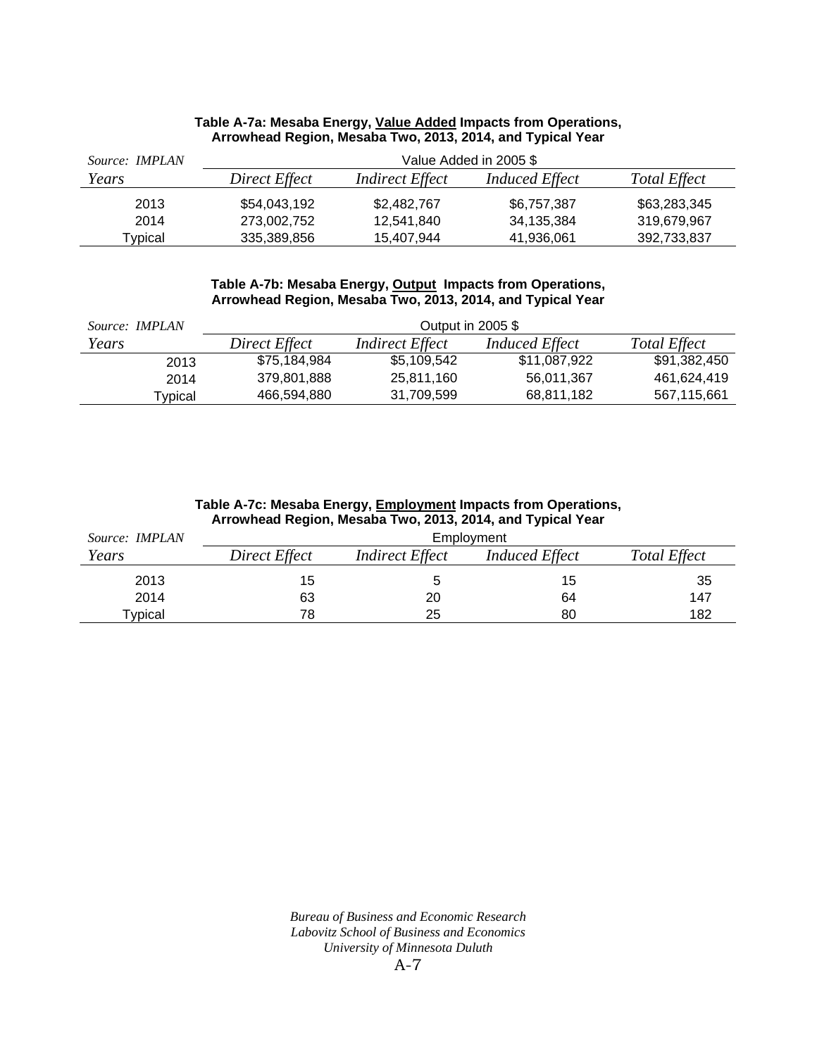**Table A-7a: Mesaba Energy, Value Added Impacts from Operations, Arrowhead Region, Mesaba Two, 2013, 2014, and Typical Year**

| *Source: IMPLAN* | Value Added in 2005 $ | | | |
|---|---|---|---|---|
| *Years* | *Direct Effect* | *Indirect Effect* | *Induced Effect* | *Total Effect* |
| 2013 | $54,043,192 | $2,482,767 | $6,757,387 | $63,283,345 |
| 2014 | 273,002,752 | 12,541,840 | 34,135,384 | 319,679,967 |
| Typical | 335,389,856 | 15,407,944 | 41,936,061 | 392,733,837 |

**Table A-7b: Mesaba Energy, Output Impacts from Operations, Arrowhead Region, Mesaba Two, 2013, 2014, and Typical Year**

| *Source: IMPLAN* | Output in 2005 $ | | | |
|---|---|---|---|---|
| *Years* | *Direct Effect* | *Indirect Effect* | *Induced Effect* | *Total Effect* |
| 2013 | $75,184,984 | $5,109,542 | $11,087,922 | $91,382,450 |
| 2014 | 379,801,888 | 25,811,160 | 56,011,367 | 461,624,419 |
| Typical | 466,594,880 | 31,709,599 | 68,811,182 | 567,115,661 |

**Table A-7c: Mesaba Energy, Employment Impacts from Operations, Arrowhead Region, Mesaba Two, 2013, 2014, and Typical Year**

| *Source: IMPLAN* | Employment | | | |
|---|---|---|---|---|
| *Years* | *Direct Effect* | *Indirect Effect* | *Induced Effect* | *Total Effect* |
| 2013 | 15 | 5 | 15 | 35 |
| 2014 | 63 | 20 | 64 | 147 |
| Typical | 78 | 25 | 80 | 182 |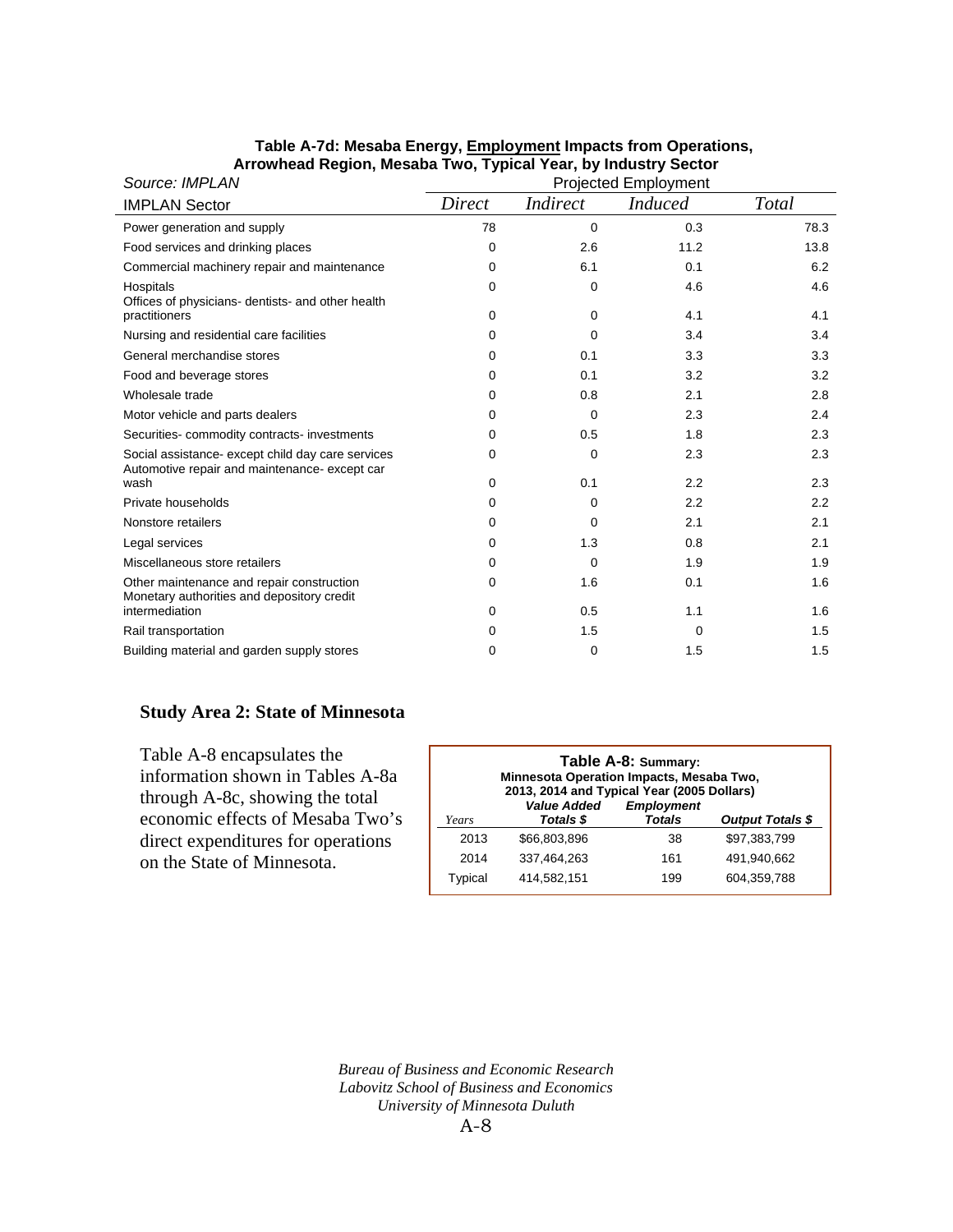**Table A-7d: Mesaba Energy, Employment Impacts from Operations, Arrowhead Region, Mesaba Two, Typical Year, by Industry Sector**

*Source: IMPLAN*

| IMPLAN Sector | Projected Employment | | | |
|---|---|---|---|---|
| | *Direct* | *Indirect* | *Induced* | *Total* |
| Power generation and supply | 78 | 0 | 0.3 | 78.3 |
| Food services and drinking places | 0 | 2.6 | 11.2 | 13.8 |
| Commercial machinery repair and maintenance | 0 | 6.1 | 0.1 | 6.2 |
| Hospitals | 0 | 0 | 4.6 | 4.6 |
| Offices of physicians- dentists- and other health practitioners | 0 | 0 | 4.1 | 4.1 |
| Nursing and residential care facilities | 0 | 0 | 3.4 | 3.4 |
| General merchandise stores | 0 | 0.1 | 3.3 | 3.3 |
| Food and beverage stores | 0 | 0.1 | 3.2 | 3.2 |
| Wholesale trade | 0 | 0.8 | 2.1 | 2.8 |
| Motor vehicle and parts dealers | 0 | 0 | 2.3 | 2.4 |
| Securities- commodity contracts- investments | 0 | 0.5 | 1.8 | 2.3 |
| Social assistance- except child day care services | 0 | 0 | 2.3 | 2.3 |
| Automotive repair and maintenance- except car wash | 0 | 0.1 | 2.2 | 2.3 |
| Private households | 0 | 0 | 2.2 | 2.2 |
| Nonstore retailers | 0 | 0 | 2.1 | 2.1 |
| Legal services | 0 | 1.3 | 0.8 | 2.1 |
| Miscellaneous store retailers | 0 | 0 | 1.9 | 1.9 |
| Other maintenance and repair construction | 0 | 1.6 | 0.1 | 1.6 |
| Monetary authorities and depository credit intermediation | 0 | 0.5 | 1.1 | 1.6 |
| Rail transportation | 0 | 1.5 | 0 | 1.5 |
| Building material and garden supply stores | 0 | 0 | 1.5 | 1.5 |

## Study Area 2: State of Minnesota

Table A-8 encapsulates the information shown in Tables A-8a through A-8c, showing the total economic effects of Mesaba Two's direct expenditures for operations on the State of Minnesota.

**Table A-8: Summary: Minnesota Operation Impacts, Mesaba Two, 2013, 2014 and Typical Year (2005 Dollars)**

| *Years* | *Value Added Totals $* | *Employment Totals* | *Output Totals $* |
|---|---|---|---|
| 2013 | $66,803,896 | 38 | $97,383,799 |
| 2014 | 337,464,263 | 161 | 491,940,662 |
| Typical | 414,582,151 | 199 | 604,359,788 |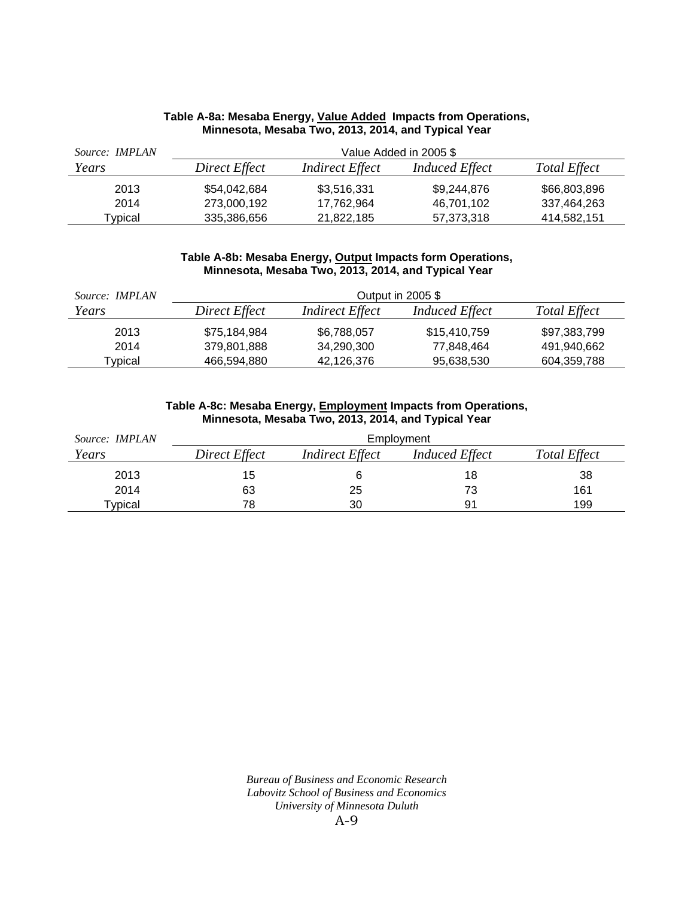**Table A-8a: Mesaba Energy, <u>Value Added</u> Impacts from Operations, Minnesota, Mesaba Two, 2013, 2014, and Typical Year**

| *Source: IMPLAN* | Value Added in 2005 $ | | | |
|---|---|---|---|---|
| *Years* | *Direct Effect* | *Indirect Effect* | *Induced Effect* | *Total Effect* |
| 2013 | $54,042,684 | $3,516,331 | $9,244,876 | $66,803,896 |
| 2014 | 273,000,192 | 17,762,964 | 46,701,102 | 337,464,263 |
| Typical | 335,386,656 | 21,822,185 | 57,373,318 | 414,582,151 |

**Table A-8b: Mesaba Energy, <u>Output</u> Impacts form Operations, Minnesota, Mesaba Two, 2013, 2014, and Typical Year**

| *Source: IMPLAN* | Output in 2005 $ | | | |
|---|---|---|---|---|
| *Years* | *Direct Effect* | *Indirect Effect* | *Induced Effect* | *Total Effect* |
| 2013 | $75,184,984 | $6,788,057 | $15,410,759 | $97,383,799 |
| 2014 | 379,801,888 | 34,290,300 | 77,848,464 | 491,940,662 |
| Typical | 466,594,880 | 42,126,376 | 95,638,530 | 604,359,788 |

**Table A-8c: Mesaba Energy, <u>Employment</u> Impacts from Operations, Minnesota, Mesaba Two, 2013, 2014, and Typical Year**

| *Source: IMPLAN* | Employment | | | |
|---|---|---|---|---|
| *Years* | *Direct Effect* | *Indirect Effect* | *Induced Effect* | *Total Effect* |
| 2013 | 15 | 6 | 18 | 38 |
| 2014 | 63 | 25 | 73 | 161 |
| Typical | 78 | 30 | 91 | 199 |

*Bureau of Business and Economic Research*
*Labovitz School of Business and Economics*
*University of Minnesota Duluth*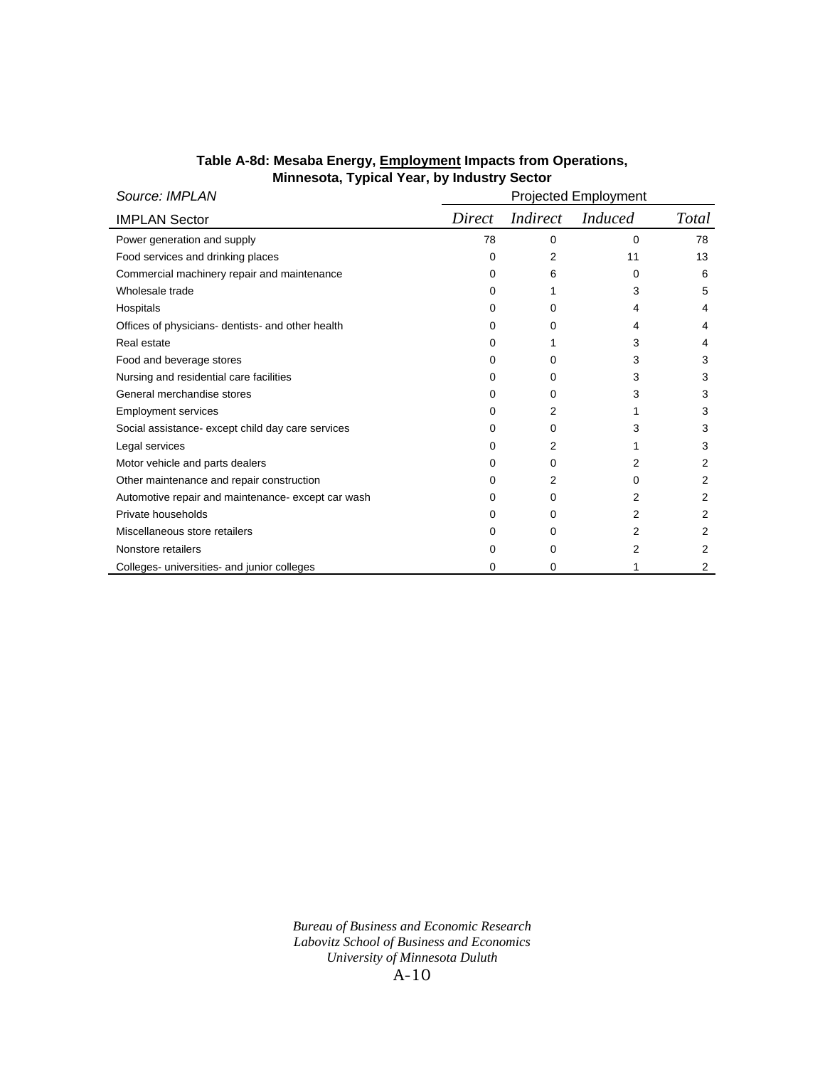**Table A-8d: Mesaba Energy, <u>Employment</u> Impacts from Operations, Minnesota, Typical Year, by Industry Sector**

| *Source: IMPLAN* | Projected Employment | | | |
|---|---|---|---|---|
| IMPLAN Sector | *Direct* | *Indirect* | *Induced* | *Total* |
| Power generation and supply | 78 | 0 | 0 | 78 |
| Food services and drinking places | 0 | 2 | 11 | 13 |
| Commercial machinery repair and maintenance | 0 | 6 | 0 | 6 |
| Wholesale trade | 0 | 1 | 3 | 5 |
| Hospitals | 0 | 0 | 4 | 4 |
| Offices of physicians- dentists- and other health | 0 | 0 | 4 | 4 |
| Real estate | 0 | 1 | 3 | 4 |
| Food and beverage stores | 0 | 0 | 3 | 3 |
| Nursing and residential care facilities | 0 | 0 | 3 | 3 |
| General merchandise stores | 0 | 0 | 3 | 3 |
| Employment services | 0 | 2 | 1 | 3 |
| Social assistance- except child day care services | 0 | 0 | 3 | 3 |
| Legal services | 0 | 2 | 1 | 3 |
| Motor vehicle and parts dealers | 0 | 0 | 2 | 2 |
| Other maintenance and repair construction | 0 | 2 | 0 | 2 |
| Automotive repair and maintenance- except car wash | 0 | 0 | 2 | 2 |
| Private households | 0 | 0 | 2 | 2 |
| Miscellaneous store retailers | 0 | 0 | 2 | 2 |
| Nonstore retailers | 0 | 0 | 2 | 2 |
| Colleges- universities- and junior colleges | 0 | 0 | 1 | 2 |

*Bureau of Business and Economic Research*
*Labovitz School of Business and Economics*
*University of Minnesota Duluth*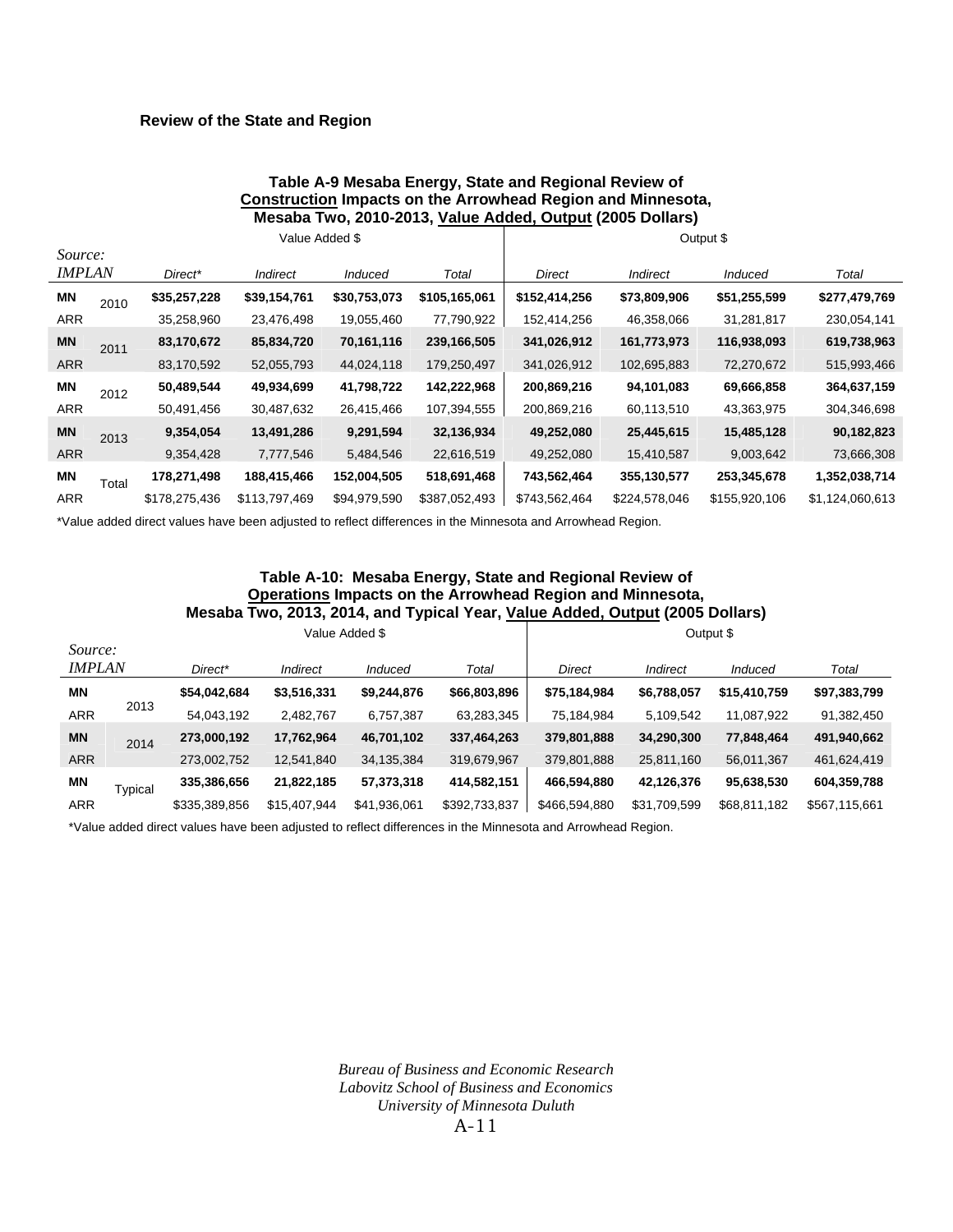**Review of the State and Region**

**Table A-9 Mesaba Energy, State and Regional Review of Construction Impacts on the Arrowhead Region and Minnesota, Mesaba Two, 2010-2013, Value Added, Output (2005 Dollars)**

| *Source: IMPLAN* | | Value Added $ | | | | Output $ | | | |
|---|---|---|---|---|---|---|---|---|---|
| | | *Direct** | *Indirect* | *Induced* | *Total* | *Direct* | *Indirect* | *Induced* | *Total* |
| **MN** | 2010 | **$35,257,228** | **$39,154,761** | **$30,753,073** | **$105,165,061** | **$152,414,256** | **$73,809,906** | **$51,255,599** | **$277,479,769** |
| ARR | | 35,258,960 | 23,476,498 | 19,055,460 | 77,790,922 | 152,414,256 | 46,358,066 | 31,281,817 | 230,054,141 |
| **MN** | 2011 | **83,170,672** | **85,834,720** | **70,161,116** | **239,166,505** | **341,026,912** | **161,773,973** | **116,938,093** | **619,738,963** |
| ARR | | 83,170,592 | 52,055,793 | 44,024,118 | 179,250,497 | 341,026,912 | 102,695,883 | 72,270,672 | 515,993,466 |
| **MN** | 2012 | **50,489,544** | **49,934,699** | **41,798,722** | **142,222,968** | **200,869,216** | **94,101,083** | **69,666,858** | **364,637,159** |
| ARR | | 50,491,456 | 30,487,632 | 26,415,466 | 107,394,555 | 200,869,216 | 60,113,510 | 43,363,975 | 304,346,698 |
| **MN** | 2013 | **9,354,054** | **13,491,286** | **9,291,594** | **32,136,934** | **49,252,080** | **25,445,615** | **15,485,128** | **90,182,823** |
| ARR | | 9,354,428 | 7,777,546 | 5,484,546 | 22,616,519 | 49,252,080 | 15,410,587 | 9,003,642 | 73,666,308 |
| **MN** | Total | **178,271,498** | **188,415,466** | **152,004,505** | **518,691,468** | **743,562,464** | **355,130,577** | **253,345,678** | **1,352,038,714** |
| ARR | | $178,275,436 | $113,797,469 | $94,979,590 | $387,052,493 | $743,562,464 | $224,578,046 | $155,920,106 | $1,124,060,613 |

*Value added direct values have been adjusted to reflect differences in the Minnesota and Arrowhead Region.

**Table A-10: Mesaba Energy, State and Regional Review of Operations Impacts on the Arrowhead Region and Minnesota, Mesaba Two, 2013, 2014, and Typical Year, Value Added, Output (2005 Dollars)**

| *Source: IMPLAN* | | Value Added $ | | | | Output $ | | | |
|---|---|---|---|---|---|---|---|---|---|
| | | *Direct** | *Indirect* | *Induced* | *Total* | *Direct* | *Indirect* | *Induced* | *Total* |
| **MN** | 2013 | **$54,042,684** | **$3,516,331** | **$9,244,876** | **$66,803,896** | **$75,184,984** | **$6,788,057** | **$15,410,759** | **$97,383,799** |
| ARR | | 54,043,192 | 2,482,767 | 6,757,387 | 63,283,345 | 75,184,984 | 5,109,542 | 11,087,922 | 91,382,450 |
| **MN** | 2014 | **273,000,192** | **17,762,964** | **46,701,102** | **337,464,263** | **379,801,888** | **34,290,300** | **77,848,464** | **491,940,662** |
| ARR | | 273,002,752 | 12,541,840 | 34,135,384 | 319,679,967 | 379,801,888 | 25,811,160 | 56,011,367 | 461,624,419 |
| **MN** | Typical | **335,386,656** | **21,822,185** | **57,373,318** | **414,582,151** | **466,594,880** | **42,126,376** | **95,638,530** | **604,359,788** |
| ARR | | $335,389,856 | $15,407,944 | $41,936,061 | $392,733,837 | $466,594,880 | $31,709,599 | $68,811,182 | $567,115,661 |

*Value added direct values have been adjusted to reflect differences in the Minnesota and Arrowhead Region.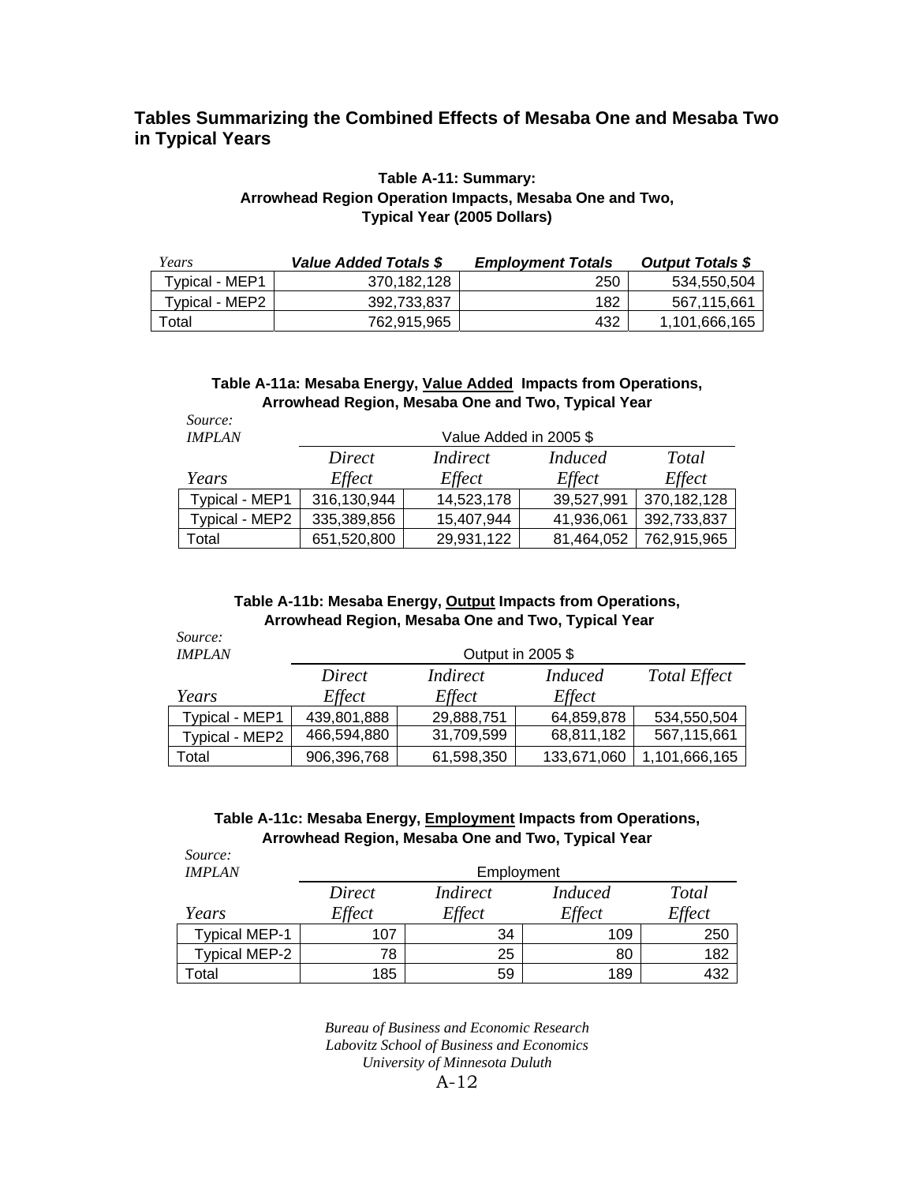## Tables Summarizing the Combined Effects of Mesaba One and Mesaba Two in Typical Years

**Table A-11: Summary: Arrowhead Region Operation Impacts, Mesaba One and Two, Typical Year (2005 Dollars)**

| *Years* | ***Value Added Totals $*** | ***Employment Totals*** | ***Output Totals $*** |
|---|---|---|---|
| Typical - MEP1 | 370,182,128 | 250 | 534,550,504 |
| Typical - MEP2 | 392,733,837 | 182 | 567,115,661 |
| Total | 762,915,965 | 432 | 1,101,666,165 |

**Table A-11a: Mesaba Energy, Value Added Impacts from Operations, Arrowhead Region, Mesaba One and Two, Typical Year**

*Source: IMPLAN*

| | Value Added in 2005 $ | | | |
|---|---|---|---|---|
| *Years* | *Direct Effect* | *Indirect Effect* | *Induced Effect* | *Total Effect* |
| Typical - MEP1 | 316,130,944 | 14,523,178 | 39,527,991 | 370,182,128 |
| Typical - MEP2 | 335,389,856 | 15,407,944 | 41,936,061 | 392,733,837 |
| Total | 651,520,800 | 29,931,122 | 81,464,052 | 762,915,965 |

**Table A-11b: Mesaba Energy, Output Impacts from Operations, Arrowhead Region, Mesaba One and Two, Typical Year**

*Source: IMPLAN*

| | Output in 2005 $ | | | |
|---|---|---|---|---|
| *Years* | *Direct Effect* | *Indirect Effect* | *Induced Effect* | *Total Effect* |
| Typical - MEP1 | 439,801,888 | 29,888,751 | 64,859,878 | 534,550,504 |
| Typical - MEP2 | 466,594,880 | 31,709,599 | 68,811,182 | 567,115,661 |
| Total | 906,396,768 | 61,598,350 | 133,671,060 | 1,101,666,165 |

**Table A-11c: Mesaba Energy, Employment Impacts from Operations, Arrowhead Region, Mesaba One and Two, Typical Year**

*Source: IMPLAN*

| | Employment | | | |
|---|---|---|---|---|
| *Years* | *Direct Effect* | *Indirect Effect* | *Induced Effect* | *Total Effect* |
| Typical MEP-1 | 107 | 34 | 109 | 250 |
| Typical MEP-2 | 78 | 25 | 80 | 182 |
| Total | 185 | 59 | 189 | 432 |

*Bureau of Business and Economic Research*
*Labovitz School of Business and Economics*
*University of Minnesota Duluth*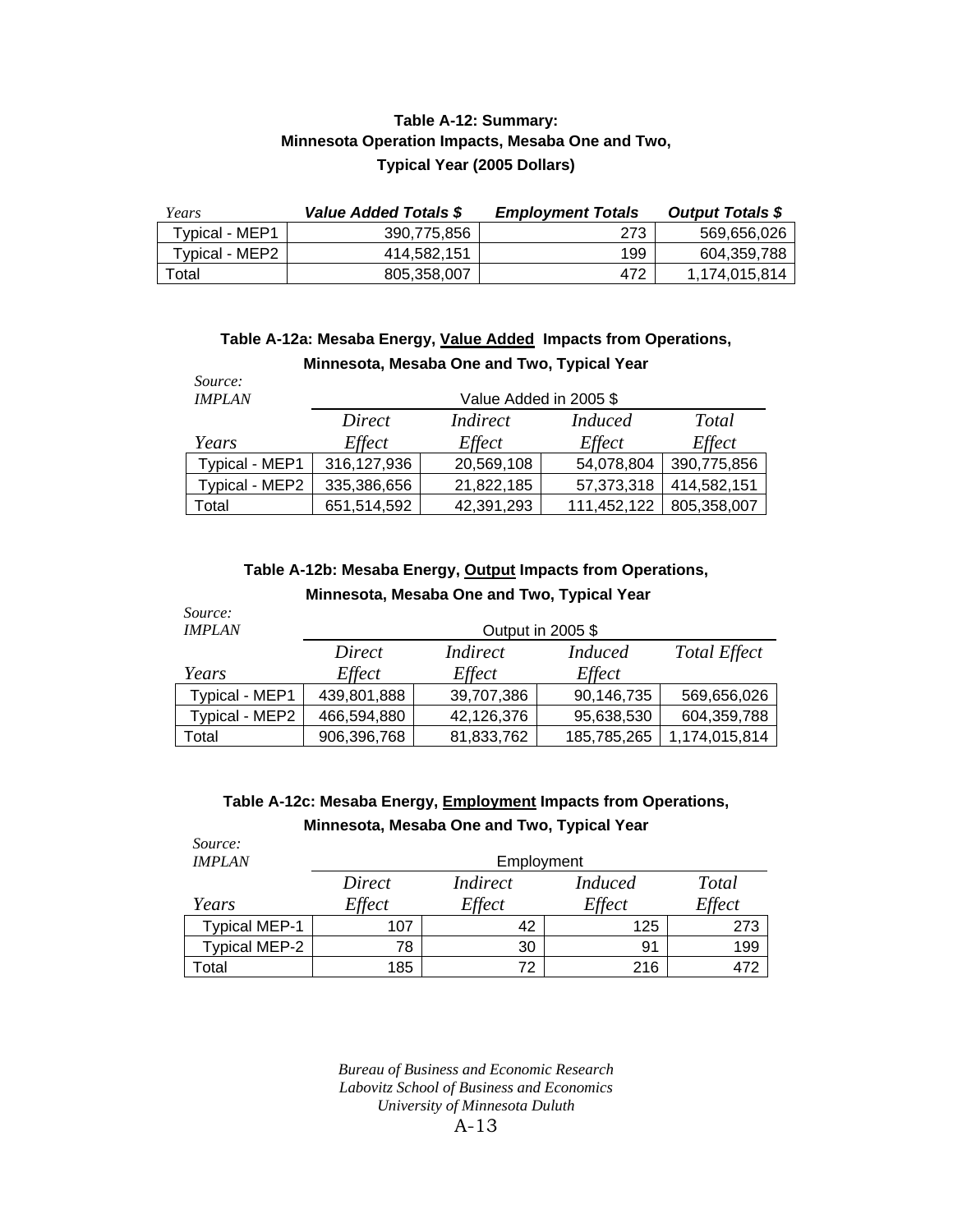**Table A-12: Summary: Minnesota Operation Impacts, Mesaba One and Two, Typical Year (2005 Dollars)**

| *Years* | ***Value Added Totals $*** | ***Employment Totals*** | ***Output Totals $*** |
|---|---|---|---|
| Typical - MEP1 | 390,775,856 | 273 | 569,656,026 |
| Typical - MEP2 | 414,582,151 | 199 | 604,359,788 |
| Total | 805,358,007 | 472 | 1,174,015,814 |

**Table A-12a: Mesaba Energy, Value Added Impacts from Operations, Minnesota, Mesaba One and Two, Typical Year**

*Source: IMPLAN*

| | Value Added in 2005 $ | | | |
|---|---|---|---|---|
| *Years* | *Direct Effect* | *Indirect Effect* | *Induced Effect* | *Total Effect* |
| Typical - MEP1 | 316,127,936 | 20,569,108 | 54,078,804 | 390,775,856 |
| Typical - MEP2 | 335,386,656 | 21,822,185 | 57,373,318 | 414,582,151 |
| Total | 651,514,592 | 42,391,293 | 111,452,122 | 805,358,007 |

**Table A-12b: Mesaba Energy, Output Impacts from Operations, Minnesota, Mesaba One and Two, Typical Year**

*Source: IMPLAN*

| | Output in 2005 $ | | | |
|---|---|---|---|---|
| *Years* | *Direct Effect* | *Indirect Effect* | *Induced Effect* | *Total Effect* |
| Typical - MEP1 | 439,801,888 | 39,707,386 | 90,146,735 | 569,656,026 |
| Typical - MEP2 | 466,594,880 | 42,126,376 | 95,638,530 | 604,359,788 |
| Total | 906,396,768 | 81,833,762 | 185,785,265 | 1,174,015,814 |

**Table A-12c: Mesaba Energy, Employment Impacts from Operations, Minnesota, Mesaba One and Two, Typical Year**

*Source: IMPLAN*

| | Employment | | | |
|---|---|---|---|---|
| *Years* | *Direct Effect* | *Indirect Effect* | *Induced Effect* | *Total Effect* |
| Typical MEP-1 | 107 | 42 | 125 | 273 |
| Typical MEP-2 | 78 | 30 | 91 | 199 |
| Total | 185 | 72 | 216 | 472 |

*Bureau of Business and Economic Research*
*Labovitz School of Business and Economics*
*University of Minnesota Duluth*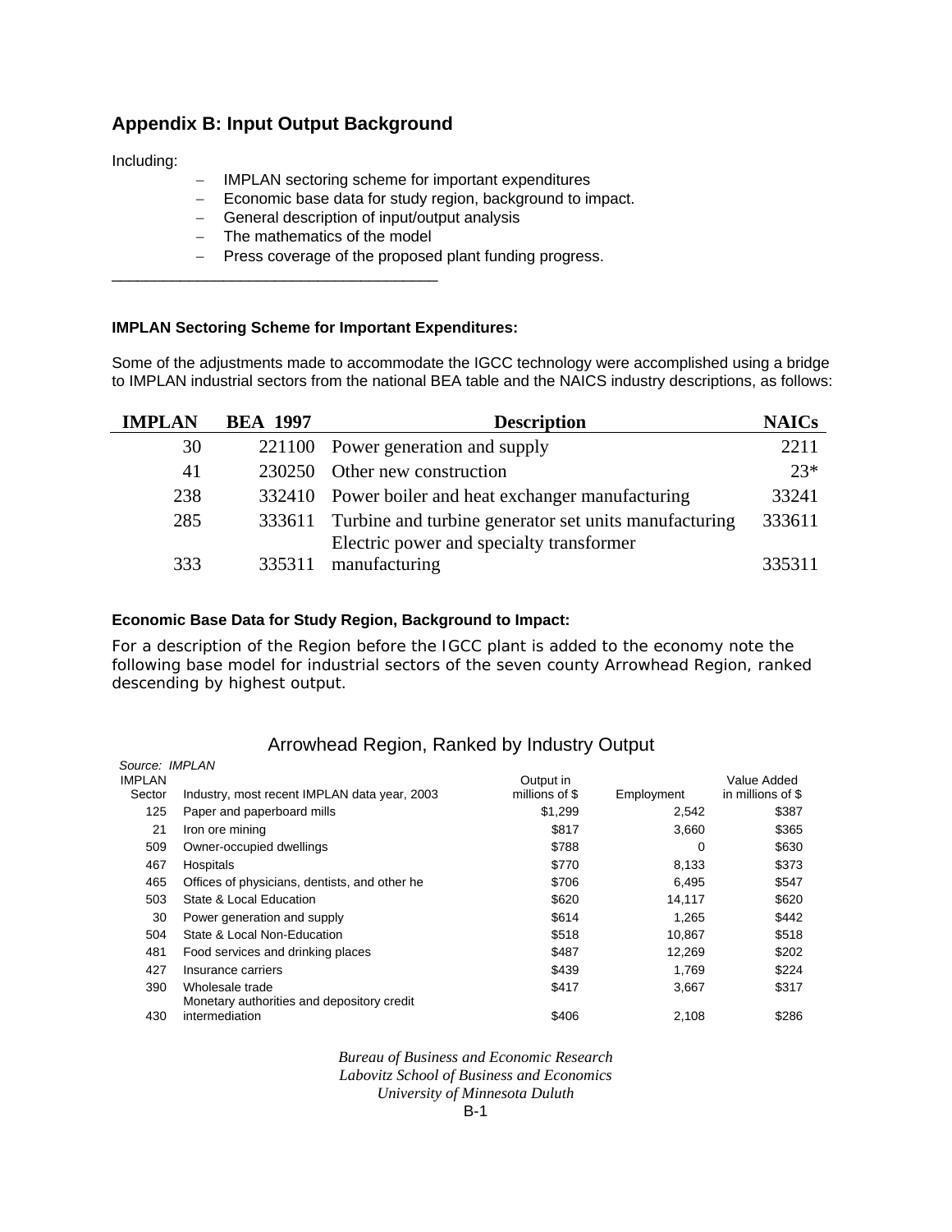## Appendix B: Input Output Background

Including:

- IMPLAN sectoring scheme for important expenditures
- Economic base data for study region, background to impact.
- General description of input/output analysis
- The mathematics of the model
- Press coverage of the proposed plant funding progress.

---

**IMPLAN Sectoring Scheme for Important Expenditures:**

Some of the adjustments made to accommodate the IGCC technology were accomplished using a bridge to IMPLAN industrial sectors from the national BEA table and the NAICS industry descriptions, as follows:

| IMPLAN | BEA 1997 | Description | NAICs |
|---|---|---|---|
| 30 | 221100 | Power generation and supply | 2211 |
| 41 | 230250 | Other new construction | 23* |
| 238 | 332410 | Power boiler and heat exchanger manufacturing | 33241 |
| 285 | 333611 | Turbine and turbine generator set units manufacturing | 333611 |
| 333 | 335311 | Electric power and specialty transformer manufacturing | 335311 |

**Economic Base Data for Study Region, Background to Impact:**

For a description of the Region before the IGCC plant is added to the economy note the following base model for industrial sectors of the seven county Arrowhead Region, ranked descending by highest output.

Arrowhead Region, Ranked by Industry Output

*Source: IMPLAN*

| IMPLAN Sector | Industry, most recent IMPLAN data year, 2003 | Output in millions of $ | Employment | Value Added in millions of $ |
|---|---|---|---|---|
| 125 | Paper and paperboard mills | $1,299 | 2,542 | $387 |
| 21 | Iron ore mining | $817 | 3,660 | $365 |
| 509 | Owner-occupied dwellings | $788 | 0 | $630 |
| 467 | Hospitals | $770 | 8,133 | $373 |
| 465 | Offices of physicians, dentists, and other he | $706 | 6,495 | $547 |
| 503 | State & Local Education | $620 | 14,117 | $620 |
| 30 | Power generation and supply | $614 | 1,265 | $442 |
| 504 | State & Local Non-Education | $518 | 10,867 | $518 |
| 481 | Food services and drinking places | $487 | 12,269 | $202 |
| 427 | Insurance carriers | $439 | 1,769 | $224 |
| 390 | Wholesale trade | $417 | 3,667 | $317 |
| 430 | Monetary authorities and depository credit intermediation | $406 | 2,108 | $286 |

*Bureau of Business and Economic Research*
*Labovitz School of Business and Economics*
*University of Minnesota Duluth*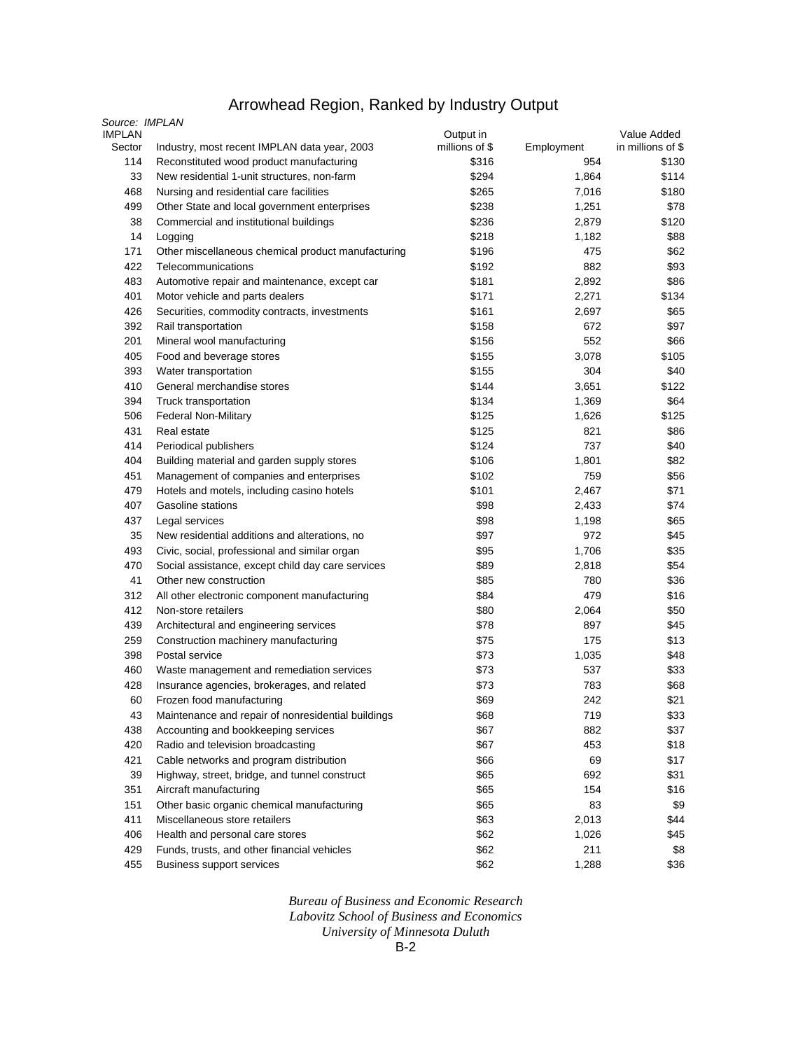# Arrowhead Region, Ranked by Industry Output

*Source: IMPLAN*

| IMPLAN Sector | Industry, most recent IMPLAN data year, 2003 | Output in millions of $ | Employment | Value Added in millions of $ |
|---|---|---|---|---|
| 114 | Reconstituted wood product manufacturing | $316 | 954 | $130 |
| 33 | New residential 1-unit structures, non-farm | $294 | 1,864 | $114 |
| 468 | Nursing and residential care facilities | $265 | 7,016 | $180 |
| 499 | Other State and local government enterprises | $238 | 1,251 | $78 |
| 38 | Commercial and institutional buildings | $236 | 2,879 | $120 |
| 14 | Logging | $218 | 1,182 | $88 |
| 171 | Other miscellaneous chemical product manufacturing | $196 | 475 | $62 |
| 422 | Telecommunications | $192 | 882 | $93 |
| 483 | Automotive repair and maintenance, except car | $181 | 2,892 | $86 |
| 401 | Motor vehicle and parts dealers | $171 | 2,271 | $134 |
| 426 | Securities, commodity contracts, investments | $161 | 2,697 | $65 |
| 392 | Rail transportation | $158 | 672 | $97 |
| 201 | Mineral wool manufacturing | $156 | 552 | $66 |
| 405 | Food and beverage stores | $155 | 3,078 | $105 |
| 393 | Water transportation | $155 | 304 | $40 |
| 410 | General merchandise stores | $144 | 3,651 | $122 |
| 394 | Truck transportation | $134 | 1,369 | $64 |
| 506 | Federal Non-Military | $125 | 1,626 | $125 |
| 431 | Real estate | $125 | 821 | $86 |
| 414 | Periodical publishers | $124 | 737 | $40 |
| 404 | Building material and garden supply stores | $106 | 1,801 | $82 |
| 451 | Management of companies and enterprises | $102 | 759 | $56 |
| 479 | Hotels and motels, including casino hotels | $101 | 2,467 | $71 |
| 407 | Gasoline stations | $98 | 2,433 | $74 |
| 437 | Legal services | $98 | 1,198 | $65 |
| 35 | New residential additions and alterations, no | $97 | 972 | $45 |
| 493 | Civic, social, professional and similar organ | $95 | 1,706 | $35 |
| 470 | Social assistance, except child day care services | $89 | 2,818 | $54 |
| 41 | Other new construction | $85 | 780 | $36 |
| 312 | All other electronic component manufacturing | $84 | 479 | $16 |
| 412 | Non-store retailers | $80 | 2,064 | $50 |
| 439 | Architectural and engineering services | $78 | 897 | $45 |
| 259 | Construction machinery manufacturing | $75 | 175 | $13 |
| 398 | Postal service | $73 | 1,035 | $48 |
| 460 | Waste management and remediation services | $73 | 537 | $33 |
| 428 | Insurance agencies, brokerages, and related | $73 | 783 | $68 |
| 60 | Frozen food manufacturing | $69 | 242 | $21 |
| 43 | Maintenance and repair of nonresidential buildings | $68 | 719 | $33 |
| 438 | Accounting and bookkeeping services | $67 | 882 | $37 |
| 420 | Radio and television broadcasting | $67 | 453 | $18 |
| 421 | Cable networks and program distribution | $66 | 69 | $17 |
| 39 | Highway, street, bridge, and tunnel construct | $65 | 692 | $31 |
| 351 | Aircraft manufacturing | $65 | 154 | $16 |
| 151 | Other basic organic chemical manufacturing | $65 | 83 | $9 |
| 411 | Miscellaneous store retailers | $63 | 2,013 | $44 |
| 406 | Health and personal care stores | $62 | 1,026 | $45 |
| 429 | Funds, trusts, and other financial vehicles | $62 | 211 | $8 |
| 455 | Business support services | $62 | 1,288 | $36 |

*Bureau of Business and Economic Research*
*Labovitz School of Business and Economics*
*University of Minnesota Duluth*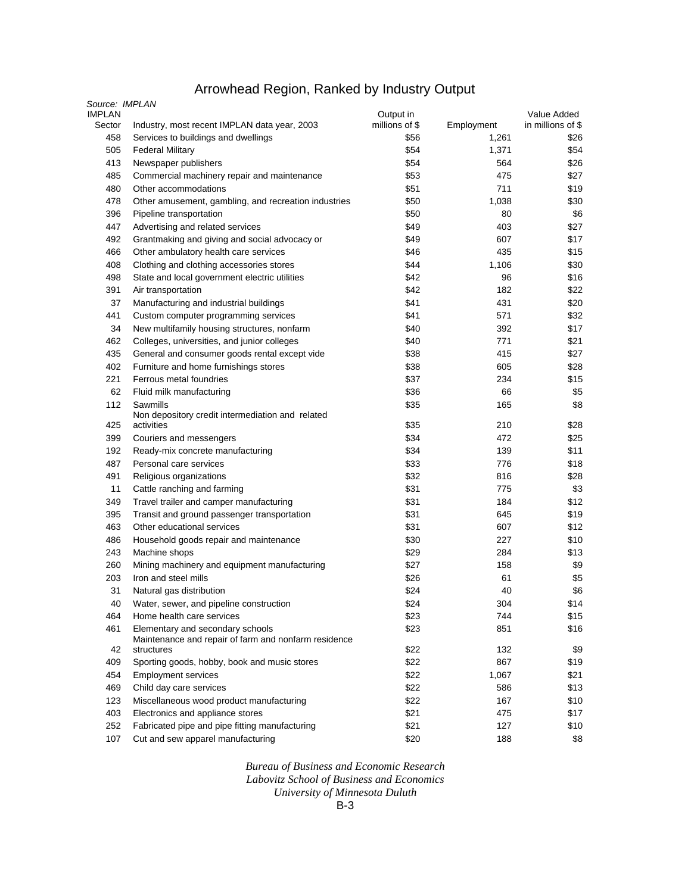# Arrowhead Region, Ranked by Industry Output

*Source: IMPLAN*

| IMPLAN Sector | Industry, most recent IMPLAN data year, 2003 | Output in millions of $ | Employment | Value Added in millions of $ |
|---|---|---|---|---|
| 458 | Services to buildings and dwellings | $56 | 1,261 | $26 |
| 505 | Federal Military | $54 | 1,371 | $54 |
| 413 | Newspaper publishers | $54 | 564 | $26 |
| 485 | Commercial machinery repair and maintenance | $53 | 475 | $27 |
| 480 | Other accommodations | $51 | 711 | $19 |
| 478 | Other amusement, gambling, and recreation industries | $50 | 1,038 | $30 |
| 396 | Pipeline transportation | $50 | 80 | $6 |
| 447 | Advertising and related services | $49 | 403 | $27 |
| 492 | Grantmaking and giving and social advocacy or | $49 | 607 | $17 |
| 466 | Other ambulatory health care services | $46 | 435 | $15 |
| 408 | Clothing and clothing accessories stores | $44 | 1,106 | $30 |
| 498 | State and local government electric utilities | $42 | 96 | $16 |
| 391 | Air transportation | $42 | 182 | $22 |
| 37 | Manufacturing and industrial buildings | $41 | 431 | $20 |
| 441 | Custom computer programming services | $41 | 571 | $32 |
| 34 | New multifamily housing structures, nonfarm | $40 | 392 | $17 |
| 462 | Colleges, universities, and junior colleges | $40 | 771 | $21 |
| 435 | General and consumer goods rental except vide | $38 | 415 | $27 |
| 402 | Furniture and home furnishings stores | $38 | 605 | $28 |
| 221 | Ferrous metal foundries | $37 | 234 | $15 |
| 62 | Fluid milk manufacturing | $36 | 66 | $5 |
| 112 | Sawmills | $35 | 165 | $8 |
| 425 | Non depository credit intermediation and related activities | $35 | 210 | $28 |
| 399 | Couriers and messengers | $34 | 472 | $25 |
| 192 | Ready-mix concrete manufacturing | $34 | 139 | $11 |
| 487 | Personal care services | $33 | 776 | $18 |
| 491 | Religious organizations | $32 | 816 | $28 |
| 11 | Cattle ranching and farming | $31 | 775 | $3 |
| 349 | Travel trailer and camper manufacturing | $31 | 184 | $12 |
| 395 | Transit and ground passenger transportation | $31 | 645 | $19 |
| 463 | Other educational services | $31 | 607 | $12 |
| 486 | Household goods repair and maintenance | $30 | 227 | $10 |
| 243 | Machine shops | $29 | 284 | $13 |
| 260 | Mining machinery and equipment manufacturing | $27 | 158 | $9 |
| 203 | Iron and steel mills | $26 | 61 | $5 |
| 31 | Natural gas distribution | $24 | 40 | $6 |
| 40 | Water, sewer, and pipeline construction | $24 | 304 | $14 |
| 464 | Home health care services | $23 | 744 | $15 |
| 461 | Elementary and secondary schools | $23 | 851 | $16 |
| 42 | Maintenance and repair of farm and nonfarm residence structures | $22 | 132 | $9 |
| 409 | Sporting goods, hobby, book and music stores | $22 | 867 | $19 |
| 454 | Employment services | $22 | 1,067 | $21 |
| 469 | Child day care services | $22 | 586 | $13 |
| 123 | Miscellaneous wood product manufacturing | $22 | 167 | $10 |
| 403 | Electronics and appliance stores | $21 | 475 | $17 |
| 252 | Fabricated pipe and pipe fitting manufacturing | $21 | 127 | $10 |
| 107 | Cut and sew apparel manufacturing | $20 | 188 | $8 |

*Bureau of Business and Economic Research*
*Labovitz School of Business and Economics*
*University of Minnesota Duluth*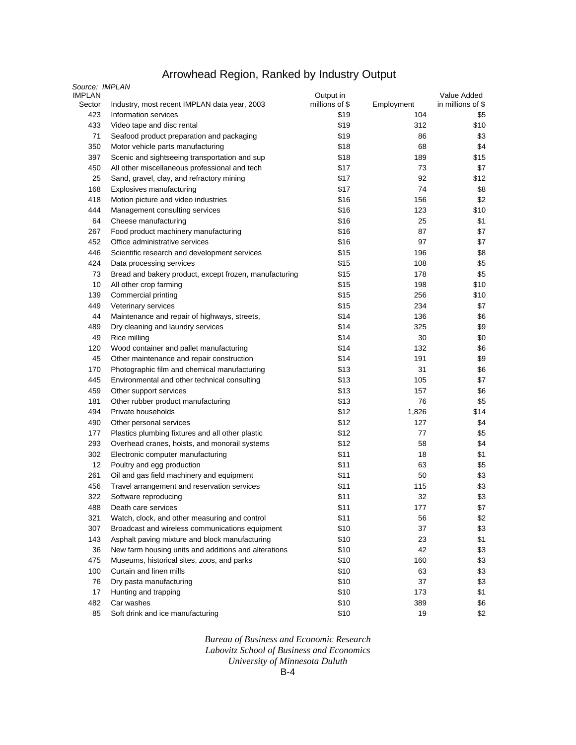# Arrowhead Region, Ranked by Industry Output

*Source: IMPLAN*

| IMPLAN Sector | Industry, most recent IMPLAN data year, 2003 | Output in millions of $ | Employment | Value Added in millions of $ |
|---|---|---|---|---|
| 423 | Information services | $19 | 104 | $5 |
| 433 | Video tape and disc rental | $19 | 312 | $10 |
| 71 | Seafood product preparation and packaging | $19 | 86 | $3 |
| 350 | Motor vehicle parts manufacturing | $18 | 68 | $4 |
| 397 | Scenic and sightseeing transportation and sup | $18 | 189 | $15 |
| 450 | All other miscellaneous professional and tech | $17 | 73 | $7 |
| 25 | Sand, gravel, clay, and refractory mining | $17 | 92 | $12 |
| 168 | Explosives manufacturing | $17 | 74 | $8 |
| 418 | Motion picture and video industries | $16 | 156 | $2 |
| 444 | Management consulting services | $16 | 123 | $10 |
| 64 | Cheese manufacturing | $16 | 25 | $1 |
| 267 | Food product machinery manufacturing | $16 | 87 | $7 |
| 452 | Office administrative services | $16 | 97 | $7 |
| 446 | Scientific research and development services | $15 | 196 | $8 |
| 424 | Data processing services | $15 | 108 | $5 |
| 73 | Bread and bakery product, except frozen, manufacturing | $15 | 178 | $5 |
| 10 | All other crop farming | $15 | 198 | $10 |
| 139 | Commercial printing | $15 | 256 | $10 |
| 449 | Veterinary services | $15 | 234 | $7 |
| 44 | Maintenance and repair of highways, streets, | $14 | 136 | $6 |
| 489 | Dry cleaning and laundry services | $14 | 325 | $9 |
| 49 | Rice milling | $14 | 30 | $0 |
| 120 | Wood container and pallet manufacturing | $14 | 132 | $6 |
| 45 | Other maintenance and repair construction | $14 | 191 | $9 |
| 170 | Photographic film and chemical manufacturing | $13 | 31 | $6 |
| 445 | Environmental and other technical consulting | $13 | 105 | $7 |
| 459 | Other support services | $13 | 157 | $6 |
| 181 | Other rubber product manufacturing | $13 | 76 | $5 |
| 494 | Private households | $12 | 1,826 | $14 |
| 490 | Other personal services | $12 | 127 | $4 |
| 177 | Plastics plumbing fixtures and all other plastic | $12 | 77 | $5 |
| 293 | Overhead cranes, hoists, and monorail systems | $12 | 58 | $4 |
| 302 | Electronic computer manufacturing | $11 | 18 | $1 |
| 12 | Poultry and egg production | $11 | 63 | $5 |
| 261 | Oil and gas field machinery and equipment | $11 | 50 | $3 |
| 456 | Travel arrangement and reservation services | $11 | 115 | $3 |
| 322 | Software reproducing | $11 | 32 | $3 |
| 488 | Death care services | $11 | 177 | $7 |
| 321 | Watch, clock, and other measuring and control | $11 | 56 | $2 |
| 307 | Broadcast and wireless communications equipment | $10 | 37 | $3 |
| 143 | Asphalt paving mixture and block manufacturing | $10 | 23 | $1 |
| 36 | New farm housing units and additions and alterations | $10 | 42 | $3 |
| 475 | Museums, historical sites, zoos, and parks | $10 | 160 | $3 |
| 100 | Curtain and linen mills | $10 | 63 | $3 |
| 76 | Dry pasta manufacturing | $10 | 37 | $3 |
| 17 | Hunting and trapping | $10 | 173 | $1 |
| 482 | Car washes | $10 | 389 | $6 |
| 85 | Soft drink and ice manufacturing | $10 | 19 | $2 |

*Bureau of Business and Economic Research*
*Labovitz School of Business and Economics*
*University of Minnesota Duluth*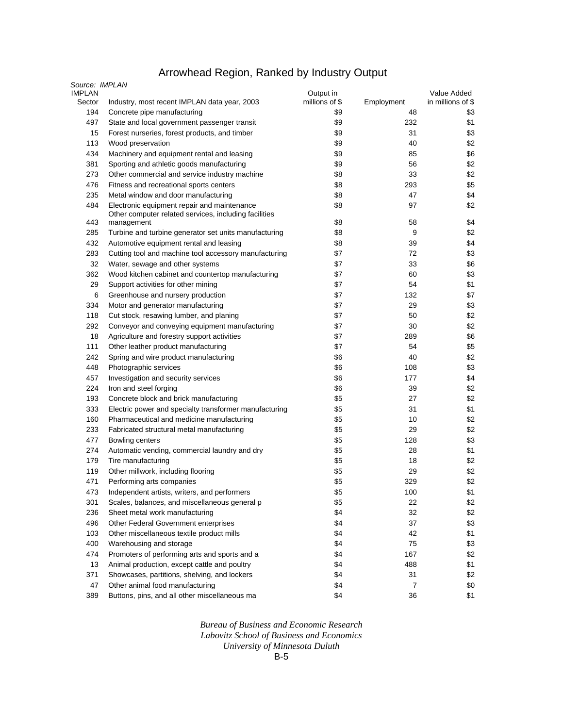# Arrowhead Region, Ranked by Industry Output

*Source: IMPLAN*

| IMPLAN Sector | Industry, most recent IMPLAN data year, 2003 | Output in millions of $ | Employment | Value Added in millions of $ |
|---|---|---|---|---|
| 194 | Concrete pipe manufacturing | $9 | 48 | $3 |
| 497 | State and local government passenger transit | $9 | 232 | $1 |
| 15 | Forest nurseries, forest products, and timber | $9 | 31 | $3 |
| 113 | Wood preservation | $9 | 40 | $2 |
| 434 | Machinery and equipment rental and leasing | $9 | 85 | $6 |
| 381 | Sporting and athletic goods manufacturing | $9 | 56 | $2 |
| 273 | Other commercial and service industry machine | $8 | 33 | $2 |
| 476 | Fitness and recreational sports centers | $8 | 293 | $5 |
| 235 | Metal window and door manufacturing | $8 | 47 | $4 |
| 484 | Electronic equipment repair and maintenance | $8 | 97 | $2 |
| 443 | Other computer related services, including facilities management | $8 | 58 | $4 |
| 285 | Turbine and turbine generator set units manufacturing | $8 | 9 | $2 |
| 432 | Automotive equipment rental and leasing | $8 | 39 | $4 |
| 283 | Cutting tool and machine tool accessory manufacturing | $7 | 72 | $3 |
| 32 | Water, sewage and other systems | $7 | 33 | $6 |
| 362 | Wood kitchen cabinet and countertop manufacturing | $7 | 60 | $3 |
| 29 | Support activities for other mining | $7 | 54 | $1 |
| 6 | Greenhouse and nursery production | $7 | 132 | $7 |
| 334 | Motor and generator manufacturing | $7 | 29 | $3 |
| 118 | Cut stock, resawing lumber, and planing | $7 | 50 | $2 |
| 292 | Conveyor and conveying equipment manufacturing | $7 | 30 | $2 |
| 18 | Agriculture and forestry support activities | $7 | 289 | $6 |
| 111 | Other leather product manufacturing | $7 | 54 | $5 |
| 242 | Spring and wire product manufacturing | $6 | 40 | $2 |
| 448 | Photographic services | $6 | 108 | $3 |
| 457 | Investigation and security services | $6 | 177 | $4 |
| 224 | Iron and steel forging | $6 | 39 | $2 |
| 193 | Concrete block and brick manufacturing | $5 | 27 | $2 |
| 333 | Electric power and specialty transformer manufacturing | $5 | 31 | $1 |
| 160 | Pharmaceutical and medicine manufacturing | $5 | 10 | $2 |
| 233 | Fabricated structural metal manufacturing | $5 | 29 | $2 |
| 477 | Bowling centers | $5 | 128 | $3 |
| 274 | Automatic vending, commercial laundry and dry | $5 | 28 | $1 |
| 179 | Tire manufacturing | $5 | 18 | $2 |
| 119 | Other millwork, including flooring | $5 | 29 | $2 |
| 471 | Performing arts companies | $5 | 329 | $2 |
| 473 | Independent artists, writers, and performers | $5 | 100 | $1 |
| 301 | Scales, balances, and miscellaneous general p | $5 | 22 | $2 |
| 236 | Sheet metal work manufacturing | $4 | 32 | $2 |
| 496 | Other Federal Government enterprises | $4 | 37 | $3 |
| 103 | Other miscellaneous textile product mills | $4 | 42 | $1 |
| 400 | Warehousing and storage | $4 | 75 | $3 |
| 474 | Promoters of performing arts and sports and a | $4 | 167 | $2 |
| 13 | Animal production, except cattle and poultry | $4 | 488 | $1 |
| 371 | Showcases, partitions, shelving, and lockers | $4 | 31 | $2 |
| 47 | Other animal food manufacturing | $4 | 7 | $0 |
| 389 | Buttons, pins, and all other miscellaneous ma | $4 | 36 | $1 |

*Bureau of Business and Economic Research*
*Labovitz School of Business and Economics*
*University of Minnesota Duluth*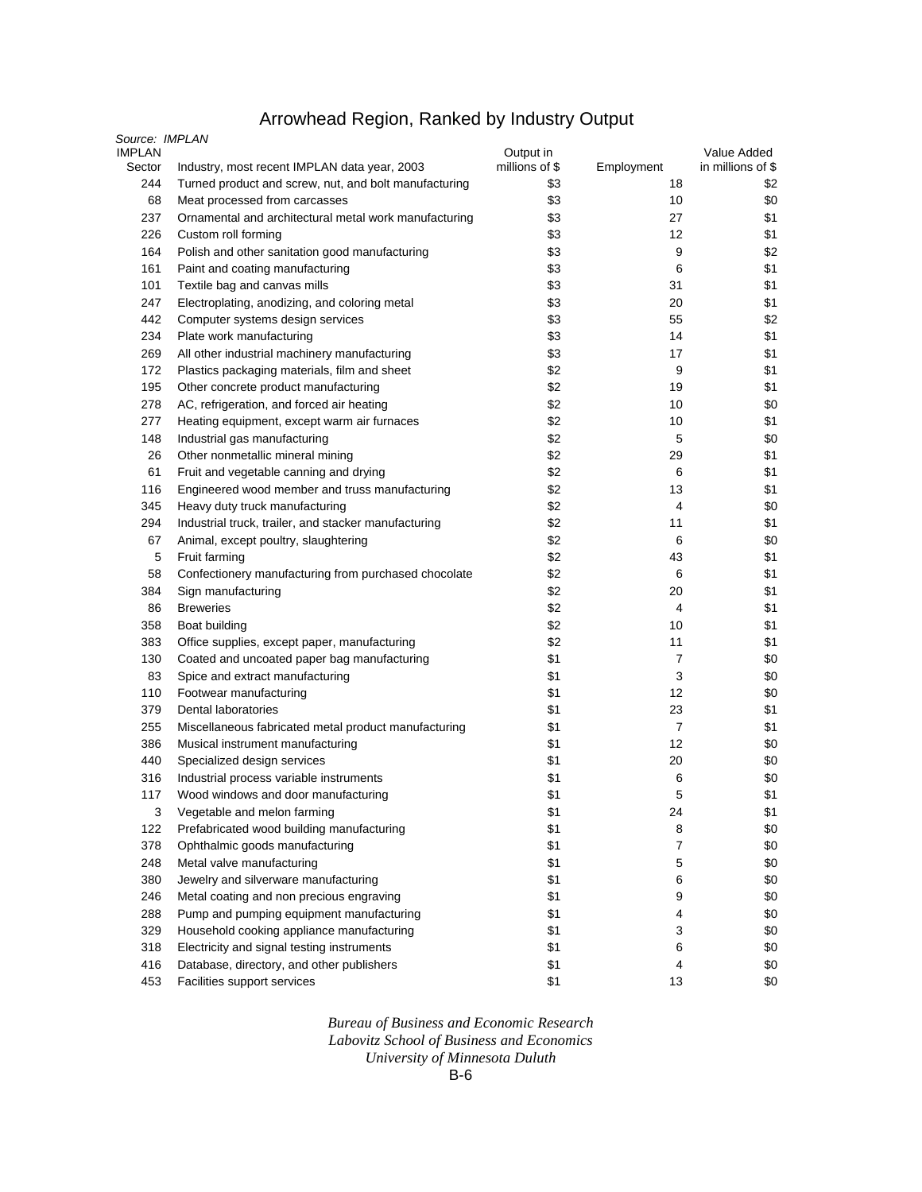# Arrowhead Region, Ranked by Industry Output

*Source: IMPLAN*

| IMPLAN Sector | Industry, most recent IMPLAN data year, 2003 | Output in millions of $ | Employment | Value Added in millions of $ |
|---|---|---|---|---|
| 244 | Turned product and screw, nut, and bolt manufacturing | $3 | 18 | $2 |
| 68 | Meat processed from carcasses | $3 | 10 | $0 |
| 237 | Ornamental and architectural metal work manufacturing | $3 | 27 | $1 |
| 226 | Custom roll forming | $3 | 12 | $1 |
| 164 | Polish and other sanitation good manufacturing | $3 | 9 | $2 |
| 161 | Paint and coating manufacturing | $3 | 6 | $1 |
| 101 | Textile bag and canvas mills | $3 | 31 | $1 |
| 247 | Electroplating, anodizing, and coloring metal | $3 | 20 | $1 |
| 442 | Computer systems design services | $3 | 55 | $2 |
| 234 | Plate work manufacturing | $3 | 14 | $1 |
| 269 | All other industrial machinery manufacturing | $3 | 17 | $1 |
| 172 | Plastics packaging materials, film and sheet | $2 | 9 | $1 |
| 195 | Other concrete product manufacturing | $2 | 19 | $1 |
| 278 | AC, refrigeration, and forced air heating | $2 | 10 | $0 |
| 277 | Heating equipment, except warm air furnaces | $2 | 10 | $1 |
| 148 | Industrial gas manufacturing | $2 | 5 | $0 |
| 26 | Other nonmetallic mineral mining | $2 | 29 | $1 |
| 61 | Fruit and vegetable canning and drying | $2 | 6 | $1 |
| 116 | Engineered wood member and truss manufacturing | $2 | 13 | $1 |
| 345 | Heavy duty truck manufacturing | $2 | 4 | $0 |
| 294 | Industrial truck, trailer, and stacker manufacturing | $2 | 11 | $1 |
| 67 | Animal, except poultry, slaughtering | $2 | 6 | $0 |
| 5 | Fruit farming | $2 | 43 | $1 |
| 58 | Confectionery manufacturing from purchased chocolate | $2 | 6 | $1 |
| 384 | Sign manufacturing | $2 | 20 | $1 |
| 86 | Breweries | $2 | 4 | $1 |
| 358 | Boat building | $2 | 10 | $1 |
| 383 | Office supplies, except paper, manufacturing | $2 | 11 | $1 |
| 130 | Coated and uncoated paper bag manufacturing | $1 | 7 | $0 |
| 83 | Spice and extract manufacturing | $1 | 3 | $0 |
| 110 | Footwear manufacturing | $1 | 12 | $0 |
| 379 | Dental laboratories | $1 | 23 | $1 |
| 255 | Miscellaneous fabricated metal product manufacturing | $1 | 7 | $1 |
| 386 | Musical instrument manufacturing | $1 | 12 | $0 |
| 440 | Specialized design services | $1 | 20 | $0 |
| 316 | Industrial process variable instruments | $1 | 6 | $0 |
| 117 | Wood windows and door manufacturing | $1 | 5 | $1 |
| 3 | Vegetable and melon farming | $1 | 24 | $1 |
| 122 | Prefabricated wood building manufacturing | $1 | 8 | $0 |
| 378 | Ophthalmic goods manufacturing | $1 | 7 | $0 |
| 248 | Metal valve manufacturing | $1 | 5 | $0 |
| 380 | Jewelry and silverware manufacturing | $1 | 6 | $0 |
| 246 | Metal coating and non precious engraving | $1 | 9 | $0 |
| 288 | Pump and pumping equipment manufacturing | $1 | 4 | $0 |
| 329 | Household cooking appliance manufacturing | $1 | 3 | $0 |
| 318 | Electricity and signal testing instruments | $1 | 6 | $0 |
| 416 | Database, directory, and other publishers | $1 | 4 | $0 |
| 453 | Facilities support services | $1 | 13 | $0 |

*Bureau of Business and Economic Research*
*Labovitz School of Business and Economics*
*University of Minnesota Duluth*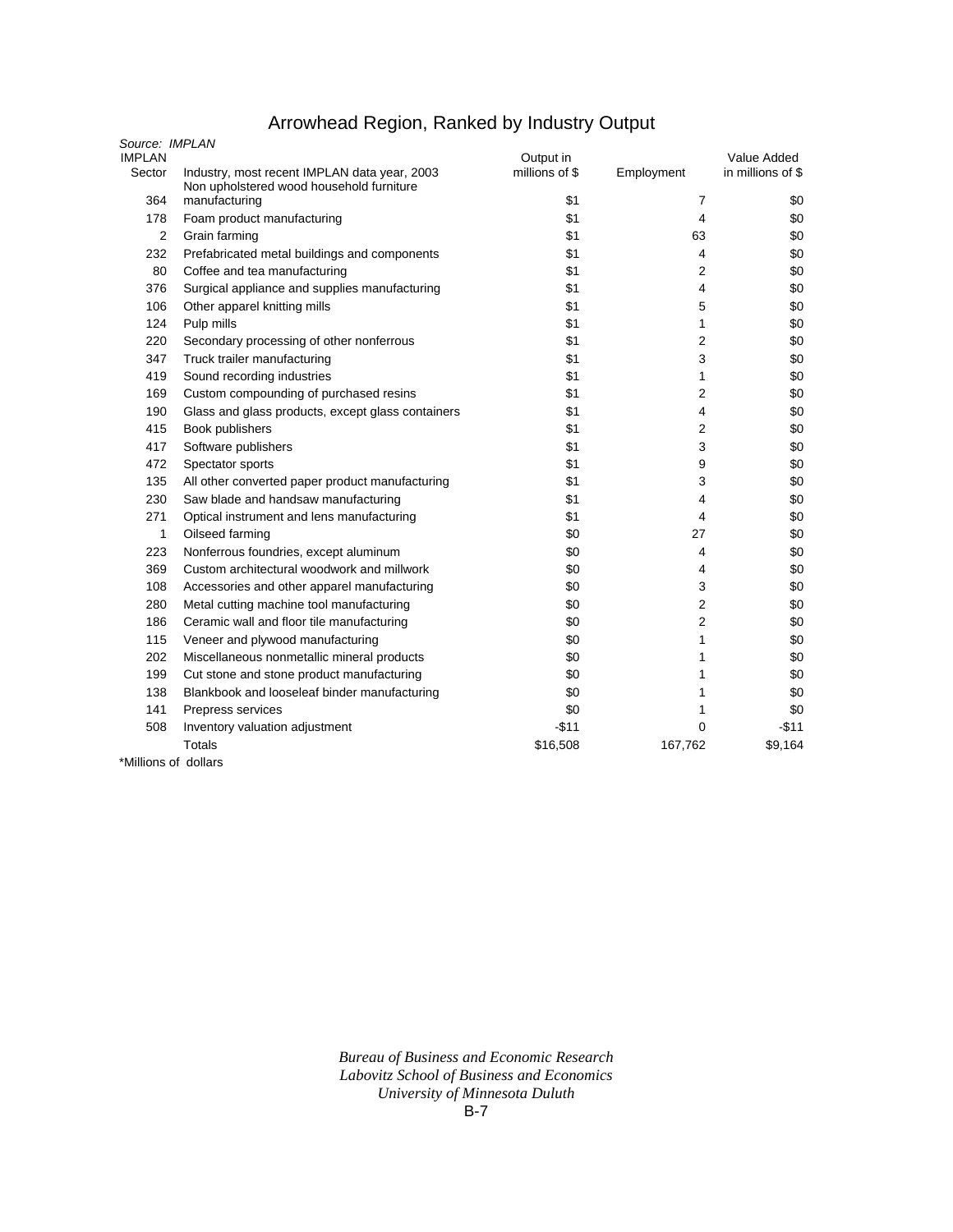# Arrowhead Region, Ranked by Industry Output

*Source: IMPLAN*

| IMPLAN Sector | Industry, most recent IMPLAN data year, 2003 | Output in millions of $ | Employment | Value Added in millions of $ |
|---|---|---|---|---|
| 364 | Non upholstered wood household furniture manufacturing | $1 | 7 | $0 |
| 178 | Foam product manufacturing | $1 | 4 | $0 |
| 2 | Grain farming | $1 | 63 | $0 |
| 232 | Prefabricated metal buildings and components | $1 | 4 | $0 |
| 80 | Coffee and tea manufacturing | $1 | 2 | $0 |
| 376 | Surgical appliance and supplies manufacturing | $1 | 4 | $0 |
| 106 | Other apparel knitting mills | $1 | 5 | $0 |
| 124 | Pulp mills | $1 | 1 | $0 |
| 220 | Secondary processing of other nonferrous | $1 | 2 | $0 |
| 347 | Truck trailer manufacturing | $1 | 3 | $0 |
| 419 | Sound recording industries | $1 | 1 | $0 |
| 169 | Custom compounding of purchased resins | $1 | 2 | $0 |
| 190 | Glass and glass products, except glass containers | $1 | 4 | $0 |
| 415 | Book publishers | $1 | 2 | $0 |
| 417 | Software publishers | $1 | 3 | $0 |
| 472 | Spectator sports | $1 | 9 | $0 |
| 135 | All other converted paper product manufacturing | $1 | 3 | $0 |
| 230 | Saw blade and handsaw manufacturing | $1 | 4 | $0 |
| 271 | Optical instrument and lens manufacturing | $1 | 4 | $0 |
| 1 | Oilseed farming | $0 | 27 | $0 |
| 223 | Nonferrous foundries, except aluminum | $0 | 4 | $0 |
| 369 | Custom architectural woodwork and millwork | $0 | 4 | $0 |
| 108 | Accessories and other apparel manufacturing | $0 | 3 | $0 |
| 280 | Metal cutting machine tool manufacturing | $0 | 2 | $0 |
| 186 | Ceramic wall and floor tile manufacturing | $0 | 2 | $0 |
| 115 | Veneer and plywood manufacturing | $0 | 1 | $0 |
| 202 | Miscellaneous nonmetallic mineral products | $0 | 1 | $0 |
| 199 | Cut stone and stone product manufacturing | $0 | 1 | $0 |
| 138 | Blankbook and looseleaf binder manufacturing | $0 | 1 | $0 |
| 141 | Prepress services | $0 | 1 | $0 |
| 508 | Inventory valuation adjustment | -$11 | 0 | -$11 |
| | Totals | $16,508 | 167,762 | $9,164 |

*Millions of dollars

*Bureau of Business and Economic Research*
*Labovitz School of Business and Economics*
*University of Minnesota Duluth*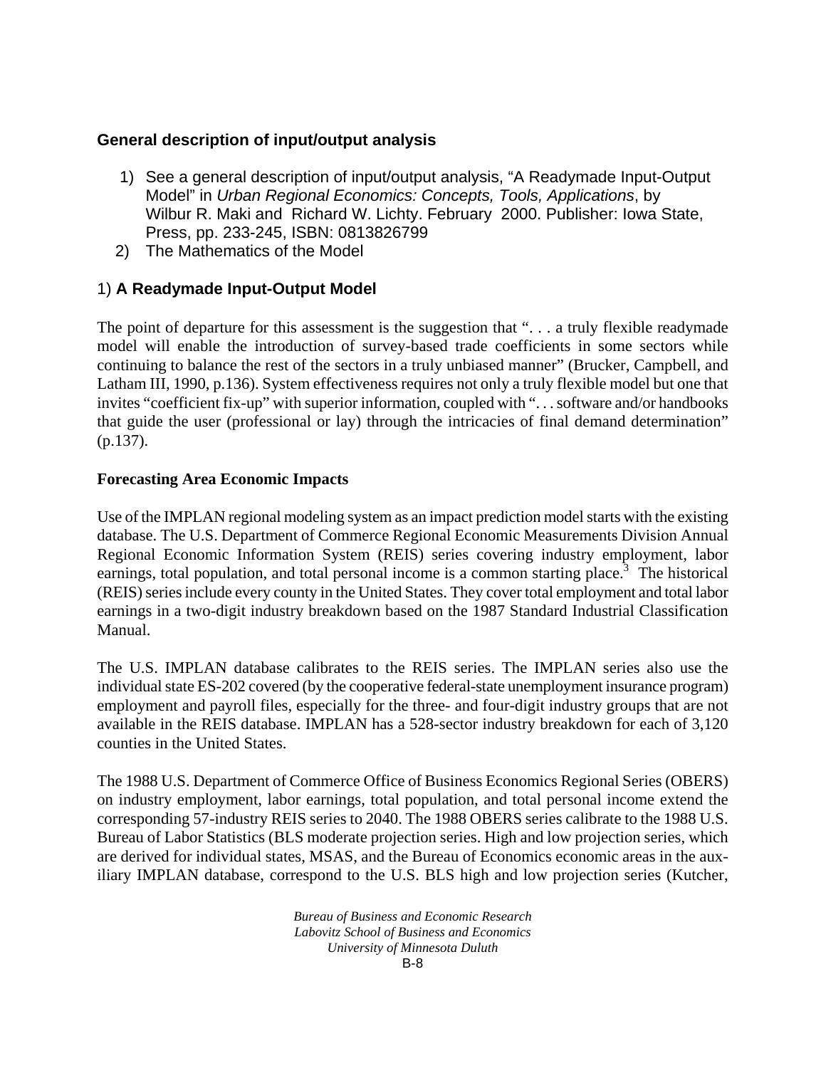### General description of input/output analysis

1) See a general description of input/output analysis, "A Readymade Input-Output Model" in *Urban Regional Economics: Concepts, Tools, Applications*, by Wilbur R. Maki and Richard W. Lichty. February 2000. Publisher: Iowa State, Press, pp. 233-245, ISBN: 0813826799
2) The Mathematics of the Model

### 1) A Readymade Input-Output Model

The point of departure for this assessment is the suggestion that ". . . a truly flexible readymade model will enable the introduction of survey-based trade coefficients in some sectors while continuing to balance the rest of the sectors in a truly unbiased manner" (Brucker, Campbell, and Latham III, 1990, p.136). System effectiveness requires not only a truly flexible model but one that invites "coefficient fix-up" with superior information, coupled with ". . . software and/or handbooks that guide the user (professional or lay) through the intricacies of final demand determination" (p.137).

**Forecasting Area Economic Impacts**

Use of the IMPLAN regional modeling system as an impact prediction model starts with the existing database. The U.S. Department of Commerce Regional Economic Measurements Division Annual Regional Economic Information System (REIS) series covering industry employment, labor earnings, total population, and total personal income is a common starting place.[3] The historical (REIS) series include every county in the United States. They cover total employment and total labor earnings in a two-digit industry breakdown based on the 1987 Standard Industrial Classification Manual.

The U.S. IMPLAN database calibrates to the REIS series. The IMPLAN series also use the individual state ES-202 covered (by the cooperative federal-state unemployment insurance program) employment and payroll files, especially for the three- and four-digit industry groups that are not available in the REIS database. IMPLAN has a 528-sector industry breakdown for each of 3,120 counties in the United States.

The 1988 U.S. Department of Commerce Office of Business Economics Regional Series (OBERS) on industry employment, labor earnings, total population, and total personal income extend the corresponding 57-industry REIS series to 2040. The 1988 OBERS series calibrate to the 1988 U.S. Bureau of Labor Statistics (BLS moderate projection series. High and low projection series, which are derived for individual states, MSAS, and the Bureau of Economics economic areas in the auxiliary IMPLAN database, correspond to the U.S. BLS high and low projection series (Kutcher,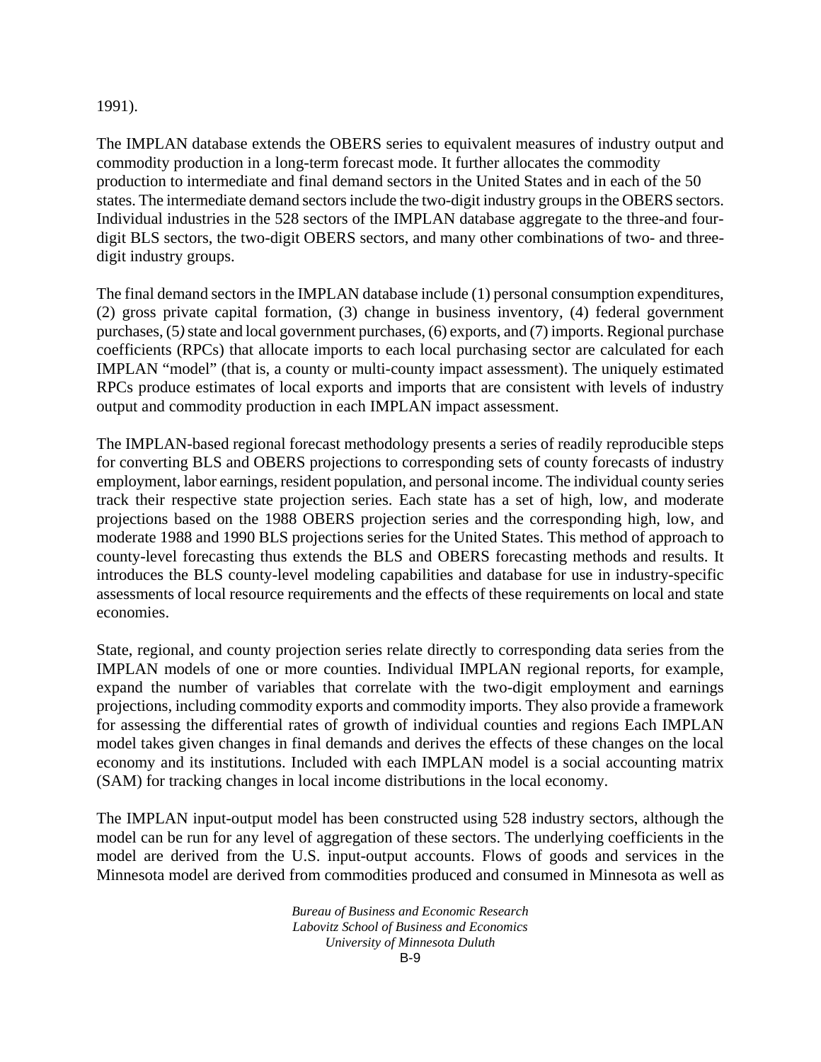1991).

The IMPLAN database extends the OBERS series to equivalent measures of industry output and commodity production in a long-term forecast mode. It further allocates the commodity production to intermediate and final demand sectors in the United States and in each of the 50 states. The intermediate demand sectors include the two-digit industry groups in the OBERS sectors. Individual industries in the 528 sectors of the IMPLAN database aggregate to the three-and four-digit BLS sectors, the two-digit OBERS sectors, and many other combinations of two- and three-digit industry groups.

The final demand sectors in the IMPLAN database include (1) personal consumption expenditures, (2) gross private capital formation, (3) change in business inventory, (4) federal government purchases, (5*)* state and local government purchases, (6) exports, and (7) imports. Regional purchase coefficients (RPCs) that allocate imports to each local purchasing sector are calculated for each IMPLAN "model" (that is, a county or multi-county impact assessment). The uniquely estimated RPCs produce estimates of local exports and imports that are consistent with levels of industry output and commodity production in each IMPLAN impact assessment.

The IMPLAN-based regional forecast methodology presents a series of readily reproducible steps for converting BLS and OBERS projections to corresponding sets of county forecasts of industry employment, labor earnings, resident population, and personal income. The individual county series track their respective state projection series. Each state has a set of high, low, and moderate projections based on the 1988 OBERS projection series and the corresponding high, low, and moderate 1988 and 1990 BLS projections series for the United States. This method of approach to county-level forecasting thus extends the BLS and OBERS forecasting methods and results. It introduces the BLS county-level modeling capabilities and database for use in industry-specific assessments of local resource requirements and the effects of these requirements on local and state economies.

State, regional, and county projection series relate directly to corresponding data series from the IMPLAN models of one or more counties. Individual IMPLAN regional reports, for example, expand the number of variables that correlate with the two-digit employment and earnings projections, including commodity exports and commodity imports. They also provide a framework for assessing the differential rates of growth of individual counties and regions Each IMPLAN model takes given changes in final demands and derives the effects of these changes on the local economy and its institutions. Included with each IMPLAN model is a social accounting matrix (SAM) for tracking changes in local income distributions in the local economy.

The IMPLAN input-output model has been constructed using 528 industry sectors, although the model can be run for any level of aggregation of these sectors. The underlying coefficients in the model are derived from the U.S. input-output accounts. Flows of goods and services in the Minnesota model are derived from commodities produced and consumed in Minnesota as well as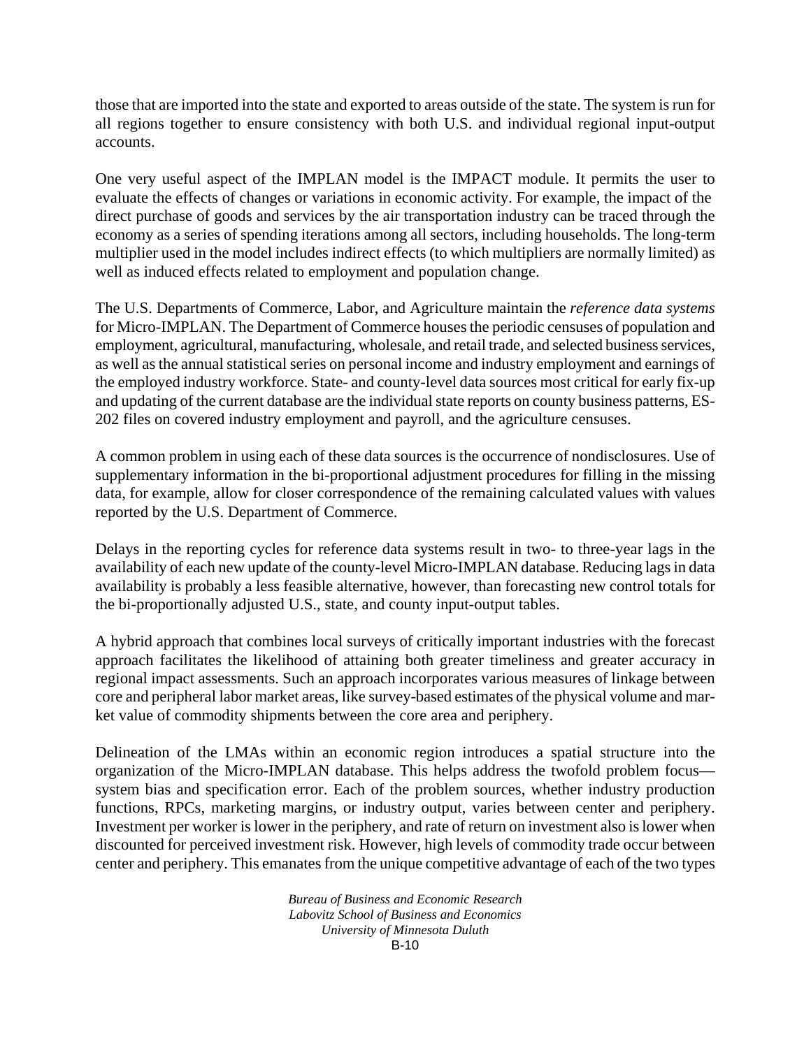those that are imported into the state and exported to areas outside of the state. The system is run for all regions together to ensure consistency with both U.S. and individual regional input-output accounts.

One very useful aspect of the IMPLAN model is the IMPACT module. It permits the user to evaluate the effects of changes or variations in economic activity. For example, the impact of the direct purchase of goods and services by the air transportation industry can be traced through the economy as a series of spending iterations among all sectors, including households. The long-term multiplier used in the model includes indirect effects (to which multipliers are normally limited) as well as induced effects related to employment and population change.

The U.S. Departments of Commerce, Labor, and Agriculture maintain the *reference data systems* for Micro-IMPLAN. The Department of Commerce houses the periodic censuses of population and employment, agricultural, manufacturing, wholesale, and retail trade, and selected business services, as well as the annual statistical series on personal income and industry employment and earnings of the employed industry workforce. State- and county-level data sources most critical for early fix-up and updating of the current database are the individual state reports on county business patterns, ES-202 files on covered industry employment and payroll, and the agriculture censuses.

A common problem in using each of these data sources is the occurrence of nondisclosures. Use of supplementary information in the bi-proportional adjustment procedures for filling in the missing data, for example, allow for closer correspondence of the remaining calculated values with values reported by the U.S. Department of Commerce.

Delays in the reporting cycles for reference data systems result in two- to three-year lags in the availability of each new update of the county-level Micro-IMPLAN database. Reducing lags in data availability is probably a less feasible alternative, however, than forecasting new control totals for the bi-proportionally adjusted U.S., state, and county input-output tables.

A hybrid approach that combines local surveys of critically important industries with the forecast approach facilitates the likelihood of attaining both greater timeliness and greater accuracy in regional impact assessments. Such an approach incorporates various measures of linkage between core and peripheral labor market areas, like survey-based estimates of the physical volume and market value of commodity shipments between the core area and periphery.

Delineation of the LMAs within an economic region introduces a spatial structure into the organization of the Micro-IMPLAN database. This helps address the twofold problem focus—system bias and specification error. Each of the problem sources, whether industry production functions, RPCs, marketing margins, or industry output, varies between center and periphery. Investment per worker is lower in the periphery, and rate of return on investment also is lower when discounted for perceived investment risk. However, high levels of commodity trade occur between center and periphery. This emanates from the unique competitive advantage of each of the two types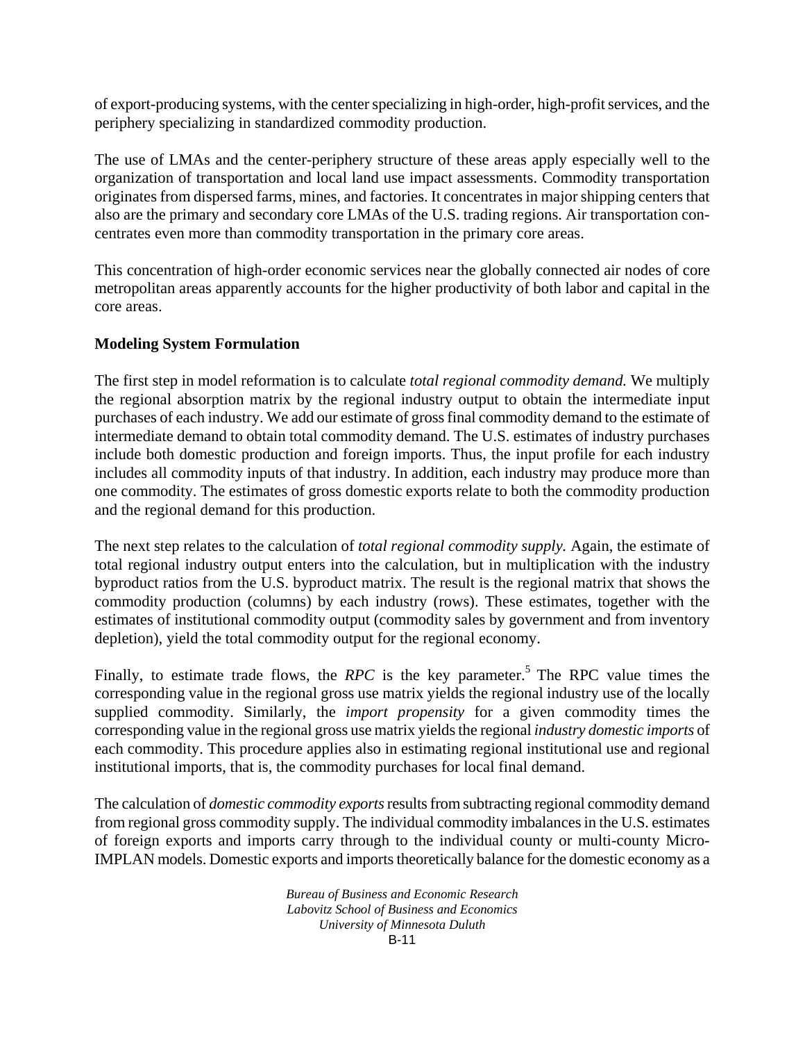of export-producing systems, with the center specializing in high-order, high-profit services, and the periphery specializing in standardized commodity production.

The use of LMAs and the center-periphery structure of these areas apply especially well to the organization of transportation and local land use impact assessments. Commodity transportation originates from dispersed farms, mines, and factories. It concentrates in major shipping centers that also are the primary and secondary core LMAs of the U.S. trading regions. Air transportation concentrates even more than commodity transportation in the primary core areas.

This concentration of high-order economic services near the globally connected air nodes of core metropolitan areas apparently accounts for the higher productivity of both labor and capital in the core areas.

**Modeling System Formulation**

The first step in model reformation is to calculate *total regional commodity demand.* We multiply the regional absorption matrix by the regional industry output to obtain the intermediate input purchases of each industry. We add our estimate of gross final commodity demand to the estimate of intermediate demand to obtain total commodity demand. The U.S. estimates of industry purchases include both domestic production and foreign imports. Thus, the input profile for each industry includes all commodity inputs of that industry. In addition, each industry may produce more than one commodity. The estimates of gross domestic exports relate to both the commodity production and the regional demand for this production.

The next step relates to the calculation of *total regional commodity supply.* Again, the estimate of total regional industry output enters into the calculation, but in multiplication with the industry byproduct ratios from the U.S. byproduct matrix. The result is the regional matrix that shows the commodity production (columns) by each industry (rows). These estimates, together with the estimates of institutional commodity output (commodity sales by government and from inventory depletion), yield the total commodity output for the regional economy.

Finally, to estimate trade flows, the *RPC* is the key parameter.[5] The RPC value times the corresponding value in the regional gross use matrix yields the regional industry use of the locally supplied commodity. Similarly, the *import propensity* for a given commodity times the corresponding value in the regional gross use matrix yields the regional *industry domestic imports* of each commodity. This procedure applies also in estimating regional institutional use and regional institutional imports, that is, the commodity purchases for local final demand.

The calculation of *domestic commodity exports* results from subtracting regional commodity demand from regional gross commodity supply. The individual commodity imbalances in the U.S. estimates of foreign exports and imports carry through to the individual county or multi-county Micro-IMPLAN models. Domestic exports and imports theoretically balance for the domestic economy as a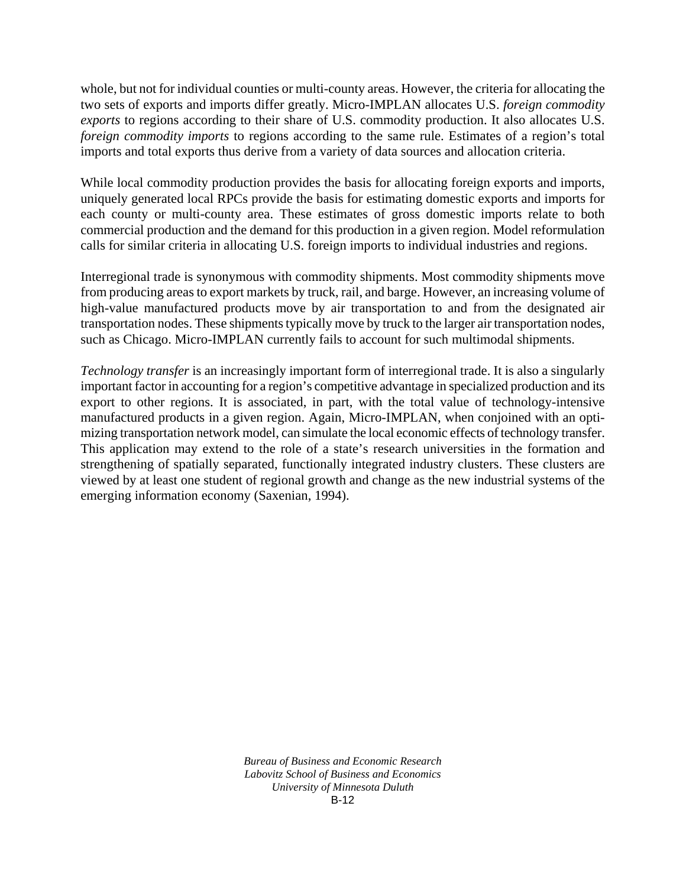whole, but not for individual counties or multi-county areas. However, the criteria for allocating the two sets of exports and imports differ greatly. Micro-IMPLAN allocates U.S. *foreign commodity exports* to regions according to their share of U.S. commodity production. It also allocates U.S. *foreign commodity imports* to regions according to the same rule. Estimates of a region's total imports and total exports thus derive from a variety of data sources and allocation criteria.

While local commodity production provides the basis for allocating foreign exports and imports, uniquely generated local RPCs provide the basis for estimating domestic exports and imports for each county or multi-county area. These estimates of gross domestic imports relate to both commercial production and the demand for this production in a given region. Model reformulation calls for similar criteria in allocating U.S. foreign imports to individual industries and regions.

Interregional trade is synonymous with commodity shipments. Most commodity shipments move from producing areas to export markets by truck, rail, and barge. However, an increasing volume of high-value manufactured products move by air transportation to and from the designated air transportation nodes. These shipments typically move by truck to the larger air transportation nodes, such as Chicago. Micro-IMPLAN currently fails to account for such multimodal shipments.

*Technology transfer* is an increasingly important form of interregional trade. It is also a singularly important factor in accounting for a region's competitive advantage in specialized production and its export to other regions. It is associated, in part, with the total value of technology-intensive manufactured products in a given region. Again, Micro-IMPLAN, when conjoined with an optimizing transportation network model, can simulate the local economic effects of technology transfer. This application may extend to the role of a state's research universities in the formation and strengthening of spatially separated, functionally integrated industry clusters. These clusters are viewed by at least one student of regional growth and change as the new industrial systems of the emerging information economy (Saxenian, 1994).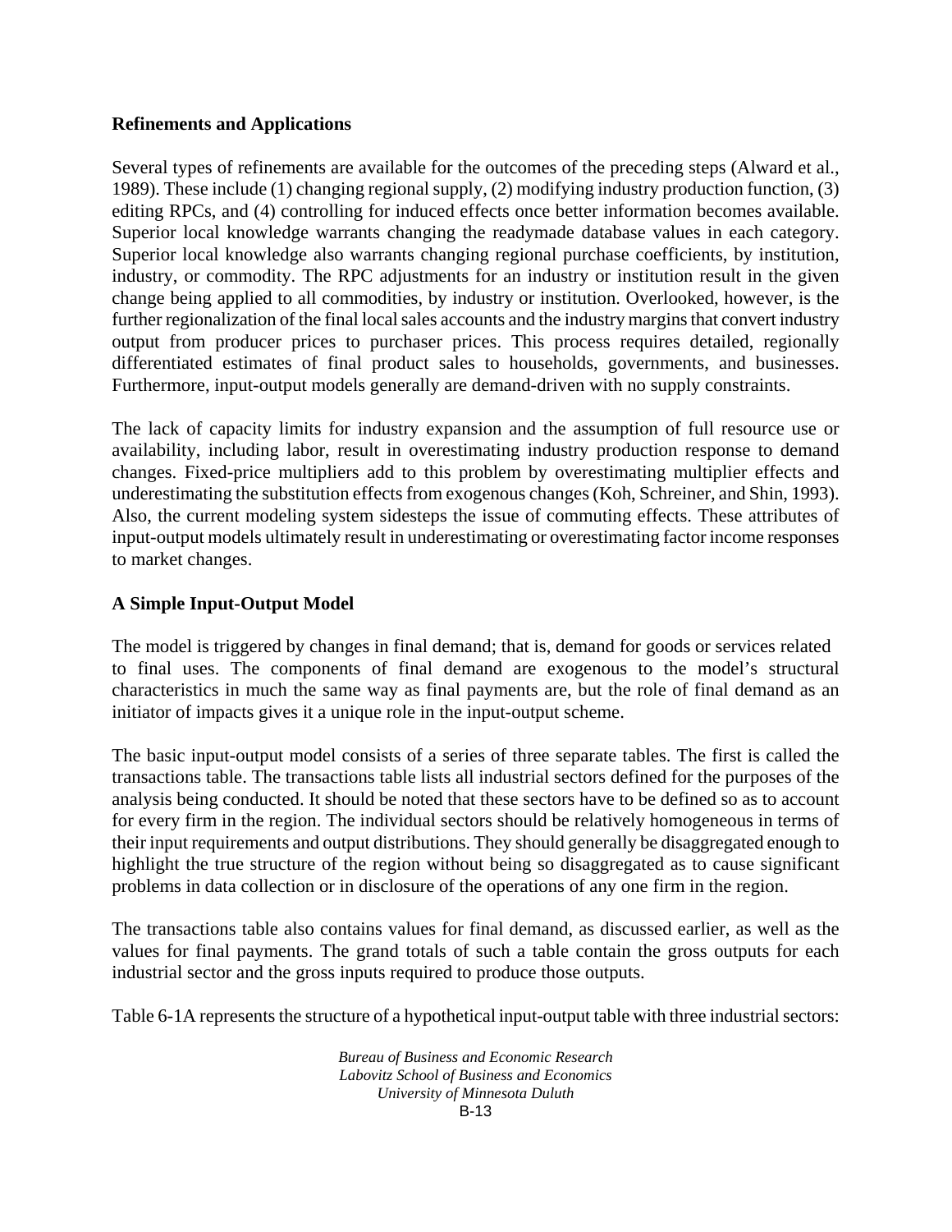**Refinements and Applications**

Several types of refinements are available for the outcomes of the preceding steps (Alward et al., 1989). These include (1) changing regional supply, (2) modifying industry production function, (3) editing RPCs, and (4) controlling for induced effects once better information becomes available. Superior local knowledge warrants changing the readymade database values in each category. Superior local knowledge also warrants changing regional purchase coefficients, by institution, industry, or commodity. The RPC adjustments for an industry or institution result in the given change being applied to all commodities, by industry or institution. Overlooked, however, is the further regionalization of the final local sales accounts and the industry margins that convert industry output from producer prices to purchaser prices. This process requires detailed, regionally differentiated estimates of final product sales to households, governments, and businesses. Furthermore, input-output models generally are demand-driven with no supply constraints.

The lack of capacity limits for industry expansion and the assumption of full resource use or availability, including labor, result in overestimating industry production response to demand changes. Fixed-price multipliers add to this problem by overestimating multiplier effects and underestimating the substitution effects from exogenous changes (Koh, Schreiner, and Shin, 1993). Also, the current modeling system sidesteps the issue of commuting effects. These attributes of input-output models ultimately result in underestimating or overestimating factor income responses to market changes.

**A Simple Input-Output Model**

The model is triggered by changes in final demand; that is, demand for goods or services related to final uses. The components of final demand are exogenous to the model's structural characteristics in much the same way as final payments are, but the role of final demand as an initiator of impacts gives it a unique role in the input-output scheme.

The basic input-output model consists of a series of three separate tables. The first is called the transactions table. The transactions table lists all industrial sectors defined for the purposes of the analysis being conducted. It should be noted that these sectors have to be defined so as to account for every firm in the region. The individual sectors should be relatively homogeneous in terms of their input requirements and output distributions. They should generally be disaggregated enough to highlight the true structure of the region without being so disaggregated as to cause significant problems in data collection or in disclosure of the operations of any one firm in the region.

The transactions table also contains values for final demand, as discussed earlier, as well as the values for final payments. The grand totals of such a table contain the gross outputs for each industrial sector and the gross inputs required to produce those outputs.

Table 6-1A represents the structure of a hypothetical input-output table with three industrial sectors: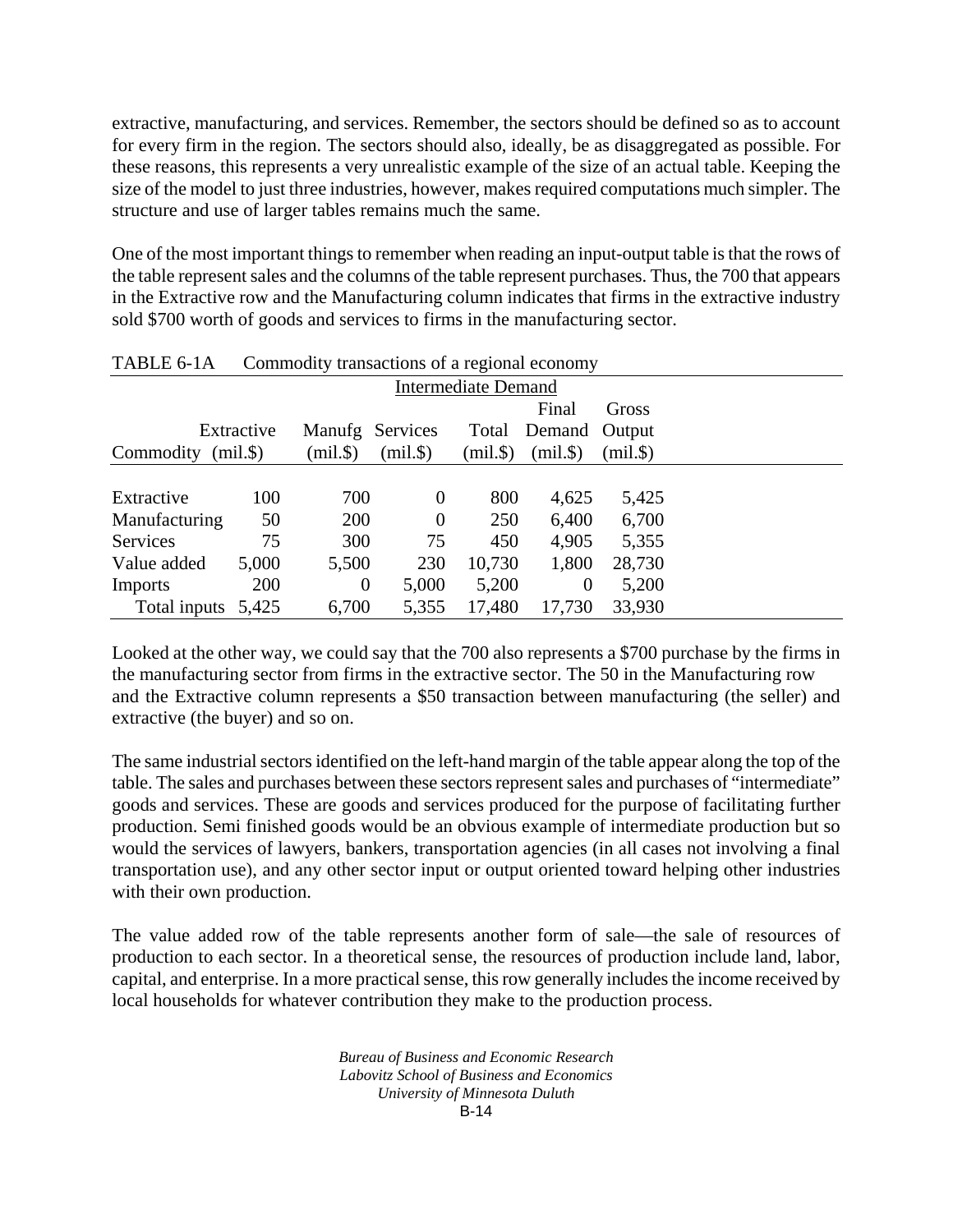extractive, manufacturing, and services. Remember, the sectors should be defined so as to account for every firm in the region. The sectors should also, ideally, be as disaggregated as possible. For these reasons, this represents a very unrealistic example of the size of an actual table. Keeping the size of the model to just three industries, however, makes required computations much simpler. The structure and use of larger tables remains much the same.

One of the most important things to remember when reading an input-output table is that the rows of the table represent sales and the columns of the table represent purchases. Thus, the 700 that appears in the Extractive row and the Manufacturing column indicates that firms in the extractive industry sold $700 worth of goods and services to firms in the manufacturing sector.

TABLE 6-1A  Commodity transactions of a regional economy

| | Intermediate Demand | | | | | |
|---|---|---|---|---|---|---|
| Commodity | Extractive (mil.$) | Manufg (mil.$) | Services (mil.$) | Total (mil.$) | Final Demand (mil.$) | Gross Output (mil.$) |
| Extractive | 100 | 700 | 0 | 800 | 4,625 | 5,425 |
| Manufacturing | 50 | 200 | 0 | 250 | 6,400 | 6,700 |
| Services | 75 | 300 | 75 | 450 | 4,905 | 5,355 |
| Value added | 5,000 | 5,500 | 230 | 10,730 | 1,800 | 28,730 |
| Imports | 200 | 0 | 5,000 | 5,200 | 0 | 5,200 |
| Total inputs | 5,425 | 6,700 | 5,355 | 17,480 | 17,730 | 33,930 |

Looked at the other way, we could say that the 700 also represents a $700 purchase by the firms in the manufacturing sector from firms in the extractive sector. The 50 in the Manufacturing row and the Extractive column represents a $50 transaction between manufacturing (the seller) and extractive (the buyer) and so on.

The same industrial sectors identified on the left-hand margin of the table appear along the top of the table. The sales and purchases between these sectors represent sales and purchases of "intermediate" goods and services. These are goods and services produced for the purpose of facilitating further production. Semi finished goods would be an obvious example of intermediate production but so would the services of lawyers, bankers, transportation agencies (in all cases not involving a final transportation use), and any other sector input or output oriented toward helping other industries with their own production.

The value added row of the table represents another form of sale—the sale of resources of production to each sector. In a theoretical sense, the resources of production include land, labor, capital, and enterprise. In a more practical sense, this row generally includes the income received by local households for whatever contribution they make to the production process.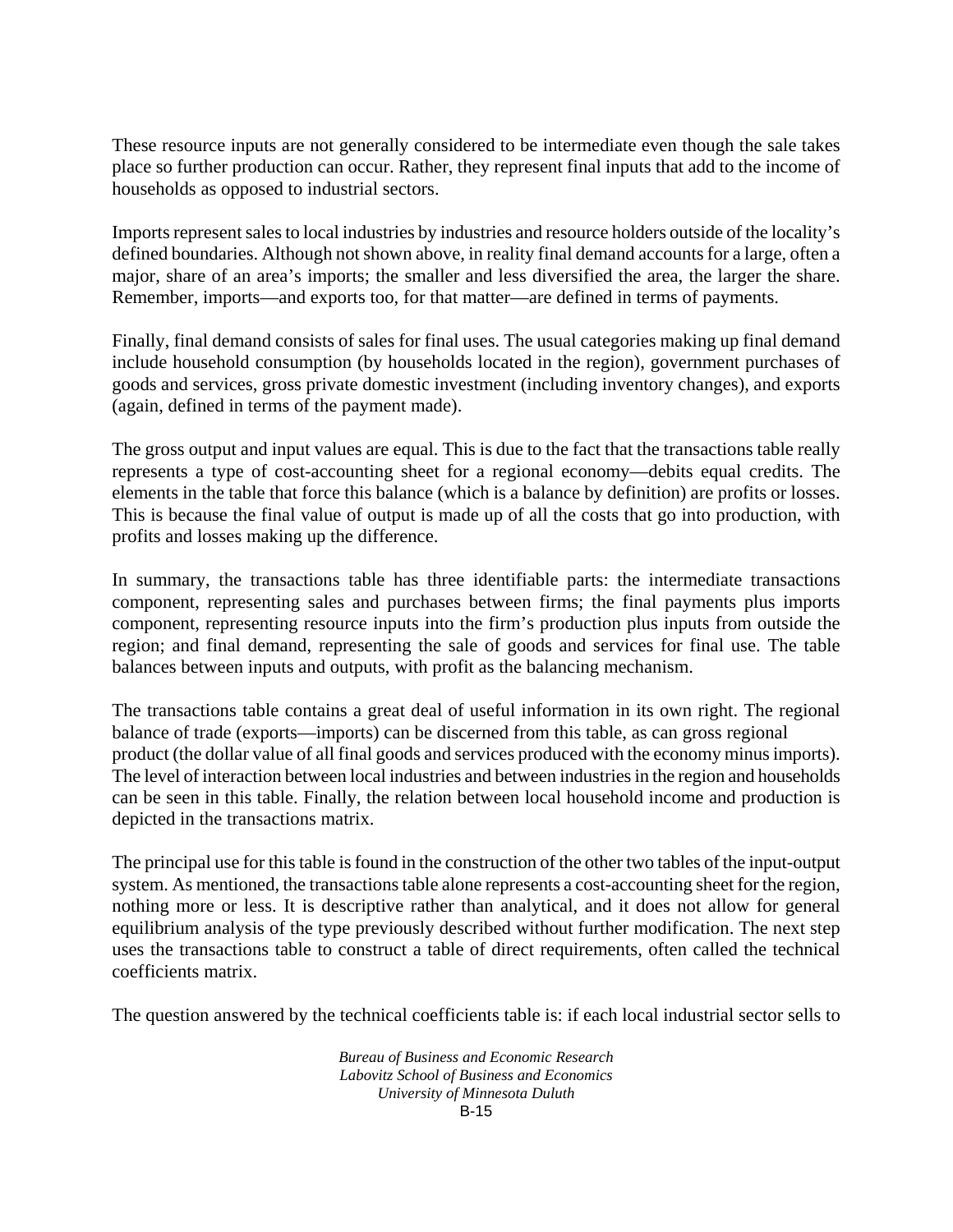These resource inputs are not generally considered to be intermediate even though the sale takes place so further production can occur. Rather, they represent final inputs that add to the income of households as opposed to industrial sectors.

Imports represent sales to local industries by industries and resource holders outside of the locality's defined boundaries. Although not shown above, in reality final demand accounts for a large, often a major, share of an area's imports; the smaller and less diversified the area, the larger the share. Remember, imports—and exports too, for that matter—are defined in terms of payments.

Finally, final demand consists of sales for final uses. The usual categories making up final demand include household consumption (by households located in the region), government purchases of goods and services, gross private domestic investment (including inventory changes), and exports (again, defined in terms of the payment made).

The gross output and input values are equal. This is due to the fact that the transactions table really represents a type of cost-accounting sheet for a regional economy—debits equal credits. The elements in the table that force this balance (which is a balance by definition) are profits or losses. This is because the final value of output is made up of all the costs that go into production, with profits and losses making up the difference.

In summary, the transactions table has three identifiable parts: the intermediate transactions component, representing sales and purchases between firms; the final payments plus imports component, representing resource inputs into the firm's production plus inputs from outside the region; and final demand, representing the sale of goods and services for final use. The table balances between inputs and outputs, with profit as the balancing mechanism.

The transactions table contains a great deal of useful information in its own right. The regional balance of trade (exports—imports) can be discerned from this table, as can gross regional product (the dollar value of all final goods and services produced with the economy minus imports). The level of interaction between local industries and between industries in the region and households can be seen in this table. Finally, the relation between local household income and production is depicted in the transactions matrix.

The principal use for this table is found in the construction of the other two tables of the input-output system. As mentioned, the transactions table alone represents a cost-accounting sheet for the region, nothing more or less. It is descriptive rather than analytical, and it does not allow for general equilibrium analysis of the type previously described without further modification. The next step uses the transactions table to construct a table of direct requirements, often called the technical coefficients matrix.

The question answered by the technical coefficients table is: if each local industrial sector sells to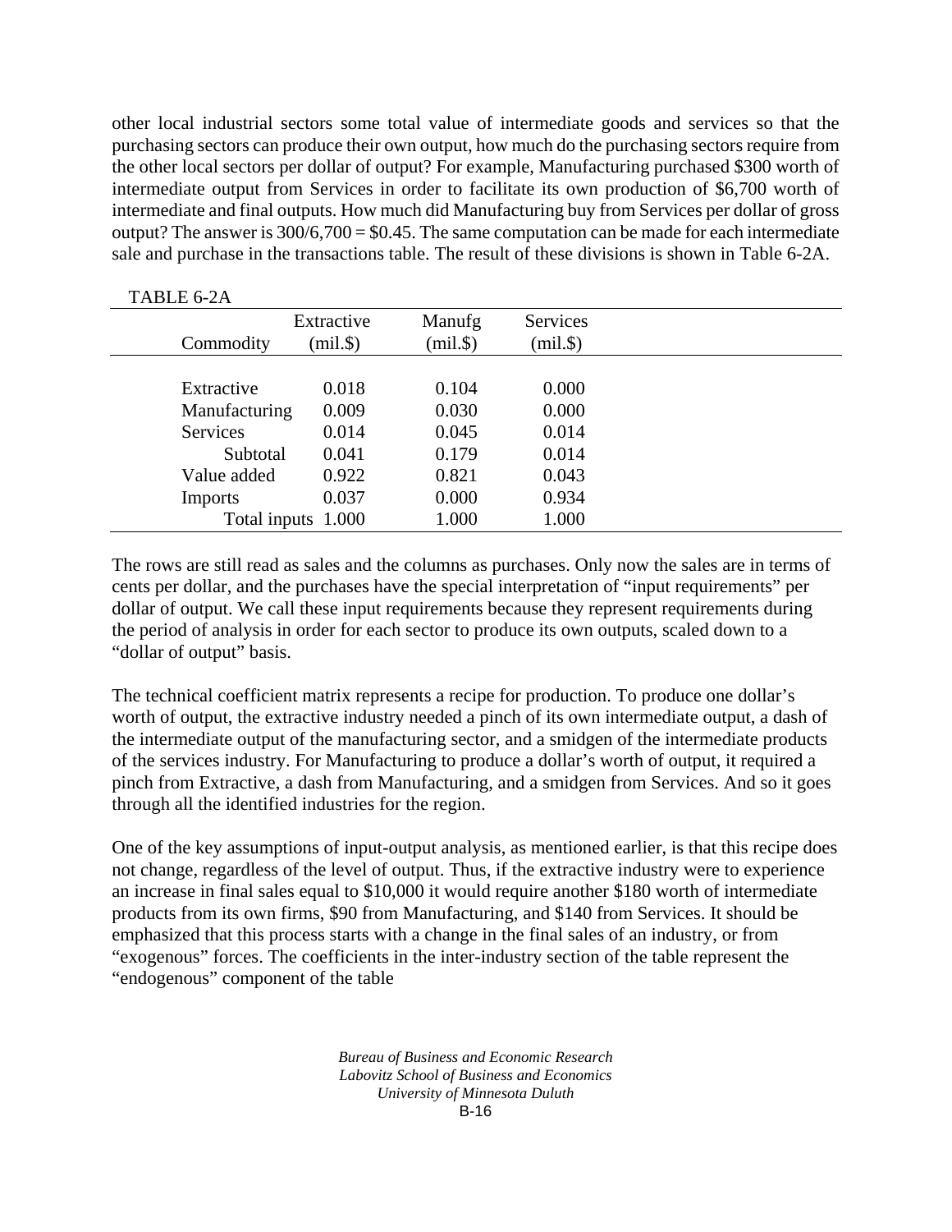other local industrial sectors some total value of intermediate goods and services so that the purchasing sectors can produce their own output, how much do the purchasing sectors require from the other local sectors per dollar of output? For example, Manufacturing purchased $300 worth of intermediate output from Services in order to facilitate its own production of $6,700 worth of intermediate and final outputs. How much did Manufacturing buy from Services per dollar of gross output? The answer is 300/6,700 = $0.45. The same computation can be made for each intermediate sale and purchase in the transactions table. The result of these divisions is shown in Table 6-2A.

TABLE 6-2A

| Commodity | Extractive (mil.$) | Manufg (mil.$) | Services (mil.$) |
|---|---|---|---|
| Extractive | 0.018 | 0.104 | 0.000 |
| Manufacturing | 0.009 | 0.030 | 0.000 |
| Services | 0.014 | 0.045 | 0.014 |
| Subtotal | 0.041 | 0.179 | 0.014 |
| Value added | 0.922 | 0.821 | 0.043 |
| Imports | 0.037 | 0.000 | 0.934 |
| Total inputs | 1.000 | 1.000 | 1.000 |

The rows are still read as sales and the columns as purchases. Only now the sales are in terms of cents per dollar, and the purchases have the special interpretation of "input requirements" per dollar of output. We call these input requirements because they represent requirements during the period of analysis in order for each sector to produce its own outputs, scaled down to a "dollar of output" basis.

The technical coefficient matrix represents a recipe for production. To produce one dollar's worth of output, the extractive industry needed a pinch of its own intermediate output, a dash of the intermediate output of the manufacturing sector, and a smidgen of the intermediate products of the services industry. For Manufacturing to produce a dollar's worth of output, it required a pinch from Extractive, a dash from Manufacturing, and a smidgen from Services. And so it goes through all the identified industries for the region.

One of the key assumptions of input-output analysis, as mentioned earlier, is that this recipe does not change, regardless of the level of output. Thus, if the extractive industry were to experience an increase in final sales equal to $10,000 it would require another $180 worth of intermediate products from its own firms, $90 from Manufacturing, and $140 from Services. It should be emphasized that this process starts with a change in the final sales of an industry, or from "exogenous" forces. The coefficients in the inter-industry section of the table represent the "endogenous" component of the table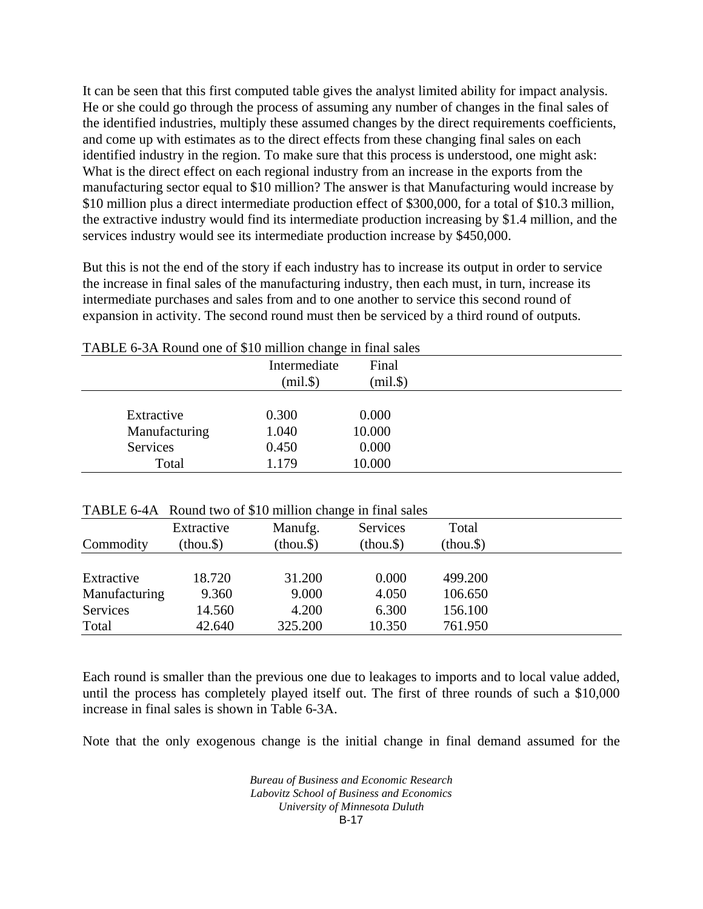It can be seen that this first computed table gives the analyst limited ability for impact analysis. He or she could go through the process of assuming any number of changes in the final sales of the identified industries, multiply these assumed changes by the direct requirements coefficients, and come up with estimates as to the direct effects from these changing final sales on each identified industry in the region. To make sure that this process is understood, one might ask: What is the direct effect on each regional industry from an increase in the exports from the manufacturing sector equal to $10 million? The answer is that Manufacturing would increase by $10 million plus a direct intermediate production effect of $300,000, for a total of $10.3 million, the extractive industry would find its intermediate production increasing by $1.4 million, and the services industry would see its intermediate production increase by $450,000.

But this is not the end of the story if each industry has to increase its output in order to service the increase in final sales of the manufacturing industry, then each must, in turn, increase its intermediate purchases and sales from and to one another to service this second round of expansion in activity. The second round must then be serviced by a third round of outputs.

TABLE 6-3A Round one of $10 million change in final sales

| | Intermediate (mil.$) | Final (mil.$) |
|---|---|---|
| Extractive | 0.300 | 0.000 |
| Manufacturing | 1.040 | 10.000 |
| Services | 0.450 | 0.000 |
| Total | 1.179 | 10.000 |

TABLE 6-4A Round two of $10 million change in final sales

| Commodity | Extractive (thou.$) | Manufg. (thou.$) | Services (thou.$) | Total (thou.$) |
|---|---|---|---|---|
| Extractive | 18.720 | 31.200 | 0.000 | 499.200 |
| Manufacturing | 9.360 | 9.000 | 4.050 | 106.650 |
| Services | 14.560 | 4.200 | 6.300 | 156.100 |
| Total | 42.640 | 325.200 | 10.350 | 761.950 |

Each round is smaller than the previous one due to leakages to imports and to local value added, until the process has completely played itself out. The first of three rounds of such a $10,000 increase in final sales is shown in Table 6-3A.

Note that the only exogenous change is the initial change in final demand assumed for the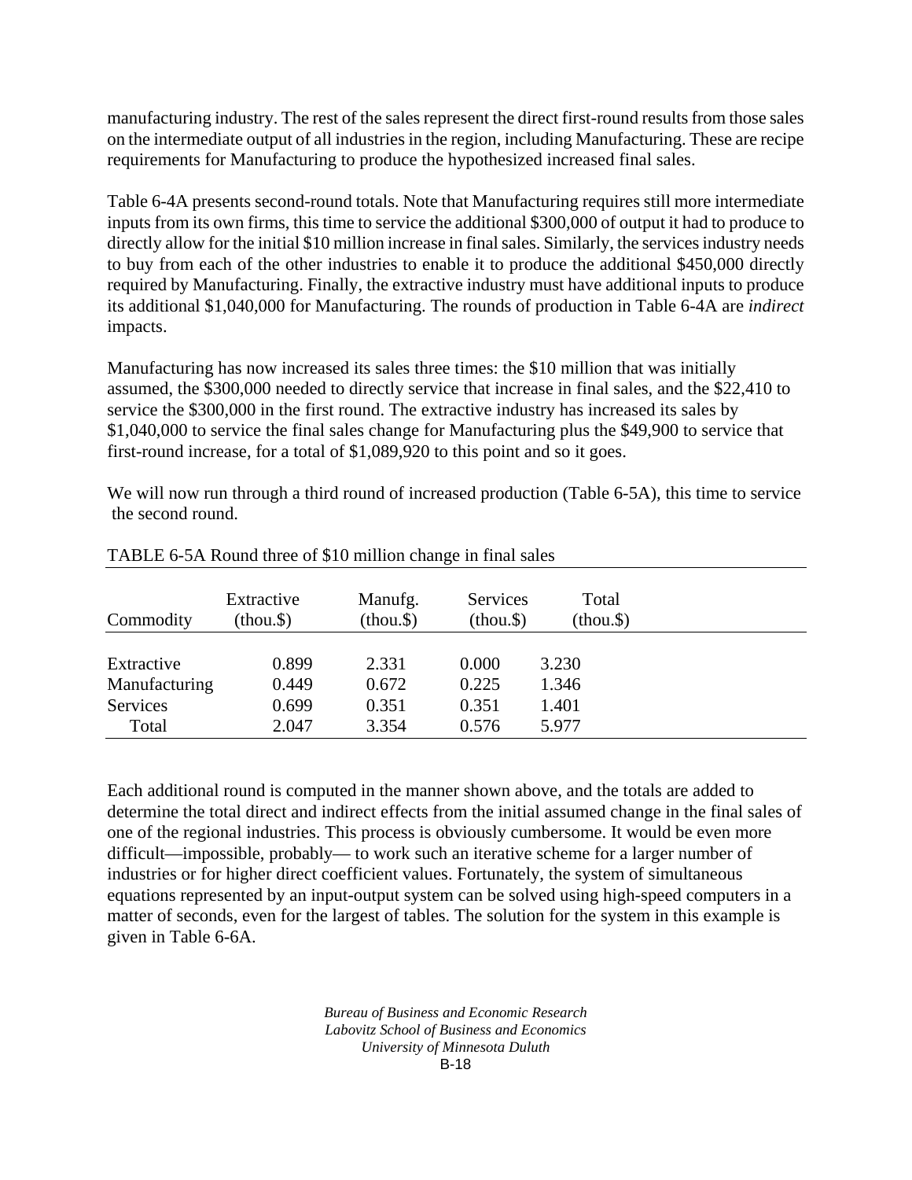manufacturing industry. The rest of the sales represent the direct first-round results from those sales on the intermediate output of all industries in the region, including Manufacturing. These are recipe requirements for Manufacturing to produce the hypothesized increased final sales.

Table 6-4A presents second-round totals. Note that Manufacturing requires still more intermediate inputs from its own firms, this time to service the additional $300,000 of output it had to produce to directly allow for the initial $10 million increase in final sales. Similarly, the services industry needs to buy from each of the other industries to enable it to produce the additional $450,000 directly required by Manufacturing. Finally, the extractive industry must have additional inputs to produce its additional $1,040,000 for Manufacturing. The rounds of production in Table 6-4A are *indirect* impacts.

Manufacturing has now increased its sales three times: the $10 million that was initially assumed, the $300,000 needed to directly service that increase in final sales, and the $22,410 to service the $300,000 in the first round. The extractive industry has increased its sales by $1,040,000 to service the final sales change for Manufacturing plus the $49,900 to service that first-round increase, for a total of $1,089,920 to this point and so it goes.

We will now run through a third round of increased production (Table 6-5A), this time to service the second round.

TABLE 6-5A Round three of $10 million change in final sales

| Commodity | Extractive (thou.$) | Manufg. (thou.$) | Services (thou.$) | Total (thou.$) |
|---|---|---|---|---|
| Extractive | 0.899 | 2.331 | 0.000 | 3.230 |
| Manufacturing | 0.449 | 0.672 | 0.225 | 1.346 |
| Services | 0.699 | 0.351 | 0.351 | 1.401 |
| Total | 2.047 | 3.354 | 0.576 | 5.977 |

Each additional round is computed in the manner shown above, and the totals are added to determine the total direct and indirect effects from the initial assumed change in the final sales of one of the regional industries. This process is obviously cumbersome. It would be even more difficult—impossible, probably— to work such an iterative scheme for a larger number of industries or for higher direct coefficient values. Fortunately, the system of simultaneous equations represented by an input-output system can be solved using high-speed computers in a matter of seconds, even for the largest of tables. The solution for the system in this example is given in Table 6-6A.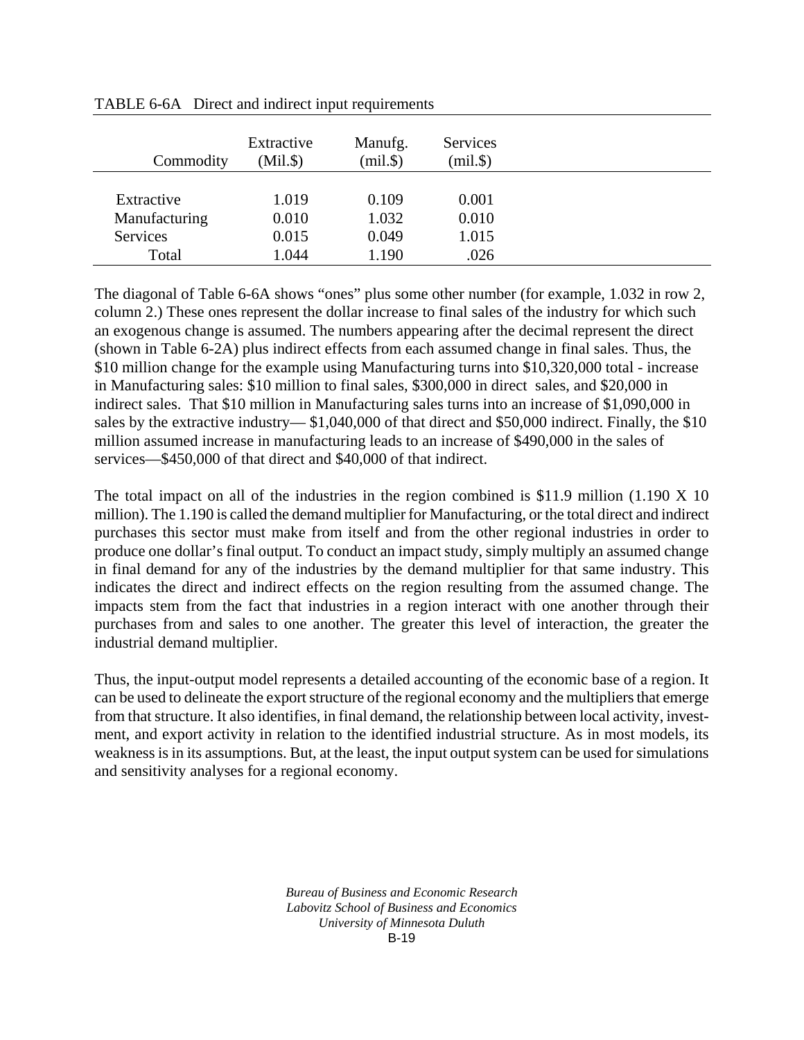TABLE 6-6A Direct and indirect input requirements

| Commodity | Extractive (Mil.$) | Manufg. (mil.$) | Services (mil.$) |
|---|---|---|---|
| Extractive | 1.019 | 0.109 | 0.001 |
| Manufacturing | 0.010 | 1.032 | 0.010 |
| Services | 0.015 | 0.049 | 1.015 |
| Total | 1.044 | 1.190 | .026 |

The diagonal of Table 6-6A shows "ones" plus some other number (for example, 1.032 in row 2, column 2.) These ones represent the dollar increase to final sales of the industry for which such an exogenous change is assumed. The numbers appearing after the decimal represent the direct (shown in Table 6-2A) plus indirect effects from each assumed change in final sales. Thus, the $10 million change for the example using Manufacturing turns into $10,320,000 total - increase in Manufacturing sales: $10 million to final sales, $300,000 in direct sales, and $20,000 in indirect sales. That $10 million in Manufacturing sales turns into an increase of $1,090,000 in sales by the extractive industry— $1,040,000 of that direct and $50,000 indirect. Finally, the $10 million assumed increase in manufacturing leads to an increase of $490,000 in the sales of services—$450,000 of that direct and $40,000 of that indirect.

The total impact on all of the industries in the region combined is $11.9 million (1.190 X 10 million). The 1.190 is called the demand multiplier for Manufacturing, or the total direct and indirect purchases this sector must make from itself and from the other regional industries in order to produce one dollar's final output. To conduct an impact study, simply multiply an assumed change in final demand for any of the industries by the demand multiplier for that same industry. This indicates the direct and indirect effects on the region resulting from the assumed change. The impacts stem from the fact that industries in a region interact with one another through their purchases from and sales to one another. The greater this level of interaction, the greater the industrial demand multiplier.

Thus, the input-output model represents a detailed accounting of the economic base of a region. It can be used to delineate the export structure of the regional economy and the multipliers that emerge from that structure. It also identifies, in final demand, the relationship between local activity, investment, and export activity in relation to the identified industrial structure. As in most models, its weakness is in its assumptions. But, at the least, the input output system can be used for simulations and sensitivity analyses for a regional economy.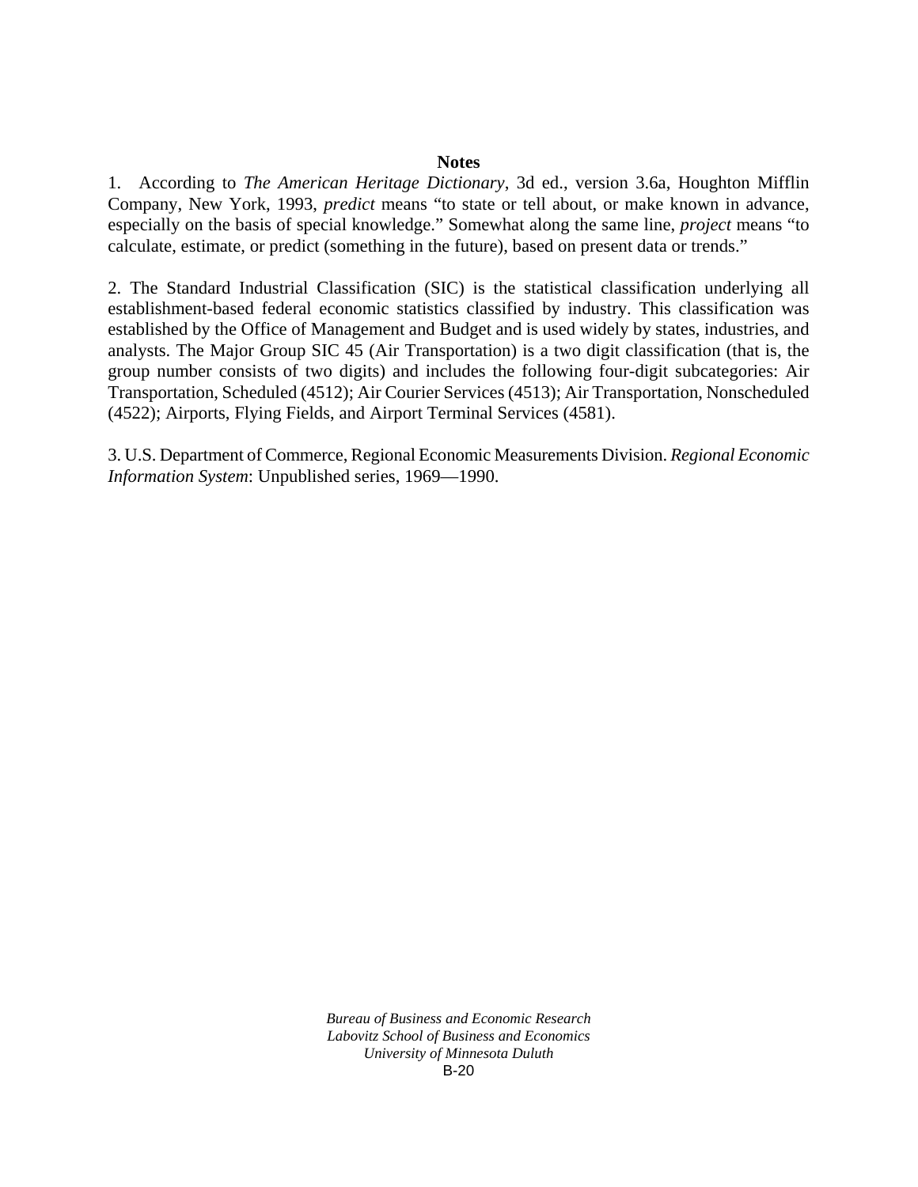## Notes

1. According to *The American Heritage Dictionary*, 3d ed., version 3.6a, Houghton Mifflin Company, New York, 1993, *predict* means "to state or tell about, or make known in advance, especially on the basis of special knowledge." Somewhat along the same line, *project* means "to calculate, estimate, or predict (something in the future), based on present data or trends."

2. The Standard Industrial Classification (SIC) is the statistical classification underlying all establishment-based federal economic statistics classified by industry. This classification was established by the Office of Management and Budget and is used widely by states, industries, and analysts. The Major Group SIC 45 (Air Transportation) is a two digit classification (that is, the group number consists of two digits) and includes the following four-digit subcategories: Air Transportation, Scheduled (4512); Air Courier Services (4513); Air Transportation, Nonscheduled (4522); Airports, Flying Fields, and Airport Terminal Services (4581).

3. U.S. Department of Commerce, Regional Economic Measurements Division. *Regional Economic Information System*: Unpublished series, 1969—1990.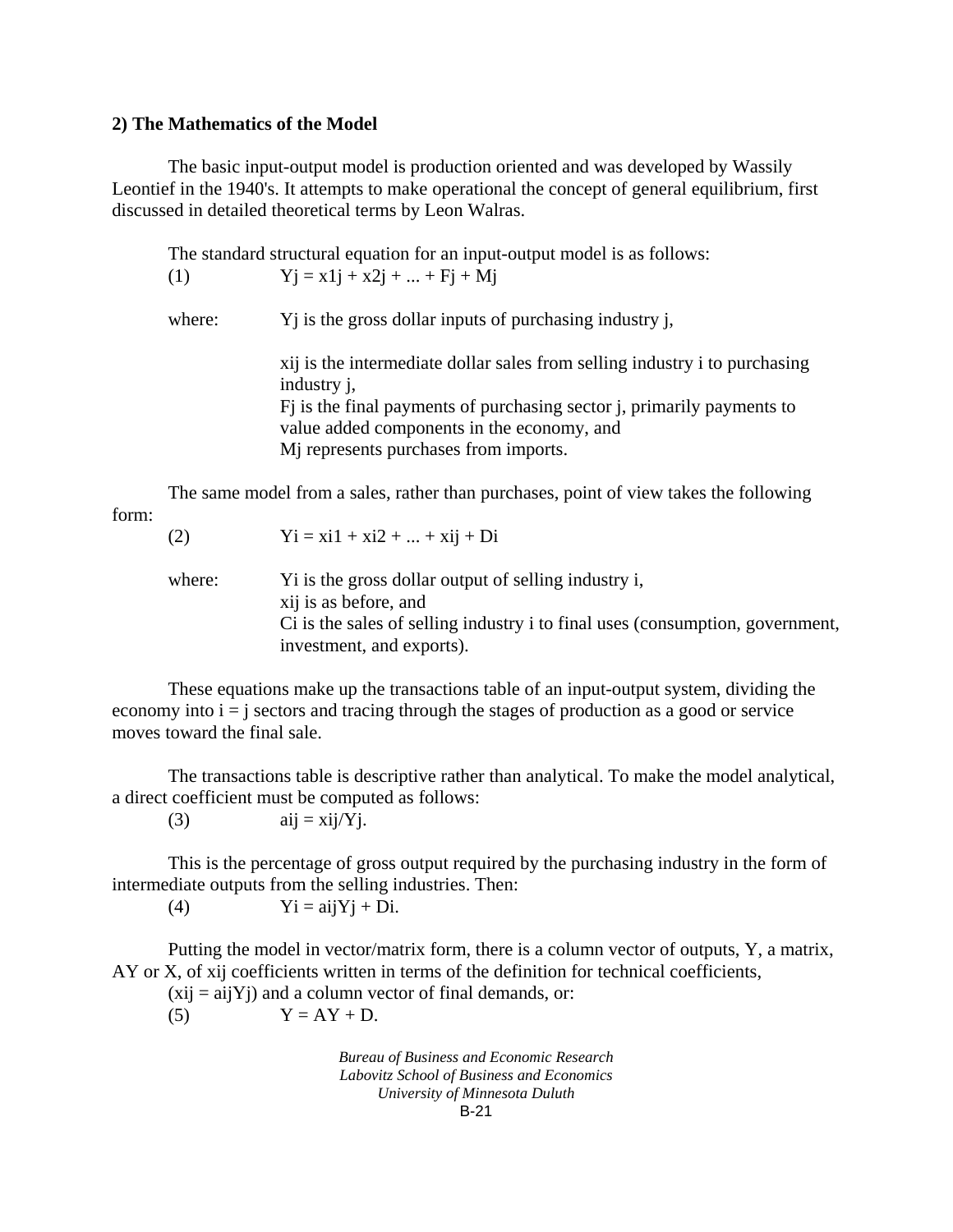**2) The Mathematics of the Model**

The basic input-output model is production oriented and was developed by Wassily Leontief in the 1940's. It attempts to make operational the concept of general equilibrium, first discussed in detailed theoretical terms by Leon Walras.

The standard structural equation for an input-output model is as follows:

(1) $Yj = x1j + x2j + ... + Fj + Mj$

where: $Yj$ is the gross dollar inputs of purchasing industry j,

$xij$ is the intermediate dollar sales from selling industry i to purchasing industry j,
$Fj$ is the final payments of purchasing sector j, primarily payments to value added components in the economy, and
$Mj$ represents purchases from imports.

The same model from a sales, rather than purchases, point of view takes the following form:

(2) $Yi = xi1 + xi2 + ... + xij + Di$

where: $Yi$ is the gross dollar output of selling industry i,
$xij$ is as before, and
$Ci$ is the sales of selling industry i to final uses (consumption, government, investment, and exports).

These equations make up the transactions table of an input-output system, dividing the economy into i = j sectors and tracing through the stages of production as a good or service moves toward the final sale.

The transactions table is descriptive rather than analytical. To make the model analytical, a direct coefficient must be computed as follows:

(3) $aij = xij/Yj$.

This is the percentage of gross output required by the purchasing industry in the form of intermediate outputs from the selling industries. Then:

(4) $Yi = aijYj + Di$.

Putting the model in vector/matrix form, there is a column vector of outputs, Y, a matrix, AY or X, of xij coefficients written in terms of the definition for technical coefficients, ($xij = aijYj$) and a column vector of final demands, or:

(5) $Y = AY + D$.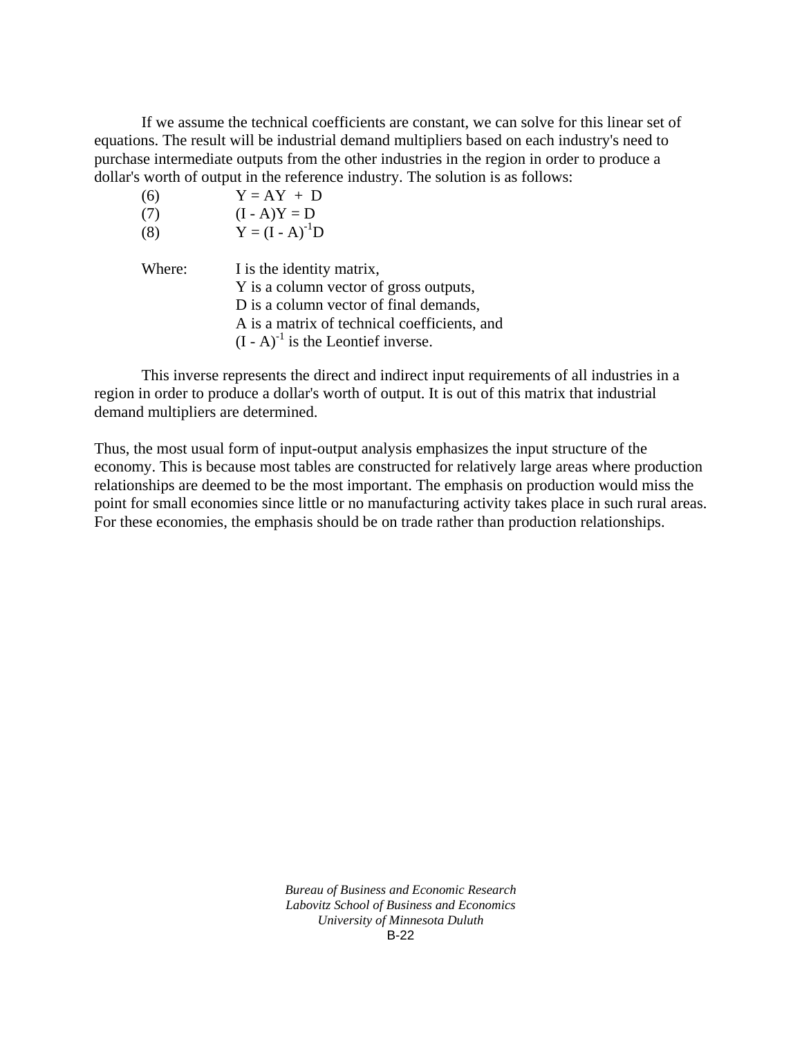If we assume the technical coefficients are constant, we can solve for this linear set of equations. The result will be industrial demand multipliers based on each industry's need to purchase intermediate outputs from the other industries in the region in order to produce a dollar's worth of output in the reference industry. The solution is as follows:

(6) $Y = AY + D$

(7) $(I - A)Y = D$

(8) $Y = (I - A)^{-1}D$

Where: I is the identity matrix,
Y is a column vector of gross outputs,
D is a column vector of final demands,
A is a matrix of technical coefficients, and
$(I - A)^{-1}$ is the Leontief inverse.

This inverse represents the direct and indirect input requirements of all industries in a region in order to produce a dollar's worth of output. It is out of this matrix that industrial demand multipliers are determined.

Thus, the most usual form of input-output analysis emphasizes the input structure of the economy. This is because most tables are constructed for relatively large areas where production relationships are deemed to be the most important. The emphasis on production would miss the point for small economies since little or no manufacturing activity takes place in such rural areas. For these economies, the emphasis should be on trade rather than production relationships.